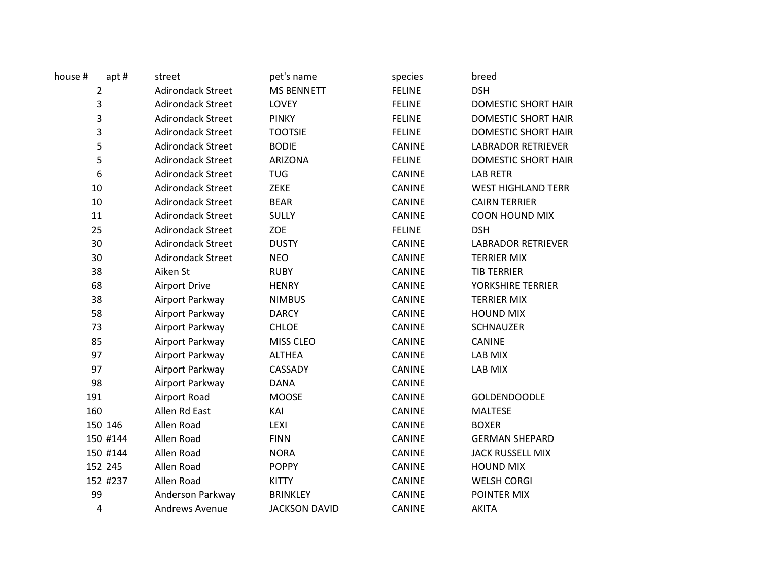| house # | apt # | street | pet's name | species | breed |
|---|---|---|---|---|---|
| 2 | | Adirondack Street | MS BENNETT | FELINE | DSH |
| 3 | | Adirondack Street | LOVEY | FELINE | DOMESTIC SHORT HAIR |
| 3 | | Adirondack Street | PINKY | FELINE | DOMESTIC SHORT HAIR |
| 3 | | Adirondack Street | TOOTSIE | FELINE | DOMESTIC SHORT HAIR |
| 5 | | Adirondack Street | BODIE | CANINE | LABRADOR RETRIEVER |
| 5 | | Adirondack Street | ARIZONA | FELINE | DOMESTIC SHORT HAIR |
| 6 | | Adirondack Street | TUG | CANINE | LAB RETR |
| 10 | | Adirondack Street | ZEKE | CANINE | WEST HIGHLAND TERR |
| 10 | | Adirondack Street | BEAR | CANINE | CAIRN TERRIER |
| 11 | | Adirondack Street | SULLY | CANINE | COON HOUND MIX |
| 25 | | Adirondack Street | ZOE | FELINE | DSH |
| 30 | | Adirondack Street | DUSTY | CANINE | LABRADOR RETRIEVER |
| 30 | | Adirondack Street | NEO | CANINE | TERRIER MIX |
| 38 | | Aiken St | RUBY | CANINE | TIB TERRIER |
| 68 | | Airport Drive | HENRY | CANINE | YORKSHIRE TERRIER |
| 38 | | Airport Parkway | NIMBUS | CANINE | TERRIER MIX |
| 58 | | Airport Parkway | DARCY | CANINE | HOUND MIX |
| 73 | | Airport Parkway | CHLOE | CANINE | SCHNAUZER |
| 85 | | Airport Parkway | MISS CLEO | CANINE | CANINE |
| 97 | | Airport Parkway | ALTHEA | CANINE | LAB MIX |
| 97 | | Airport Parkway | CASSADY | CANINE | LAB MIX |
| 98 | | Airport Parkway | DANA | CANINE | |
| 191 | | Airport Road | MOOSE | CANINE | GOLDENDOODLE |
| 160 | | Allen Rd East | KAI | CANINE | MALTESE |
| 150 | 146 | Allen Road | LEXI | CANINE | BOXER |
| 150 | #144 | Allen Road | FINN | CANINE | GERMAN SHEPARD |
| 150 | #144 | Allen Road | NORA | CANINE | JACK RUSSELL MIX |
| 152 | 245 | Allen Road | POPPY | CANINE | HOUND MIX |
| 152 | #237 | Allen Road | KITTY | CANINE | WELSH CORGI |
| 99 | | Anderson Parkway | BRINKLEY | CANINE | POINTER MIX |
| 4 | | Andrews Avenue | JACKSON DAVID | CANINE | AKITA |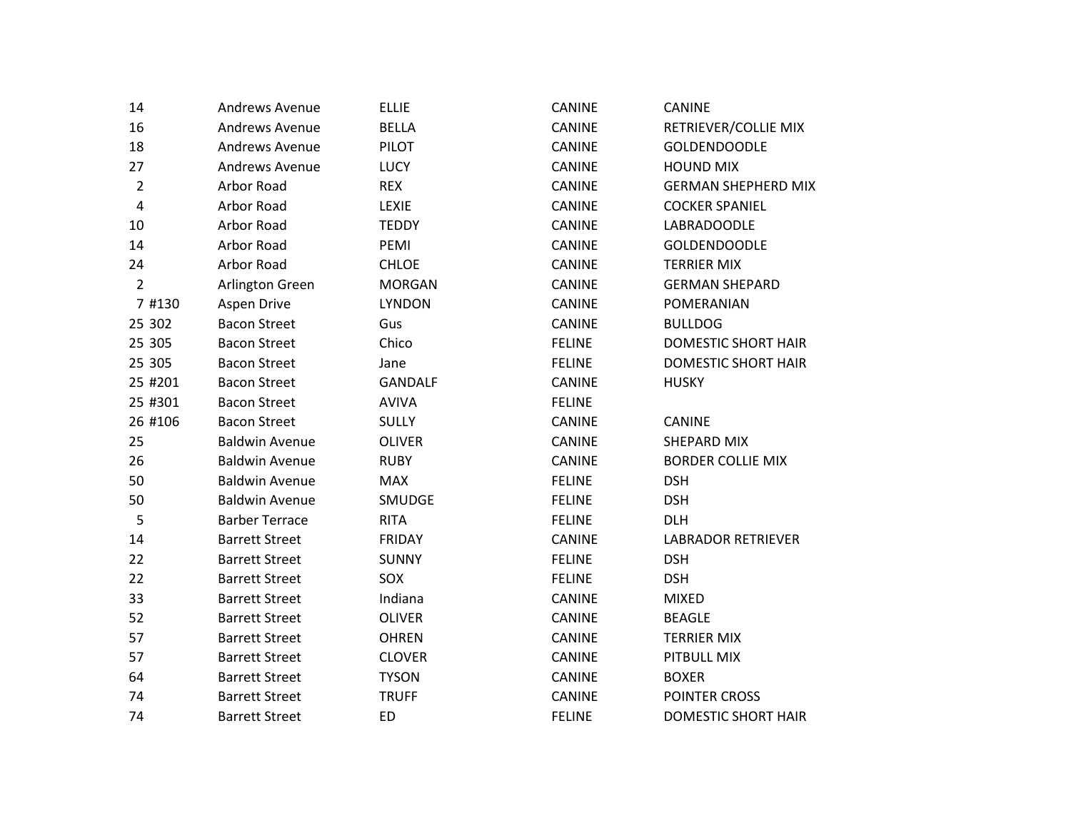| | | | | |
|---|---|---|---|---|
| 14 | Andrews Avenue | ELLIE | CANINE | CANINE |
| 16 | Andrews Avenue | BELLA | CANINE | RETRIEVER/COLLIE MIX |
| 18 | Andrews Avenue | PILOT | CANINE | GOLDENDOODLE |
| 27 | Andrews Avenue | LUCY | CANINE | HOUND MIX |
| 2 | Arbor Road | REX | CANINE | GERMAN SHEPHERD MIX |
| 4 | Arbor Road | LEXIE | CANINE | COCKER SPANIEL |
| 10 | Arbor Road | TEDDY | CANINE | LABRADOODLE |
| 14 | Arbor Road | PEMI | CANINE | GOLDENDOODLE |
| 24 | Arbor Road | CHLOE | CANINE | TERRIER MIX |
| 2 | Arlington Green | MORGAN | CANINE | GERMAN SHEPARD |
| 7 #130 | Aspen Drive | LYNDON | CANINE | POMERANIAN |
| 25 302 | Bacon Street | Gus | CANINE | BULLDOG |
| 25 305 | Bacon Street | Chico | FELINE | DOMESTIC SHORT HAIR |
| 25 305 | Bacon Street | Jane | FELINE | DOMESTIC SHORT HAIR |
| 25 #201 | Bacon Street | GANDALF | CANINE | HUSKY |
| 25 #301 | Bacon Street | AVIVA | FELINE | |
| 26 #106 | Bacon Street | SULLY | CANINE | CANINE |
| 25 | Baldwin Avenue | OLIVER | CANINE | SHEPARD MIX |
| 26 | Baldwin Avenue | RUBY | CANINE | BORDER COLLIE MIX |
| 50 | Baldwin Avenue | MAX | FELINE | DSH |
| 50 | Baldwin Avenue | SMUDGE | FELINE | DSH |
| 5 | Barber Terrace | RITA | FELINE | DLH |
| 14 | Barrett Street | FRIDAY | CANINE | LABRADOR RETRIEVER |
| 22 | Barrett Street | SUNNY | FELINE | DSH |
| 22 | Barrett Street | SOX | FELINE | DSH |
| 33 | Barrett Street | Indiana | CANINE | MIXED |
| 52 | Barrett Street | OLIVER | CANINE | BEAGLE |
| 57 | Barrett Street | OHREN | CANINE | TERRIER MIX |
| 57 | Barrett Street | CLOVER | CANINE | PITBULL MIX |
| 64 | Barrett Street | TYSON | CANINE | BOXER |
| 74 | Barrett Street | TRUFF | CANINE | POINTER CROSS |
| 74 | Barrett Street | ED | FELINE | DOMESTIC SHORT HAIR |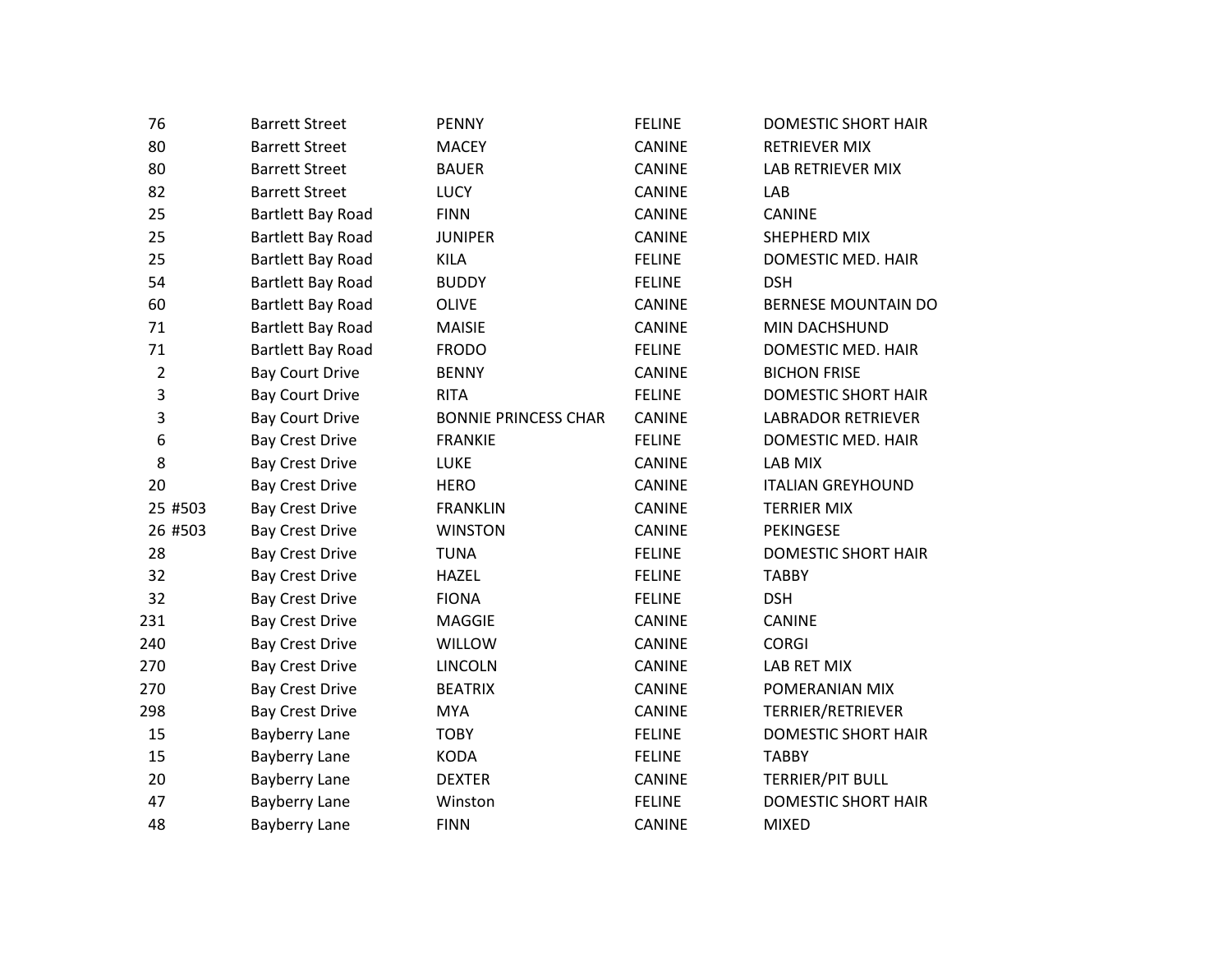| | | | | |
|---|---|---|---|---|
| 76 | Barrett Street | PENNY | FELINE | DOMESTIC SHORT HAIR |
| 80 | Barrett Street | MACEY | CANINE | RETRIEVER MIX |
| 80 | Barrett Street | BAUER | CANINE | LAB RETRIEVER MIX |
| 82 | Barrett Street | LUCY | CANINE | LAB |
| 25 | Bartlett Bay Road | FINN | CANINE | CANINE |
| 25 | Bartlett Bay Road | JUNIPER | CANINE | SHEPHERD MIX |
| 25 | Bartlett Bay Road | KILA | FELINE | DOMESTIC MED. HAIR |
| 54 | Bartlett Bay Road | BUDDY | FELINE | DSH |
| 60 | Bartlett Bay Road | OLIVE | CANINE | BERNESE MOUNTAIN DO |
| 71 | Bartlett Bay Road | MAISIE | CANINE | MIN DACHSHUND |
| 71 | Bartlett Bay Road | FRODO | FELINE | DOMESTIC MED. HAIR |
| 2 | Bay Court Drive | BENNY | CANINE | BICHON FRISE |
| 3 | Bay Court Drive | RITA | FELINE | DOMESTIC SHORT HAIR |
| 3 | Bay Court Drive | BONNIE PRINCESS CHAR | CANINE | LABRADOR RETRIEVER |
| 6 | Bay Crest Drive | FRANKIE | FELINE | DOMESTIC MED. HAIR |
| 8 | Bay Crest Drive | LUKE | CANINE | LAB MIX |
| 20 | Bay Crest Drive | HERO | CANINE | ITALIAN GREYHOUND |
| 25 #503 | Bay Crest Drive | FRANKLIN | CANINE | TERRIER MIX |
| 26 #503 | Bay Crest Drive | WINSTON | CANINE | PEKINGESE |
| 28 | Bay Crest Drive | TUNA | FELINE | DOMESTIC SHORT HAIR |
| 32 | Bay Crest Drive | HAZEL | FELINE | TABBY |
| 32 | Bay Crest Drive | FIONA | FELINE | DSH |
| 231 | Bay Crest Drive | MAGGIE | CANINE | CANINE |
| 240 | Bay Crest Drive | WILLOW | CANINE | CORGI |
| 270 | Bay Crest Drive | LINCOLN | CANINE | LAB RET MIX |
| 270 | Bay Crest Drive | BEATRIX | CANINE | POMERANIAN MIX |
| 298 | Bay Crest Drive | MYA | CANINE | TERRIER/RETRIEVER |
| 15 | Bayberry Lane | TOBY | FELINE | DOMESTIC SHORT HAIR |
| 15 | Bayberry Lane | KODA | FELINE | TABBY |
| 20 | Bayberry Lane | DEXTER | CANINE | TERRIER/PIT BULL |
| 47 | Bayberry Lane | Winston | FELINE | DOMESTIC SHORT HAIR |
| 48 | Bayberry Lane | FINN | CANINE | MIXED |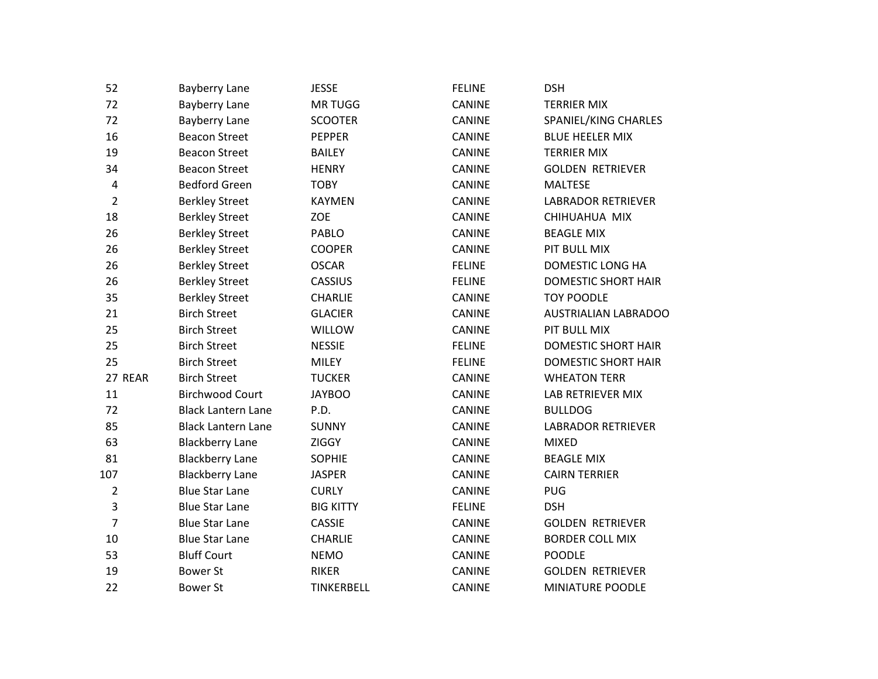| | | | | |
|---|---|---|---|---|
| 52 | Bayberry Lane | JESSE | FELINE | DSH |
| 72 | Bayberry Lane | MR TUGG | CANINE | TERRIER MIX |
| 72 | Bayberry Lane | SCOOTER | CANINE | SPANIEL/KING CHARLES |
| 16 | Beacon Street | PEPPER | CANINE | BLUE HEELER MIX |
| 19 | Beacon Street | BAILEY | CANINE | TERRIER MIX |
| 34 | Beacon Street | HENRY | CANINE | GOLDEN RETRIEVER |
| 4 | Bedford Green | TOBY | CANINE | MALTESE |
| 2 | Berkley Street | KAYMEN | CANINE | LABRADOR RETRIEVER |
| 18 | Berkley Street | ZOE | CANINE | CHIHUAHUA MIX |
| 26 | Berkley Street | PABLO | CANINE | BEAGLE MIX |
| 26 | Berkley Street | COOPER | CANINE | PIT BULL MIX |
| 26 | Berkley Street | OSCAR | FELINE | DOMESTIC LONG HA |
| 26 | Berkley Street | CASSIUS | FELINE | DOMESTIC SHORT HAIR |
| 35 | Berkley Street | CHARLIE | CANINE | TOY POODLE |
| 21 | Birch Street | GLACIER | CANINE | AUSTRIALIAN LABRADOO |
| 25 | Birch Street | WILLOW | CANINE | PIT BULL MIX |
| 25 | Birch Street | NESSIE | FELINE | DOMESTIC SHORT HAIR |
| 25 | Birch Street | MILEY | FELINE | DOMESTIC SHORT HAIR |
| 27 REAR | Birch Street | TUCKER | CANINE | WHEATON TERR |
| 11 | Birchwood Court | JAYBOO | CANINE | LAB RETRIEVER MIX |
| 72 | Black Lantern Lane | P.D. | CANINE | BULLDOG |
| 85 | Black Lantern Lane | SUNNY | CANINE | LABRADOR RETRIEVER |
| 63 | Blackberry Lane | ZIGGY | CANINE | MIXED |
| 81 | Blackberry Lane | SOPHIE | CANINE | BEAGLE MIX |
| 107 | Blackberry Lane | JASPER | CANINE | CAIRN TERRIER |
| 2 | Blue Star Lane | CURLY | CANINE | PUG |
| 3 | Blue Star Lane | BIG KITTY | FELINE | DSH |
| 7 | Blue Star Lane | CASSIE | CANINE | GOLDEN RETRIEVER |
| 10 | Blue Star Lane | CHARLIE | CANINE | BORDER COLL MIX |
| 53 | Bluff Court | NEMO | CANINE | POODLE |
| 19 | Bower St | RIKER | CANINE | GOLDEN RETRIEVER |
| 22 | Bower St | TINKERBELL | CANINE | MINIATURE POODLE |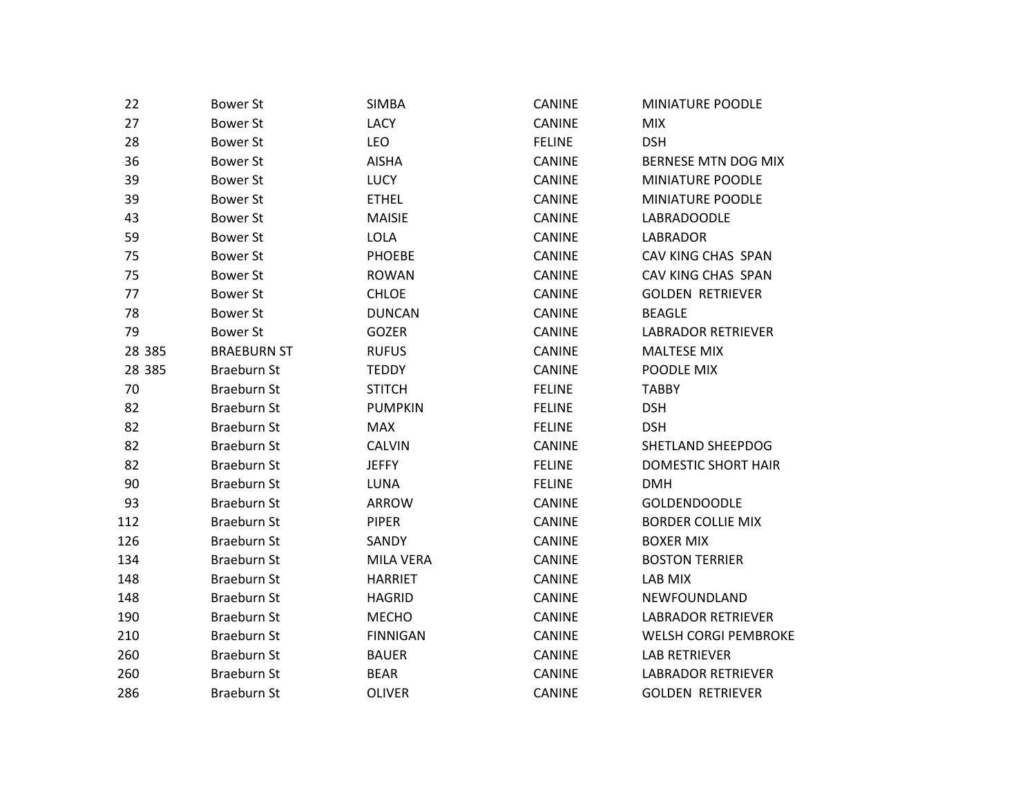| | | | | |
|---|---|---|---|---|
| 22 | Bower St | SIMBA | CANINE | MINIATURE POODLE |
| 27 | Bower St | LACY | CANINE | MIX |
| 28 | Bower St | LEO | FELINE | DSH |
| 36 | Bower St | AISHA | CANINE | BERNESE MTN DOG MIX |
| 39 | Bower St | LUCY | CANINE | MINIATURE POODLE |
| 39 | Bower St | ETHEL | CANINE | MINIATURE POODLE |
| 43 | Bower St | MAISIE | CANINE | LABRADOODLE |
| 59 | Bower St | LOLA | CANINE | LABRADOR |
| 75 | Bower St | PHOEBE | CANINE | CAV KING CHAS SPAN |
| 75 | Bower St | ROWAN | CANINE | CAV KING CHAS SPAN |
| 77 | Bower St | CHLOE | CANINE | GOLDEN RETRIEVER |
| 78 | Bower St | DUNCAN | CANINE | BEAGLE |
| 79 | Bower St | GOZER | CANINE | LABRADOR RETRIEVER |
| 28 385 | BRAEBURN ST | RUFUS | CANINE | MALTESE MIX |
| 28 385 | Braeburn St | TEDDY | CANINE | POODLE MIX |
| 70 | Braeburn St | STITCH | FELINE | TABBY |
| 82 | Braeburn St | PUMPKIN | FELINE | DSH |
| 82 | Braeburn St | MAX | FELINE | DSH |
| 82 | Braeburn St | CALVIN | CANINE | SHETLAND SHEEPDOG |
| 82 | Braeburn St | JEFFY | FELINE | DOMESTIC SHORT HAIR |
| 90 | Braeburn St | LUNA | FELINE | DMH |
| 93 | Braeburn St | ARROW | CANINE | GOLDENDOODLE |
| 112 | Braeburn St | PIPER | CANINE | BORDER COLLIE MIX |
| 126 | Braeburn St | SANDY | CANINE | BOXER MIX |
| 134 | Braeburn St | MILA VERA | CANINE | BOSTON TERRIER |
| 148 | Braeburn St | HARRIET | CANINE | LAB MIX |
| 148 | Braeburn St | HAGRID | CANINE | NEWFOUNDLAND |
| 190 | Braeburn St | MECHO | CANINE | LABRADOR RETRIEVER |
| 210 | Braeburn St | FINNIGAN | CANINE | WELSH CORGI PEMBROKE |
| 260 | Braeburn St | BAUER | CANINE | LAB RETRIEVER |
| 260 | Braeburn St | BEAR | CANINE | LABRADOR RETRIEVER |
| 286 | Braeburn St | OLIVER | CANINE | GOLDEN RETRIEVER |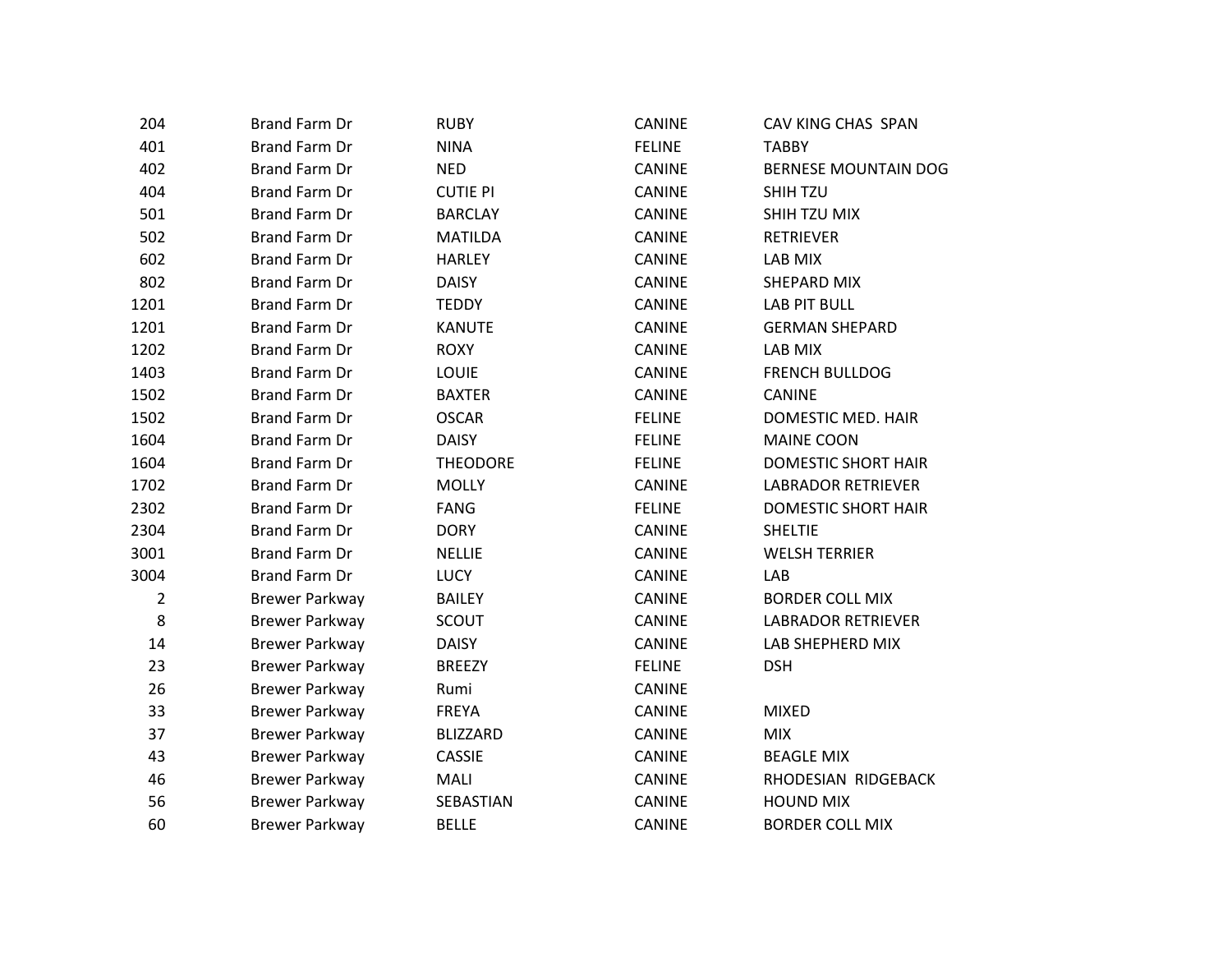| | | | | |
|---|---|---|---|---|
| 204 | Brand Farm Dr | RUBY | CANINE | CAV KING CHAS SPAN |
| 401 | Brand Farm Dr | NINA | FELINE | TABBY |
| 402 | Brand Farm Dr | NED | CANINE | BERNESE MOUNTAIN DOG |
| 404 | Brand Farm Dr | CUTIE PI | CANINE | SHIH TZU |
| 501 | Brand Farm Dr | BARCLAY | CANINE | SHIH TZU MIX |
| 502 | Brand Farm Dr | MATILDA | CANINE | RETRIEVER |
| 602 | Brand Farm Dr | HARLEY | CANINE | LAB MIX |
| 802 | Brand Farm Dr | DAISY | CANINE | SHEPARD MIX |
| 1201 | Brand Farm Dr | TEDDY | CANINE | LAB PIT BULL |
| 1201 | Brand Farm Dr | KANUTE | CANINE | GERMAN SHEPARD |
| 1202 | Brand Farm Dr | ROXY | CANINE | LAB MIX |
| 1403 | Brand Farm Dr | LOUIE | CANINE | FRENCH BULLDOG |
| 1502 | Brand Farm Dr | BAXTER | CANINE | CANINE |
| 1502 | Brand Farm Dr | OSCAR | FELINE | DOMESTIC MED. HAIR |
| 1604 | Brand Farm Dr | DAISY | FELINE | MAINE COON |
| 1604 | Brand Farm Dr | THEODORE | FELINE | DOMESTIC SHORT HAIR |
| 1702 | Brand Farm Dr | MOLLY | CANINE | LABRADOR RETRIEVER |
| 2302 | Brand Farm Dr | FANG | FELINE | DOMESTIC SHORT HAIR |
| 2304 | Brand Farm Dr | DORY | CANINE | SHELTIE |
| 3001 | Brand Farm Dr | NELLIE | CANINE | WELSH TERRIER |
| 3004 | Brand Farm Dr | LUCY | CANINE | LAB |
| 2 | Brewer Parkway | BAILEY | CANINE | BORDER COLL MIX |
| 8 | Brewer Parkway | SCOUT | CANINE | LABRADOR RETRIEVER |
| 14 | Brewer Parkway | DAISY | CANINE | LAB SHEPHERD MIX |
| 23 | Brewer Parkway | BREEZY | FELINE | DSH |
| 26 | Brewer Parkway | Rumi | CANINE | |
| 33 | Brewer Parkway | FREYA | CANINE | MIXED |
| 37 | Brewer Parkway | BLIZZARD | CANINE | MIX |
| 43 | Brewer Parkway | CASSIE | CANINE | BEAGLE MIX |
| 46 | Brewer Parkway | MALI | CANINE | RHODESIAN RIDGEBACK |
| 56 | Brewer Parkway | SEBASTIAN | CANINE | HOUND MIX |
| 60 | Brewer Parkway | BELLE | CANINE | BORDER COLL MIX |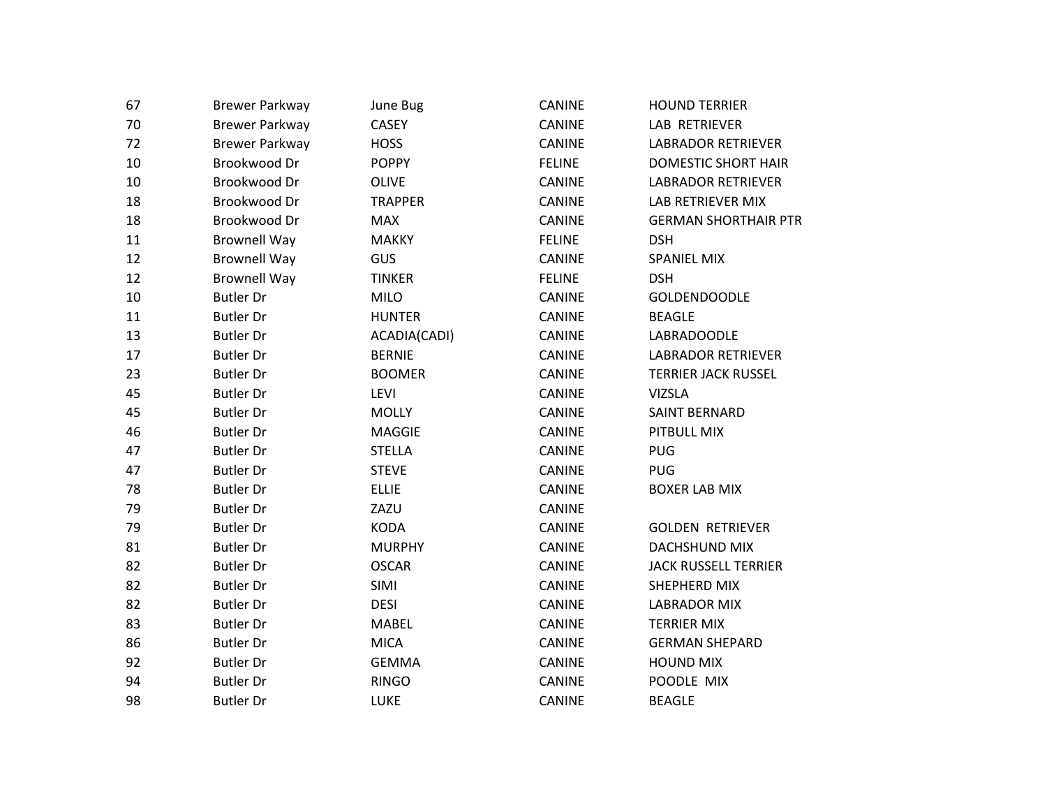| | | | | |
|---|---|---|---|---|
| 67 | Brewer Parkway | June Bug | CANINE | HOUND TERRIER |
| 70 | Brewer Parkway | CASEY | CANINE | LAB RETRIEVER |
| 72 | Brewer Parkway | HOSS | CANINE | LABRADOR RETRIEVER |
| 10 | Brookwood Dr | POPPY | FELINE | DOMESTIC SHORT HAIR |
| 10 | Brookwood Dr | OLIVE | CANINE | LABRADOR RETRIEVER |
| 18 | Brookwood Dr | TRAPPER | CANINE | LAB RETRIEVER MIX |
| 18 | Brookwood Dr | MAX | CANINE | GERMAN SHORTHAIR PTR |
| 11 | Brownell Way | MAKKY | FELINE | DSH |
| 12 | Brownell Way | GUS | CANINE | SPANIEL MIX |
| 12 | Brownell Way | TINKER | FELINE | DSH |
| 10 | Butler Dr | MILO | CANINE | GOLDENDOODLE |
| 11 | Butler Dr | HUNTER | CANINE | BEAGLE |
| 13 | Butler Dr | ACADIA(CADI) | CANINE | LABRADOODLE |
| 17 | Butler Dr | BERNIE | CANINE | LABRADOR RETRIEVER |
| 23 | Butler Dr | BOOMER | CANINE | TERRIER JACK RUSSEL |
| 45 | Butler Dr | LEVI | CANINE | VIZSLA |
| 45 | Butler Dr | MOLLY | CANINE | SAINT BERNARD |
| 46 | Butler Dr | MAGGIE | CANINE | PITBULL MIX |
| 47 | Butler Dr | STELLA | CANINE | PUG |
| 47 | Butler Dr | STEVE | CANINE | PUG |
| 78 | Butler Dr | ELLIE | CANINE | BOXER LAB MIX |
| 79 | Butler Dr | ZAZU | CANINE | |
| 79 | Butler Dr | KODA | CANINE | GOLDEN RETRIEVER |
| 81 | Butler Dr | MURPHY | CANINE | DACHSHUND MIX |
| 82 | Butler Dr | OSCAR | CANINE | JACK RUSSELL TERRIER |
| 82 | Butler Dr | SIMI | CANINE | SHEPHERD MIX |
| 82 | Butler Dr | DESI | CANINE | LABRADOR MIX |
| 83 | Butler Dr | MABEL | CANINE | TERRIER MIX |
| 86 | Butler Dr | MICA | CANINE | GERMAN SHEPARD |
| 92 | Butler Dr | GEMMA | CANINE | HOUND MIX |
| 94 | Butler Dr | RINGO | CANINE | POODLE MIX |
| 98 | Butler Dr | LUKE | CANINE | BEAGLE |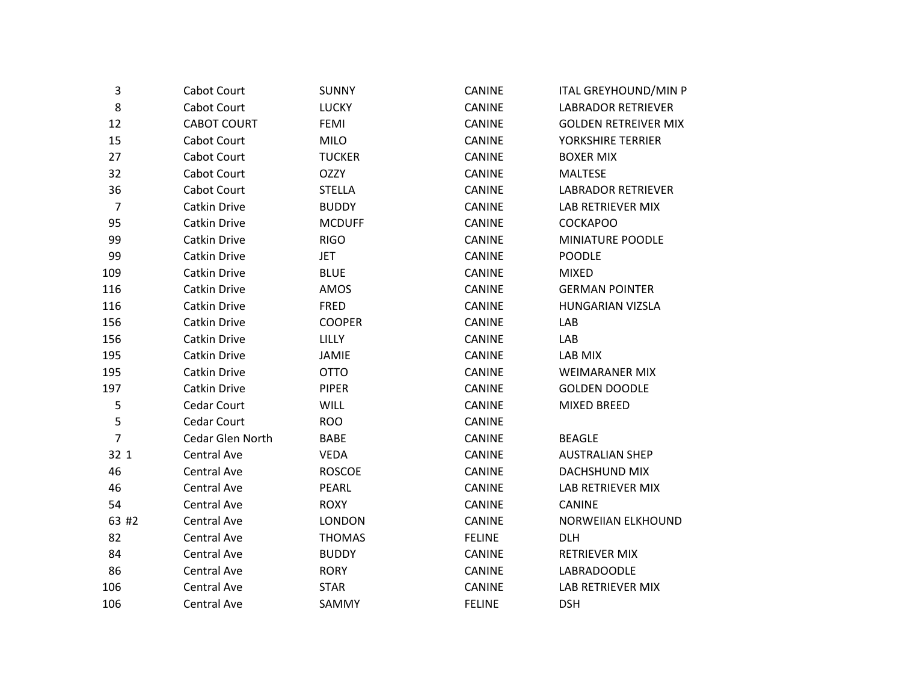| | | | | |
|---|---|---|---|---|
| 3 | Cabot Court | SUNNY | CANINE | ITAL GREYHOUND/MIN P |
| 8 | Cabot Court | LUCKY | CANINE | LABRADOR RETRIEVER |
| 12 | CABOT COURT | FEMI | CANINE | GOLDEN RETREIVER MIX |
| 15 | Cabot Court | MILO | CANINE | YORKSHIRE TERRIER |
| 27 | Cabot Court | TUCKER | CANINE | BOXER MIX |
| 32 | Cabot Court | OZZY | CANINE | MALTESE |
| 36 | Cabot Court | STELLA | CANINE | LABRADOR RETRIEVER |
| 7 | Catkin Drive | BUDDY | CANINE | LAB RETRIEVER MIX |
| 95 | Catkin Drive | MCDUFF | CANINE | COCKAPOO |
| 99 | Catkin Drive | RIGO | CANINE | MINIATURE POODLE |
| 99 | Catkin Drive | JET | CANINE | POODLE |
| 109 | Catkin Drive | BLUE | CANINE | MIXED |
| 116 | Catkin Drive | AMOS | CANINE | GERMAN POINTER |
| 116 | Catkin Drive | FRED | CANINE | HUNGARIAN VIZSLA |
| 156 | Catkin Drive | COOPER | CANINE | LAB |
| 156 | Catkin Drive | LILLY | CANINE | LAB |
| 195 | Catkin Drive | JAMIE | CANINE | LAB MIX |
| 195 | Catkin Drive | OTTO | CANINE | WEIMARANER MIX |
| 197 | Catkin Drive | PIPER | CANINE | GOLDEN DOODLE |
| 5 | Cedar Court | WILL | CANINE | MIXED BREED |
| 5 | Cedar Court | ROO | CANINE | |
| 7 | Cedar Glen North | BABE | CANINE | BEAGLE |
| 32 1 | Central Ave | VEDA | CANINE | AUSTRALIAN SHEP |
| 46 | Central Ave | ROSCOE | CANINE | DACHSHUND MIX |
| 46 | Central Ave | PEARL | CANINE | LAB RETRIEVER MIX |
| 54 | Central Ave | ROXY | CANINE | CANINE |
| 63 #2 | Central Ave | LONDON | CANINE | NORWEIIAN ELKHOUND |
| 82 | Central Ave | THOMAS | FELINE | DLH |
| 84 | Central Ave | BUDDY | CANINE | RETRIEVER MIX |
| 86 | Central Ave | RORY | CANINE | LABRADOODLE |
| 106 | Central Ave | STAR | CANINE | LAB RETRIEVER MIX |
| 106 | Central Ave | SAMMY | FELINE | DSH |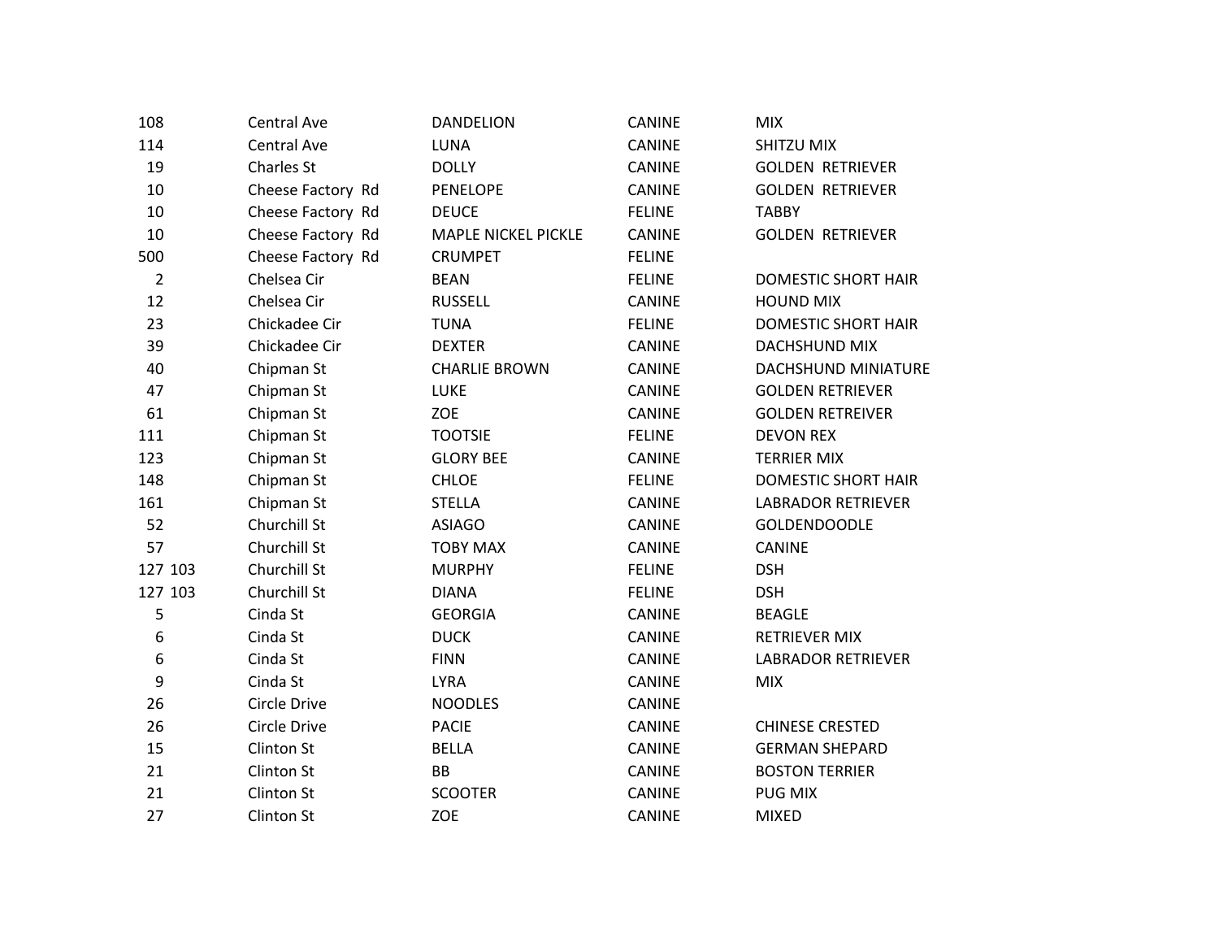| | | | | |
|---|---|---|---|---|
| 108 | Central Ave | DANDELION | CANINE | MIX |
| 114 | Central Ave | LUNA | CANINE | SHITZU MIX |
| 19 | Charles St | DOLLY | CANINE | GOLDEN RETRIEVER |
| 10 | Cheese Factory Rd | PENELOPE | CANINE | GOLDEN RETRIEVER |
| 10 | Cheese Factory Rd | DEUCE | FELINE | TABBY |
| 10 | Cheese Factory Rd | MAPLE NICKEL PICKLE | CANINE | GOLDEN RETRIEVER |
| 500 | Cheese Factory Rd | CRUMPET | FELINE | |
| 2 | Chelsea Cir | BEAN | FELINE | DOMESTIC SHORT HAIR |
| 12 | Chelsea Cir | RUSSELL | CANINE | HOUND MIX |
| 23 | Chickadee Cir | TUNA | FELINE | DOMESTIC SHORT HAIR |
| 39 | Chickadee Cir | DEXTER | CANINE | DACHSHUND MIX |
| 40 | Chipman St | CHARLIE BROWN | CANINE | DACHSHUND MINIATURE |
| 47 | Chipman St | LUKE | CANINE | GOLDEN RETRIEVER |
| 61 | Chipman St | ZOE | CANINE | GOLDEN RETREIVER |
| 111 | Chipman St | TOOTSIE | FELINE | DEVON REX |
| 123 | Chipman St | GLORY BEE | CANINE | TERRIER MIX |
| 148 | Chipman St | CHLOE | FELINE | DOMESTIC SHORT HAIR |
| 161 | Chipman St | STELLA | CANINE | LABRADOR RETRIEVER |
| 52 | Churchill St | ASIAGO | CANINE | GOLDENDOODLE |
| 57 | Churchill St | TOBY MAX | CANINE | CANINE |
| 127 103 | Churchill St | MURPHY | FELINE | DSH |
| 127 103 | Churchill St | DIANA | FELINE | DSH |
| 5 | Cinda St | GEORGIA | CANINE | BEAGLE |
| 6 | Cinda St | DUCK | CANINE | RETRIEVER MIX |
| 6 | Cinda St | FINN | CANINE | LABRADOR RETRIEVER |
| 9 | Cinda St | LYRA | CANINE | MIX |
| 26 | Circle Drive | NOODLES | CANINE | |
| 26 | Circle Drive | PACIE | CANINE | CHINESE CRESTED |
| 15 | Clinton St | BELLA | CANINE | GERMAN SHEPARD |
| 21 | Clinton St | BB | CANINE | BOSTON TERRIER |
| 21 | Clinton St | SCOOTER | CANINE | PUG MIX |
| 27 | Clinton St | ZOE | CANINE | MIXED |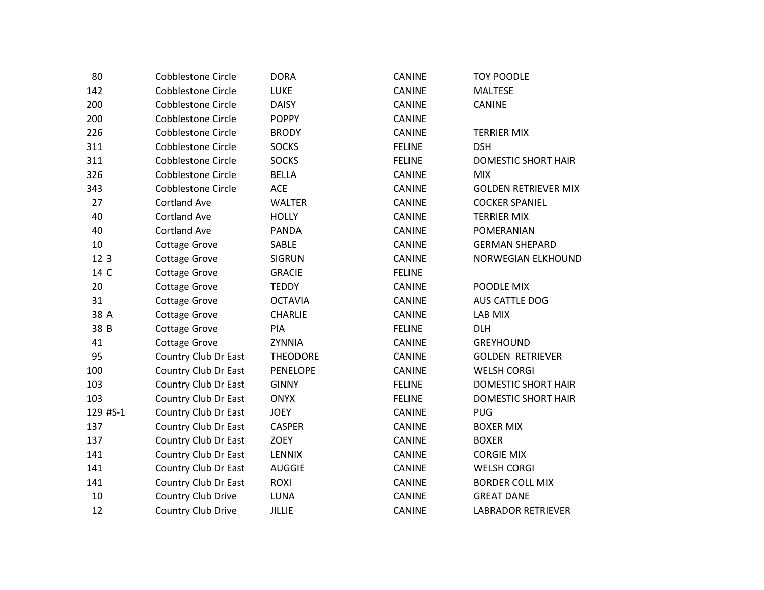| | | | | |
|---|---|---|---|---|
| 80 | Cobblestone Circle | DORA | CANINE | TOY POODLE |
| 142 | Cobblestone Circle | LUKE | CANINE | MALTESE |
| 200 | Cobblestone Circle | DAISY | CANINE | CANINE |
| 200 | Cobblestone Circle | POPPY | CANINE | |
| 226 | Cobblestone Circle | BRODY | CANINE | TERRIER MIX |
| 311 | Cobblestone Circle | SOCKS | FELINE | DSH |
| 311 | Cobblestone Circle | SOCKS | FELINE | DOMESTIC SHORT HAIR |
| 326 | Cobblestone Circle | BELLA | CANINE | MIX |
| 343 | Cobblestone Circle | ACE | CANINE | GOLDEN RETRIEVER MIX |
| 27 | Cortland Ave | WALTER | CANINE | COCKER SPANIEL |
| 40 | Cortland Ave | HOLLY | CANINE | TERRIER MIX |
| 40 | Cortland Ave | PANDA | CANINE | POMERANIAN |
| 10 | Cottage Grove | SABLE | CANINE | GERMAN SHEPARD |
| 12 3 | Cottage Grove | SIGRUN | CANINE | NORWEGIAN ELKHOUND |
| 14 C | Cottage Grove | GRACIE | FELINE | |
| 20 | Cottage Grove | TEDDY | CANINE | POODLE MIX |
| 31 | Cottage Grove | OCTAVIA | CANINE | AUS CATTLE DOG |
| 38 A | Cottage Grove | CHARLIE | CANINE | LAB MIX |
| 38 B | Cottage Grove | PIA | FELINE | DLH |
| 41 | Cottage Grove | ZYNNIA | CANINE | GREYHOUND |
| 95 | Country Club Dr East | THEODORE | CANINE | GOLDEN RETRIEVER |
| 100 | Country Club Dr East | PENELOPE | CANINE | WELSH CORGI |
| 103 | Country Club Dr East | GINNY | FELINE | DOMESTIC SHORT HAIR |
| 103 | Country Club Dr East | ONYX | FELINE | DOMESTIC SHORT HAIR |
| 129 #S-1 | Country Club Dr East | JOEY | CANINE | PUG |
| 137 | Country Club Dr East | CASPER | CANINE | BOXER MIX |
| 137 | Country Club Dr East | ZOEY | CANINE | BOXER |
| 141 | Country Club Dr East | LENNIX | CANINE | CORGIE MIX |
| 141 | Country Club Dr East | AUGGIE | CANINE | WELSH CORGI |
| 141 | Country Club Dr East | ROXI | CANINE | BORDER COLL MIX |
| 10 | Country Club Drive | LUNA | CANINE | GREAT DANE |
| 12 | Country Club Drive | JILLIE | CANINE | LABRADOR RETRIEVER |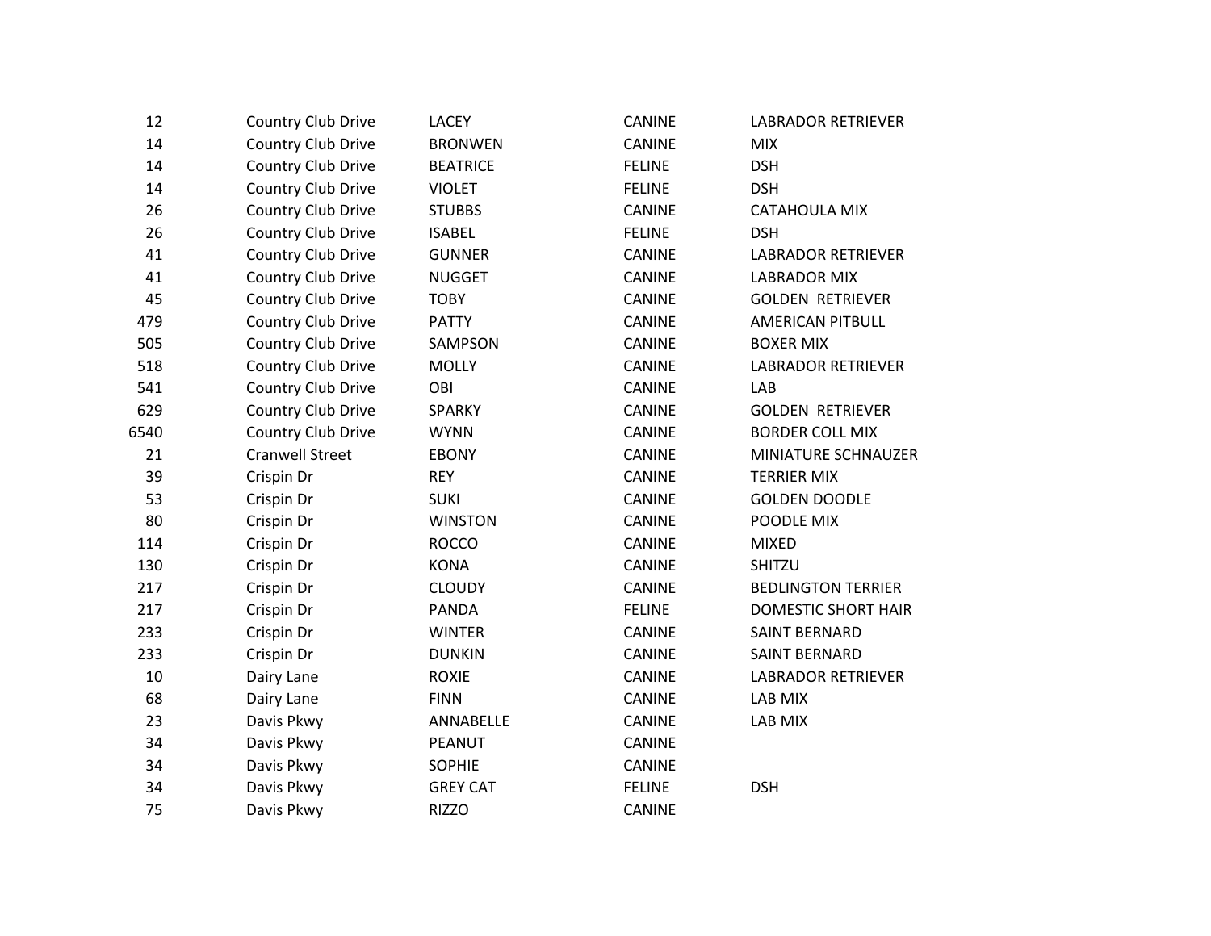| | | | | |
|---|---|---|---|---|
| 12 | Country Club Drive | LACEY | CANINE | LABRADOR RETRIEVER |
| 14 | Country Club Drive | BRONWEN | CANINE | MIX |
| 14 | Country Club Drive | BEATRICE | FELINE | DSH |
| 14 | Country Club Drive | VIOLET | FELINE | DSH |
| 26 | Country Club Drive | STUBBS | CANINE | CATAHOULA MIX |
| 26 | Country Club Drive | ISABEL | FELINE | DSH |
| 41 | Country Club Drive | GUNNER | CANINE | LABRADOR RETRIEVER |
| 41 | Country Club Drive | NUGGET | CANINE | LABRADOR MIX |
| 45 | Country Club Drive | TOBY | CANINE | GOLDEN RETRIEVER |
| 479 | Country Club Drive | PATTY | CANINE | AMERICAN PITBULL |
| 505 | Country Club Drive | SAMPSON | CANINE | BOXER MIX |
| 518 | Country Club Drive | MOLLY | CANINE | LABRADOR RETRIEVER |
| 541 | Country Club Drive | OBI | CANINE | LAB |
| 629 | Country Club Drive | SPARKY | CANINE | GOLDEN RETRIEVER |
| 6540 | Country Club Drive | WYNN | CANINE | BORDER COLL MIX |
| 21 | Cranwell Street | EBONY | CANINE | MINIATURE SCHNAUZER |
| 39 | Crispin Dr | REY | CANINE | TERRIER MIX |
| 53 | Crispin Dr | SUKI | CANINE | GOLDEN DOODLE |
| 80 | Crispin Dr | WINSTON | CANINE | POODLE MIX |
| 114 | Crispin Dr | ROCCO | CANINE | MIXED |
| 130 | Crispin Dr | KONA | CANINE | SHITZU |
| 217 | Crispin Dr | CLOUDY | CANINE | BEDLINGTON TERRIER |
| 217 | Crispin Dr | PANDA | FELINE | DOMESTIC SHORT HAIR |
| 233 | Crispin Dr | WINTER | CANINE | SAINT BERNARD |
| 233 | Crispin Dr | DUNKIN | CANINE | SAINT BERNARD |
| 10 | Dairy Lane | ROXIE | CANINE | LABRADOR RETRIEVER |
| 68 | Dairy Lane | FINN | CANINE | LAB MIX |
| 23 | Davis Pkwy | ANNABELLE | CANINE | LAB MIX |
| 34 | Davis Pkwy | PEANUT | CANINE | |
| 34 | Davis Pkwy | SOPHIE | CANINE | |
| 34 | Davis Pkwy | GREY CAT | FELINE | DSH |
| 75 | Davis Pkwy | RIZZO | CANINE | |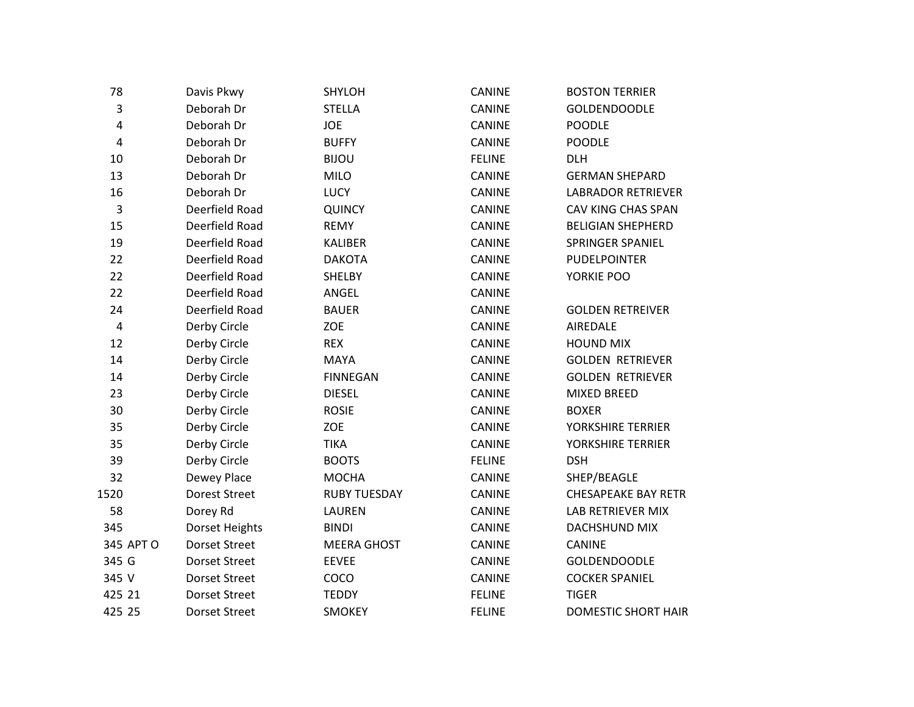| | | | | |
|---|---|---|---|---|
| 78 | Davis Pkwy | SHYLOH | CANINE | BOSTON TERRIER |
| 3 | Deborah Dr | STELLA | CANINE | GOLDENDOODLE |
| 4 | Deborah Dr | JOE | CANINE | POODLE |
| 4 | Deborah Dr | BUFFY | CANINE | POODLE |
| 10 | Deborah Dr | BIJOU | FELINE | DLH |
| 13 | Deborah Dr | MILO | CANINE | GERMAN SHEPARD |
| 16 | Deborah Dr | LUCY | CANINE | LABRADOR RETRIEVER |
| 3 | Deerfield Road | QUINCY | CANINE | CAV KING CHAS SPAN |
| 15 | Deerfield Road | REMY | CANINE | BELIGIAN SHEPHERD |
| 19 | Deerfield Road | KALIBER | CANINE | SPRINGER SPANIEL |
| 22 | Deerfield Road | DAKOTA | CANINE | PUDELPOINTER |
| 22 | Deerfield Road | SHELBY | CANINE | YORKIE POO |
| 22 | Deerfield Road | ANGEL | CANINE | |
| 24 | Deerfield Road | BAUER | CANINE | GOLDEN RETREIVER |
| 4 | Derby Circle | ZOE | CANINE | AIREDALE |
| 12 | Derby Circle | REX | CANINE | HOUND MIX |
| 14 | Derby Circle | MAYA | CANINE | GOLDEN RETRIEVER |
| 14 | Derby Circle | FINNEGAN | CANINE | GOLDEN RETRIEVER |
| 23 | Derby Circle | DIESEL | CANINE | MIXED BREED |
| 30 | Derby Circle | ROSIE | CANINE | BOXER |
| 35 | Derby Circle | ZOE | CANINE | YORKSHIRE TERRIER |
| 35 | Derby Circle | TIKA | CANINE | YORKSHIRE TERRIER |
| 39 | Derby Circle | BOOTS | FELINE | DSH |
| 32 | Dewey Place | MOCHA | CANINE | SHEP/BEAGLE |
| 1520 | Dorest Street | RUBY TUESDAY | CANINE | CHESAPEAKE BAY RETR |
| 58 | Dorey Rd | LAUREN | CANINE | LAB RETRIEVER MIX |
| 345 | Dorset Heights | BINDI | CANINE | DACHSHUND MIX |
| 345 APT O | Dorset Street | MEERA GHOST | CANINE | CANINE |
| 345 G | Dorset Street | EEVEE | CANINE | GOLDENDOODLE |
| 345 V | Dorset Street | COCO | CANINE | COCKER SPANIEL |
| 425 21 | Dorset Street | TEDDY | FELINE | TIGER |
| 425 25 | Dorset Street | SMOKEY | FELINE | DOMESTIC SHORT HAIR |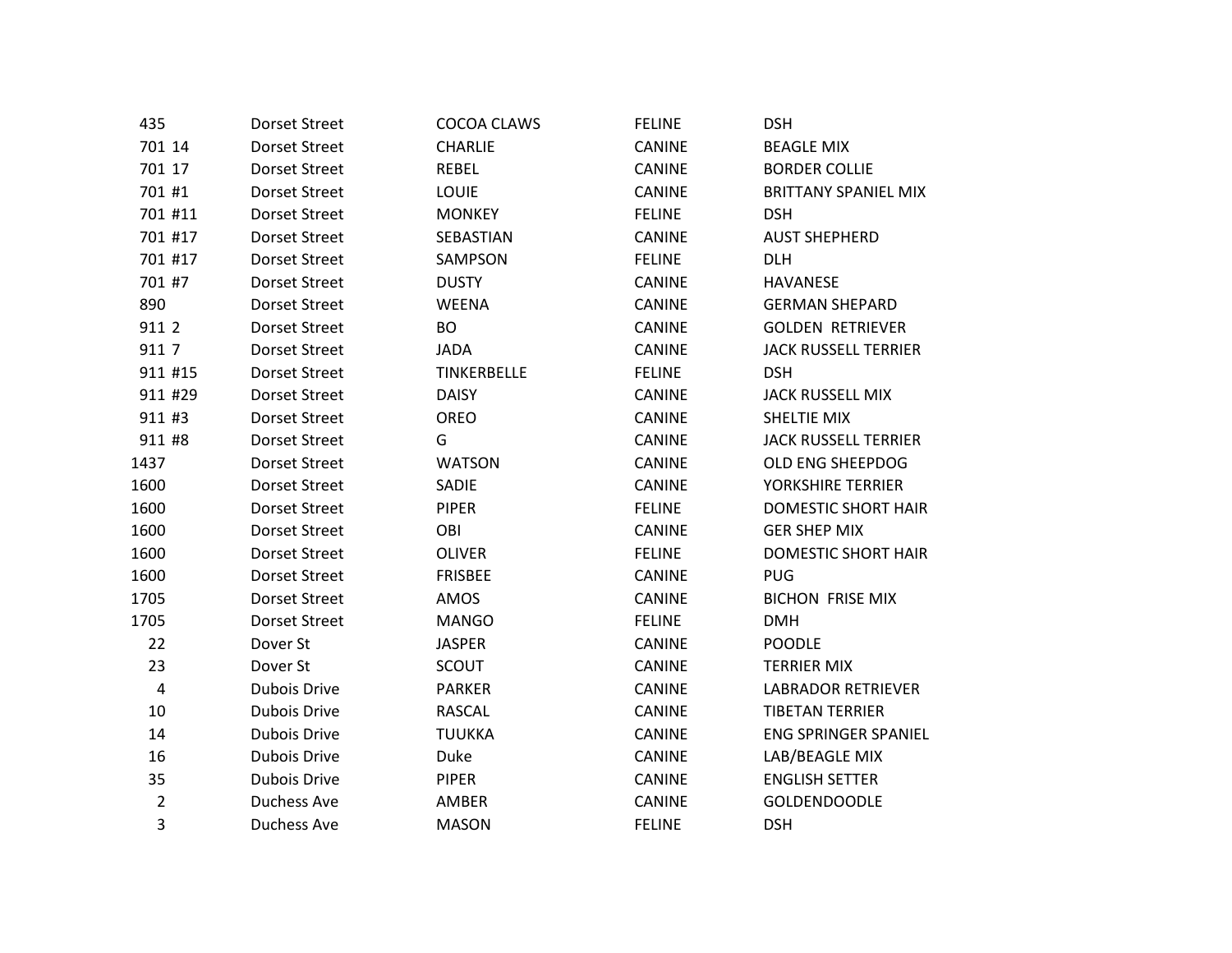| | | | | |
|---|---|---|---|---|
| 435 | Dorset Street | COCOA CLAWS | FELINE | DSH |
| 701 14 | Dorset Street | CHARLIE | CANINE | BEAGLE MIX |
| 701 17 | Dorset Street | REBEL | CANINE | BORDER COLLIE |
| 701 #1 | Dorset Street | LOUIE | CANINE | BRITTANY SPANIEL MIX |
| 701 #11 | Dorset Street | MONKEY | FELINE | DSH |
| 701 #17 | Dorset Street | SEBASTIAN | CANINE | AUST SHEPHERD |
| 701 #17 | Dorset Street | SAMPSON | FELINE | DLH |
| 701 #7 | Dorset Street | DUSTY | CANINE | HAVANESE |
| 890 | Dorset Street | WEENA | CANINE | GERMAN SHEPARD |
| 911 2 | Dorset Street | BO | CANINE | GOLDEN RETRIEVER |
| 911 7 | Dorset Street | JADA | CANINE | JACK RUSSELL TERRIER |
| 911 #15 | Dorset Street | TINKERBELLE | FELINE | DSH |
| 911 #29 | Dorset Street | DAISY | CANINE | JACK RUSSELL MIX |
| 911 #3 | Dorset Street | OREO | CANINE | SHELTIE MIX |
| 911 #8 | Dorset Street | G | CANINE | JACK RUSSELL TERRIER |
| 1437 | Dorset Street | WATSON | CANINE | OLD ENG SHEEPDOG |
| 1600 | Dorset Street | SADIE | CANINE | YORKSHIRE TERRIER |
| 1600 | Dorset Street | PIPER | FELINE | DOMESTIC SHORT HAIR |
| 1600 | Dorset Street | OBI | CANINE | GER SHEP MIX |
| 1600 | Dorset Street | OLIVER | FELINE | DOMESTIC SHORT HAIR |
| 1600 | Dorset Street | FRISBEE | CANINE | PUG |
| 1705 | Dorset Street | AMOS | CANINE | BICHON FRISE MIX |
| 1705 | Dorset Street | MANGO | FELINE | DMH |
| 22 | Dover St | JASPER | CANINE | POODLE |
| 23 | Dover St | SCOUT | CANINE | TERRIER MIX |
| 4 | Dubois Drive | PARKER | CANINE | LABRADOR RETRIEVER |
| 10 | Dubois Drive | RASCAL | CANINE | TIBETAN TERRIER |
| 14 | Dubois Drive | TUUKKA | CANINE | ENG SPRINGER SPANIEL |
| 16 | Dubois Drive | Duke | CANINE | LAB/BEAGLE MIX |
| 35 | Dubois Drive | PIPER | CANINE | ENGLISH SETTER |
| 2 | Duchess Ave | AMBER | CANINE | GOLDENDOODLE |
| 3 | Duchess Ave | MASON | FELINE | DSH |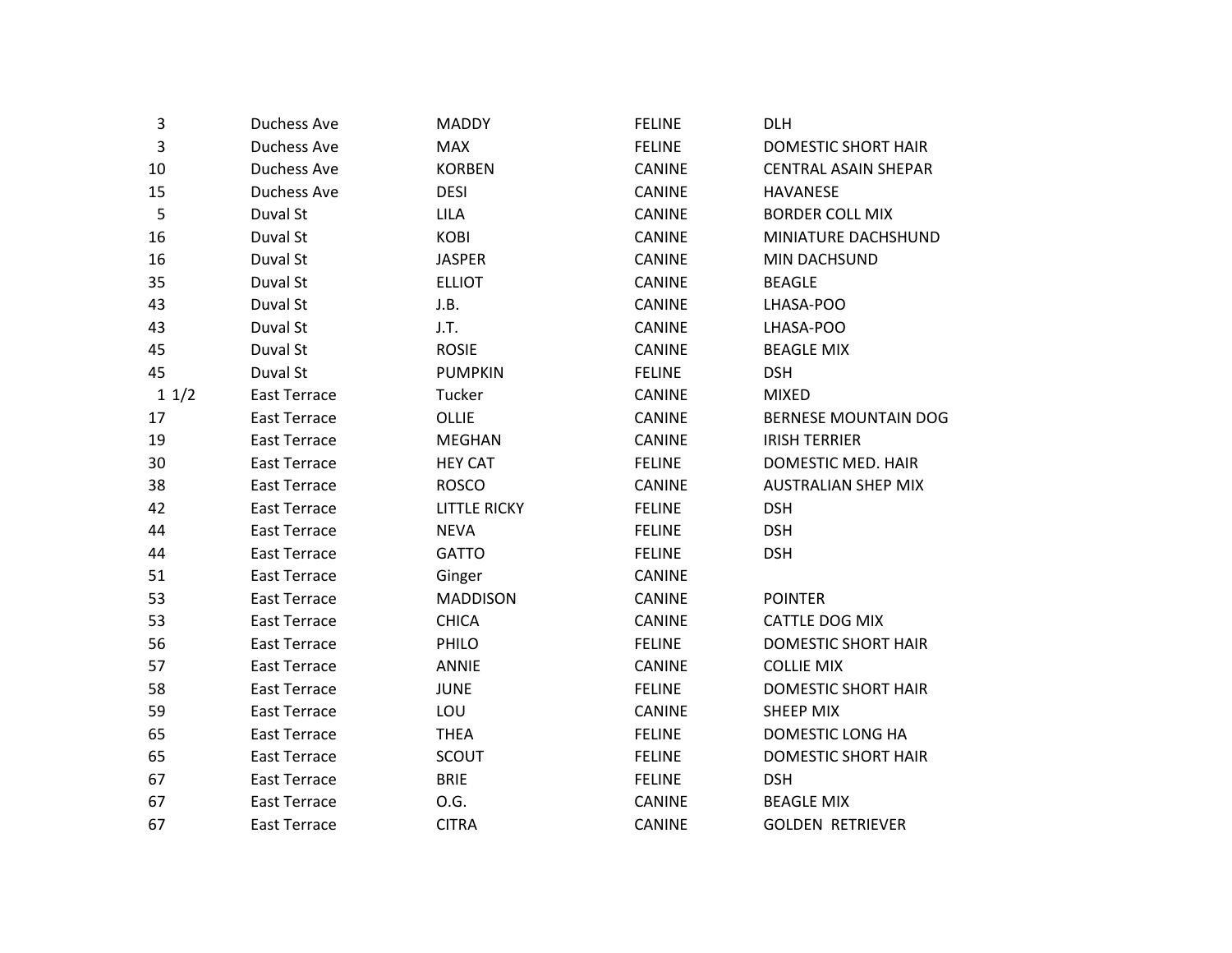|  |  |  |  |  |
|---|---|---|---|---|
| 3 | Duchess Ave | MADDY | FELINE | DLH |
| 3 | Duchess Ave | MAX | FELINE | DOMESTIC SHORT HAIR |
| 10 | Duchess Ave | KORBEN | CANINE | CENTRAL ASAIN SHEPAR |
| 15 | Duchess Ave | DESI | CANINE | HAVANESE |
| 5 | Duval St | LILA | CANINE | BORDER COLL MIX |
| 16 | Duval St | KOBI | CANINE | MINIATURE DACHSHUND |
| 16 | Duval St | JASPER | CANINE | MIN DACHSUND |
| 35 | Duval St | ELLIOT | CANINE | BEAGLE |
| 43 | Duval St | J.B. | CANINE | LHASA-POO |
| 43 | Duval St | J.T. | CANINE | LHASA-POO |
| 45 | Duval St | ROSIE | CANINE | BEAGLE MIX |
| 45 | Duval St | PUMPKIN | FELINE | DSH |
| 1 1/2 | East Terrace | Tucker | CANINE | MIXED |
| 17 | East Terrace | OLLIE | CANINE | BERNESE MOUNTAIN DOG |
| 19 | East Terrace | MEGHAN | CANINE | IRISH TERRIER |
| 30 | East Terrace | HEY CAT | FELINE | DOMESTIC MED. HAIR |
| 38 | East Terrace | ROSCO | CANINE | AUSTRALIAN SHEP MIX |
| 42 | East Terrace | LITTLE RICKY | FELINE | DSH |
| 44 | East Terrace | NEVA | FELINE | DSH |
| 44 | East Terrace | GATTO | FELINE | DSH |
| 51 | East Terrace | Ginger | CANINE |  |
| 53 | East Terrace | MADDISON | CANINE | POINTER |
| 53 | East Terrace | CHICA | CANINE | CATTLE DOG MIX |
| 56 | East Terrace | PHILO | FELINE | DOMESTIC SHORT HAIR |
| 57 | East Terrace | ANNIE | CANINE | COLLIE MIX |
| 58 | East Terrace | JUNE | FELINE | DOMESTIC SHORT HAIR |
| 59 | East Terrace | LOU | CANINE | SHEEP MIX |
| 65 | East Terrace | THEA | FELINE | DOMESTIC LONG HA |
| 65 | East Terrace | SCOUT | FELINE | DOMESTIC SHORT HAIR |
| 67 | East Terrace | BRIE | FELINE | DSH |
| 67 | East Terrace | O.G. | CANINE | BEAGLE MIX |
| 67 | East Terrace | CITRA | CANINE | GOLDEN RETRIEVER |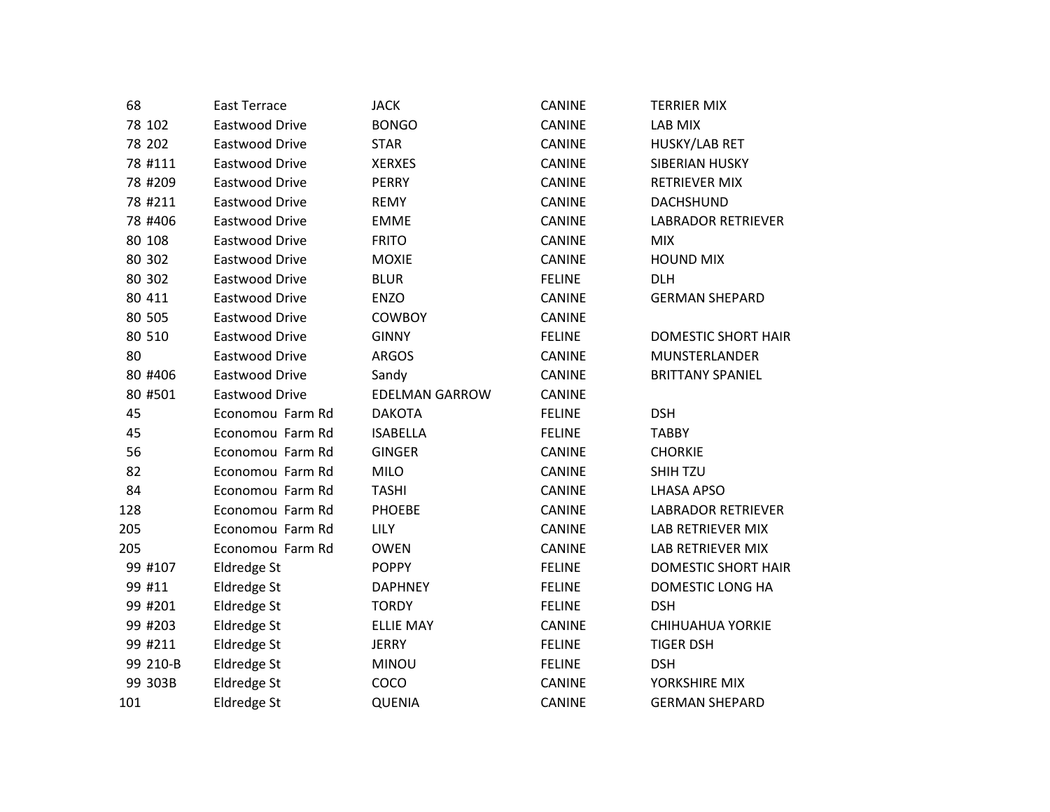| | | | | |
|---|---|---|---|---|
| 68 | East Terrace | JACK | CANINE | TERRIER MIX |
| 78 102 | Eastwood Drive | BONGO | CANINE | LAB MIX |
| 78 202 | Eastwood Drive | STAR | CANINE | HUSKY/LAB RET |
| 78 #111 | Eastwood Drive | XERXES | CANINE | SIBERIAN HUSKY |
| 78 #209 | Eastwood Drive | PERRY | CANINE | RETRIEVER MIX |
| 78 #211 | Eastwood Drive | REMY | CANINE | DACHSHUND |
| 78 #406 | Eastwood Drive | EMME | CANINE | LABRADOR RETRIEVER |
| 80 108 | Eastwood Drive | FRITO | CANINE | MIX |
| 80 302 | Eastwood Drive | MOXIE | CANINE | HOUND MIX |
| 80 302 | Eastwood Drive | BLUR | FELINE | DLH |
| 80 411 | Eastwood Drive | ENZO | CANINE | GERMAN SHEPARD |
| 80 505 | Eastwood Drive | COWBOY | CANINE | |
| 80 510 | Eastwood Drive | GINNY | FELINE | DOMESTIC SHORT HAIR |
| 80 | Eastwood Drive | ARGOS | CANINE | MUNSTERLANDER |
| 80 #406 | Eastwood Drive | Sandy | CANINE | BRITTANY SPANIEL |
| 80 #501 | Eastwood Drive | EDELMAN GARROW | CANINE | |
| 45 | Economou Farm Rd | DAKOTA | FELINE | DSH |
| 45 | Economou Farm Rd | ISABELLA | FELINE | TABBY |
| 56 | Economou Farm Rd | GINGER | CANINE | CHORKIE |
| 82 | Economou Farm Rd | MILO | CANINE | SHIH TZU |
| 84 | Economou Farm Rd | TASHI | CANINE | LHASA APSO |
| 128 | Economou Farm Rd | PHOEBE | CANINE | LABRADOR RETRIEVER |
| 205 | Economou Farm Rd | LILY | CANINE | LAB RETRIEVER MIX |
| 205 | Economou Farm Rd | OWEN | CANINE | LAB RETRIEVER MIX |
| 99 #107 | Eldredge St | POPPY | FELINE | DOMESTIC SHORT HAIR |
| 99 #11 | Eldredge St | DAPHNEY | FELINE | DOMESTIC LONG HA |
| 99 #201 | Eldredge St | TORDY | FELINE | DSH |
| 99 #203 | Eldredge St | ELLIE MAY | CANINE | CHIHUAHUA YORKIE |
| 99 #211 | Eldredge St | JERRY | FELINE | TIGER DSH |
| 99 210-B | Eldredge St | MINOU | FELINE | DSH |
| 99 303B | Eldredge St | COCO | CANINE | YORKSHIRE MIX |
| 101 | Eldredge St | QUENIA | CANINE | GERMAN SHEPARD |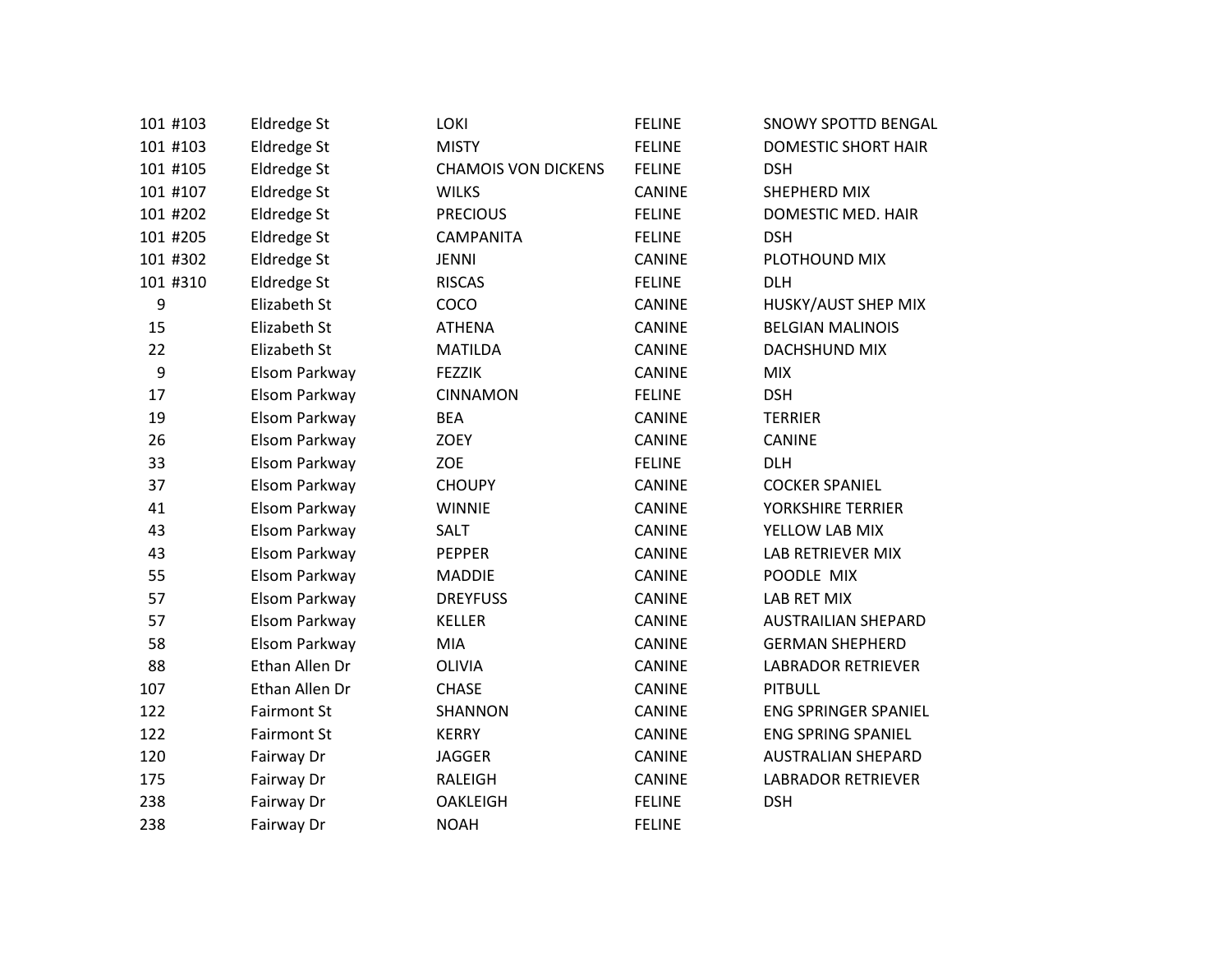| | | | | |
|---|---|---|---|---|
| 101 #103 | Eldredge St | LOKI | FELINE | SNOWY SPOTTD BENGAL |
| 101 #103 | Eldredge St | MISTY | FELINE | DOMESTIC SHORT HAIR |
| 101 #105 | Eldredge St | CHAMOIS VON DICKENS | FELINE | DSH |
| 101 #107 | Eldredge St | WILKS | CANINE | SHEPHERD MIX |
| 101 #202 | Eldredge St | PRECIOUS | FELINE | DOMESTIC MED. HAIR |
| 101 #205 | Eldredge St | CAMPANITA | FELINE | DSH |
| 101 #302 | Eldredge St | JENNI | CANINE | PLOTHOUND MIX |
| 101 #310 | Eldredge St | RISCAS | FELINE | DLH |
| 9 | Elizabeth St | COCO | CANINE | HUSKY/AUST SHEP MIX |
| 15 | Elizabeth St | ATHENA | CANINE | BELGIAN MALINOIS |
| 22 | Elizabeth St | MATILDA | CANINE | DACHSHUND MIX |
| 9 | Elsom Parkway | FEZZIK | CANINE | MIX |
| 17 | Elsom Parkway | CINNAMON | FELINE | DSH |
| 19 | Elsom Parkway | BEA | CANINE | TERRIER |
| 26 | Elsom Parkway | ZOEY | CANINE | CANINE |
| 33 | Elsom Parkway | ZOE | FELINE | DLH |
| 37 | Elsom Parkway | CHOUPY | CANINE | COCKER SPANIEL |
| 41 | Elsom Parkway | WINNIE | CANINE | YORKSHIRE TERRIER |
| 43 | Elsom Parkway | SALT | CANINE | YELLOW LAB MIX |
| 43 | Elsom Parkway | PEPPER | CANINE | LAB RETRIEVER MIX |
| 55 | Elsom Parkway | MADDIE | CANINE | POODLE MIX |
| 57 | Elsom Parkway | DREYFUSS | CANINE | LAB RET MIX |
| 57 | Elsom Parkway | KELLER | CANINE | AUSTRAILIAN SHEPARD |
| 58 | Elsom Parkway | MIA | CANINE | GERMAN SHEPHERD |
| 88 | Ethan Allen Dr | OLIVIA | CANINE | LABRADOR RETRIEVER |
| 107 | Ethan Allen Dr | CHASE | CANINE | PITBULL |
| 122 | Fairmont St | SHANNON | CANINE | ENG SPRINGER SPANIEL |
| 122 | Fairmont St | KERRY | CANINE | ENG SPRING SPANIEL |
| 120 | Fairway Dr | JAGGER | CANINE | AUSTRALIAN SHEPARD |
| 175 | Fairway Dr | RALEIGH | CANINE | LABRADOR RETRIEVER |
| 238 | Fairway Dr | OAKLEIGH | FELINE | DSH |
| 238 | Fairway Dr | NOAH | FELINE | |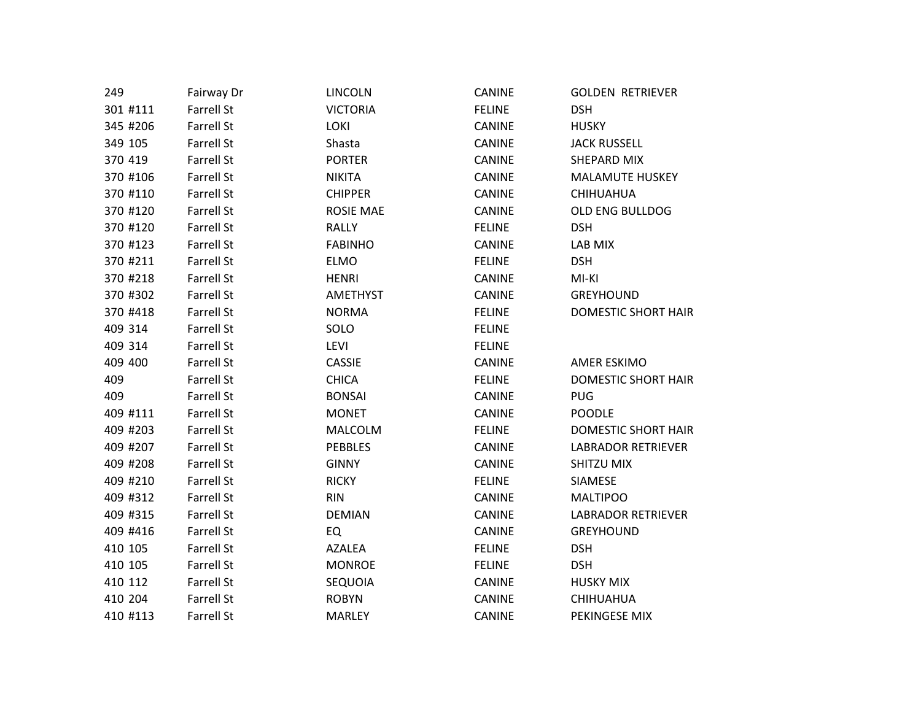| | | | | |
|---|---|---|---|---|
| 249 | Fairway Dr | LINCOLN | CANINE | GOLDEN  RETRIEVER |
| 301 #111 | Farrell St | VICTORIA | FELINE | DSH |
| 345 #206 | Farrell St | LOKI | CANINE | HUSKY |
| 349 105 | Farrell St | Shasta | CANINE | JACK RUSSELL |
| 370 419 | Farrell St | PORTER | CANINE | SHEPARD MIX |
| 370 #106 | Farrell St | NIKITA | CANINE | MALAMUTE HUSKEY |
| 370 #110 | Farrell St | CHIPPER | CANINE | CHIHUAHUA |
| 370 #120 | Farrell St | ROSIE MAE | CANINE | OLD ENG BULLDOG |
| 370 #120 | Farrell St | RALLY | FELINE | DSH |
| 370 #123 | Farrell St | FABINHO | CANINE | LAB MIX |
| 370 #211 | Farrell St | ELMO | FELINE | DSH |
| 370 #218 | Farrell St | HENRI | CANINE | MI-KI |
| 370 #302 | Farrell St | AMETHYST | CANINE | GREYHOUND |
| 370 #418 | Farrell St | NORMA | FELINE | DOMESTIC SHORT HAIR |
| 409 314 | Farrell St | SOLO | FELINE | |
| 409 314 | Farrell St | LEVI | FELINE | |
| 409 400 | Farrell St | CASSIE | CANINE | AMER ESKIMO |
| 409 | Farrell St | CHICA | FELINE | DOMESTIC SHORT HAIR |
| 409 | Farrell St | BONSAI | CANINE | PUG |
| 409 #111 | Farrell St | MONET | CANINE | POODLE |
| 409 #203 | Farrell St | MALCOLM | FELINE | DOMESTIC SHORT HAIR |
| 409 #207 | Farrell St | PEBBLES | CANINE | LABRADOR RETRIEVER |
| 409 #208 | Farrell St | GINNY | CANINE | SHITZU MIX |
| 409 #210 | Farrell St | RICKY | FELINE | SIAMESE |
| 409 #312 | Farrell St | RIN | CANINE | MALTIPOO |
| 409 #315 | Farrell St | DEMIAN | CANINE | LABRADOR RETRIEVER |
| 409 #416 | Farrell St | EQ | CANINE | GREYHOUND |
| 410 105 | Farrell St | AZALEA | FELINE | DSH |
| 410 105 | Farrell St | MONROE | FELINE | DSH |
| 410 112 | Farrell St | SEQUOIA | CANINE | HUSKY MIX |
| 410 204 | Farrell St | ROBYN | CANINE | CHIHUAHUA |
| 410 #113 | Farrell St | MARLEY | CANINE | PEKINGESE MIX |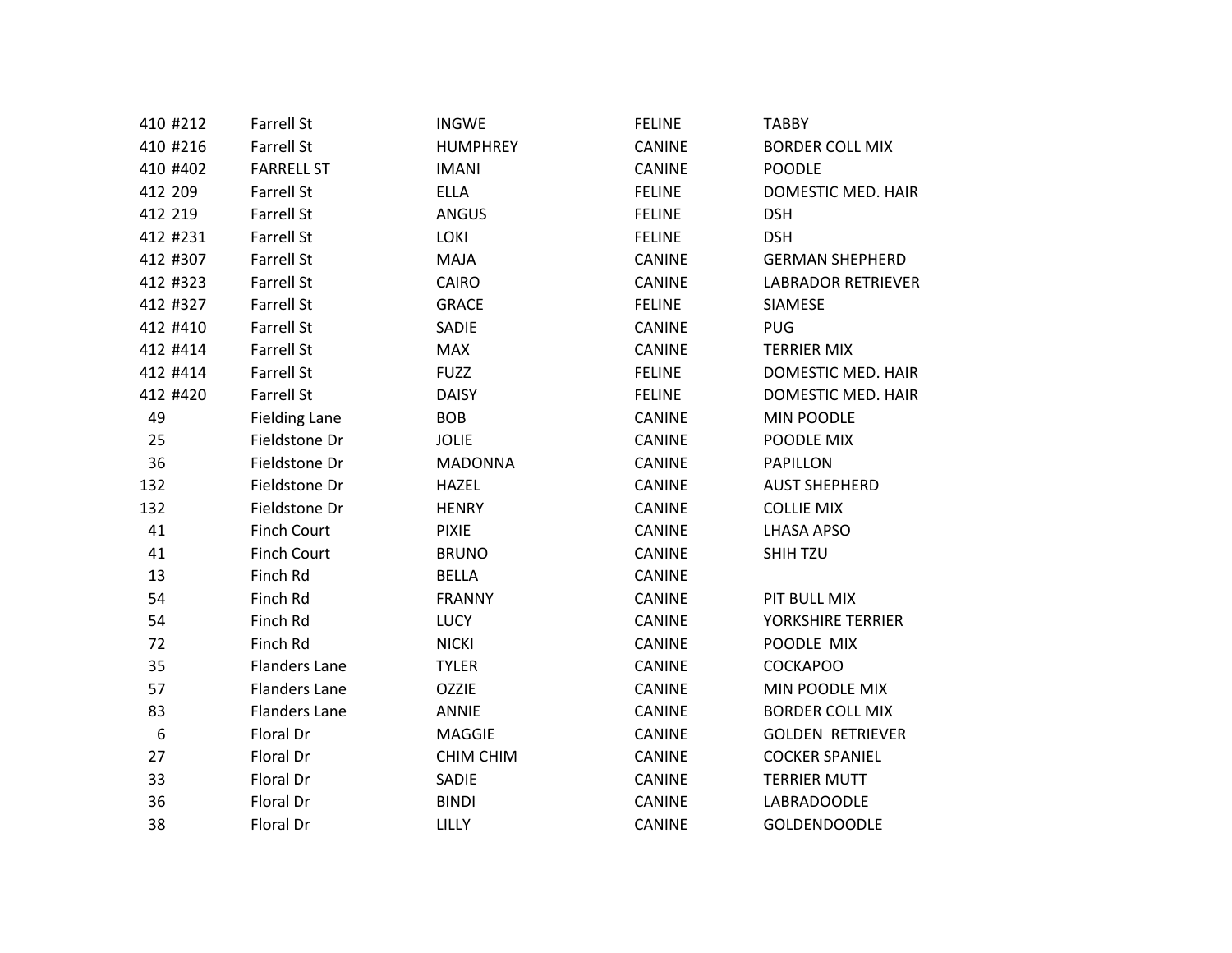| | | | | |
|---|---|---|---|---|
| 410 #212 | Farrell St | INGWE | FELINE | TABBY |
| 410 #216 | Farrell St | HUMPHREY | CANINE | BORDER COLL MIX |
| 410 #402 | FARRELL ST | IMANI | CANINE | POODLE |
| 412 209 | Farrell St | ELLA | FELINE | DOMESTIC MED. HAIR |
| 412 219 | Farrell St | ANGUS | FELINE | DSH |
| 412 #231 | Farrell St | LOKI | FELINE | DSH |
| 412 #307 | Farrell St | MAJA | CANINE | GERMAN SHEPHERD |
| 412 #323 | Farrell St | CAIRO | CANINE | LABRADOR RETRIEVER |
| 412 #327 | Farrell St | GRACE | FELINE | SIAMESE |
| 412 #410 | Farrell St | SADIE | CANINE | PUG |
| 412 #414 | Farrell St | MAX | CANINE | TERRIER MIX |
| 412 #414 | Farrell St | FUZZ | FELINE | DOMESTIC MED. HAIR |
| 412 #420 | Farrell St | DAISY | FELINE | DOMESTIC MED. HAIR |
| 49 | Fielding Lane | BOB | CANINE | MIN POODLE |
| 25 | Fieldstone Dr | JOLIE | CANINE | POODLE MIX |
| 36 | Fieldstone Dr | MADONNA | CANINE | PAPILLON |
| 132 | Fieldstone Dr | HAZEL | CANINE | AUST SHEPHERD |
| 132 | Fieldstone Dr | HENRY | CANINE | COLLIE MIX |
| 41 | Finch Court | PIXIE | CANINE | LHASA APSO |
| 41 | Finch Court | BRUNO | CANINE | SHIH TZU |
| 13 | Finch Rd | BELLA | CANINE | |
| 54 | Finch Rd | FRANNY | CANINE | PIT BULL MIX |
| 54 | Finch Rd | LUCY | CANINE | YORKSHIRE TERRIER |
| 72 | Finch Rd | NICKI | CANINE | POODLE MIX |
| 35 | Flanders Lane | TYLER | CANINE | COCKAPOO |
| 57 | Flanders Lane | OZZIE | CANINE | MIN POODLE MIX |
| 83 | Flanders Lane | ANNIE | CANINE | BORDER COLL MIX |
| 6 | Floral Dr | MAGGIE | CANINE | GOLDEN RETRIEVER |
| 27 | Floral Dr | CHIM CHIM | CANINE | COCKER SPANIEL |
| 33 | Floral Dr | SADIE | CANINE | TERRIER MUTT |
| 36 | Floral Dr | BINDI | CANINE | LABRADOODLE |
| 38 | Floral Dr | LILLY | CANINE | GOLDENDOODLE |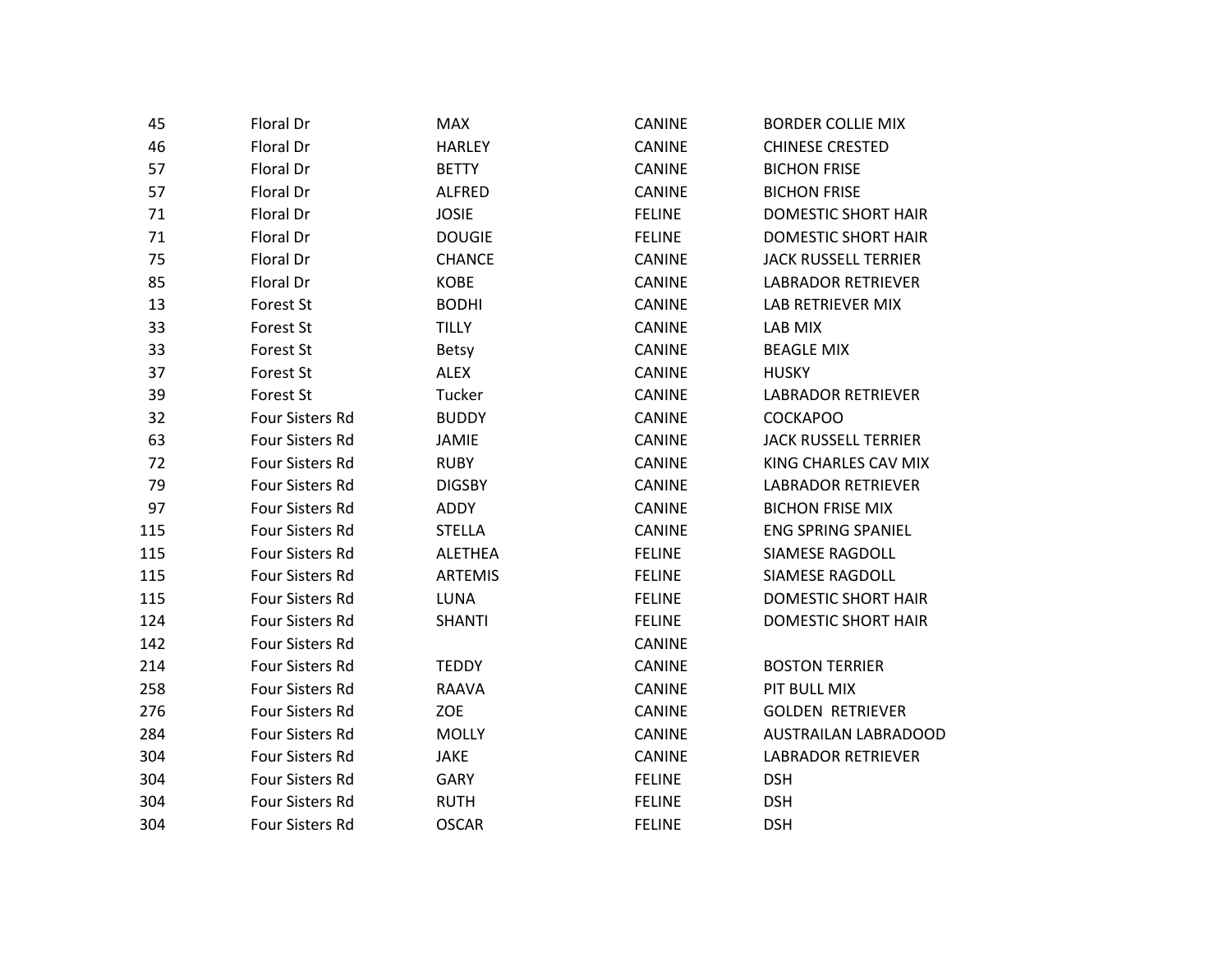| | | | | |
|---|---|---|---|---|
| 45 | Floral Dr | MAX | CANINE | BORDER COLLIE MIX |
| 46 | Floral Dr | HARLEY | CANINE | CHINESE CRESTED |
| 57 | Floral Dr | BETTY | CANINE | BICHON FRISE |
| 57 | Floral Dr | ALFRED | CANINE | BICHON FRISE |
| 71 | Floral Dr | JOSIE | FELINE | DOMESTIC SHORT HAIR |
| 71 | Floral Dr | DOUGIE | FELINE | DOMESTIC SHORT HAIR |
| 75 | Floral Dr | CHANCE | CANINE | JACK RUSSELL TERRIER |
| 85 | Floral Dr | KOBE | CANINE | LABRADOR RETRIEVER |
| 13 | Forest St | BODHI | CANINE | LAB RETRIEVER MIX |
| 33 | Forest St | TILLY | CANINE | LAB MIX |
| 33 | Forest St | Betsy | CANINE | BEAGLE MIX |
| 37 | Forest St | ALEX | CANINE | HUSKY |
| 39 | Forest St | Tucker | CANINE | LABRADOR RETRIEVER |
| 32 | Four Sisters Rd | BUDDY | CANINE | COCKAPOO |
| 63 | Four Sisters Rd | JAMIE | CANINE | JACK RUSSELL TERRIER |
| 72 | Four Sisters Rd | RUBY | CANINE | KING CHARLES CAV MIX |
| 79 | Four Sisters Rd | DIGSBY | CANINE | LABRADOR RETRIEVER |
| 97 | Four Sisters Rd | ADDY | CANINE | BICHON FRISE MIX |
| 115 | Four Sisters Rd | STELLA | CANINE | ENG SPRING SPANIEL |
| 115 | Four Sisters Rd | ALETHEA | FELINE | SIAMESE RAGDOLL |
| 115 | Four Sisters Rd | ARTEMIS | FELINE | SIAMESE RAGDOLL |
| 115 | Four Sisters Rd | LUNA | FELINE | DOMESTIC SHORT HAIR |
| 124 | Four Sisters Rd | SHANTI | FELINE | DOMESTIC SHORT HAIR |
| 142 | Four Sisters Rd | | CANINE | |
| 214 | Four Sisters Rd | TEDDY | CANINE | BOSTON TERRIER |
| 258 | Four Sisters Rd | RAAVA | CANINE | PIT BULL MIX |
| 276 | Four Sisters Rd | ZOE | CANINE | GOLDEN RETRIEVER |
| 284 | Four Sisters Rd | MOLLY | CANINE | AUSTRAILAN LABRADOOD |
| 304 | Four Sisters Rd | JAKE | CANINE | LABRADOR RETRIEVER |
| 304 | Four Sisters Rd | GARY | FELINE | DSH |
| 304 | Four Sisters Rd | RUTH | FELINE | DSH |
| 304 | Four Sisters Rd | OSCAR | FELINE | DSH |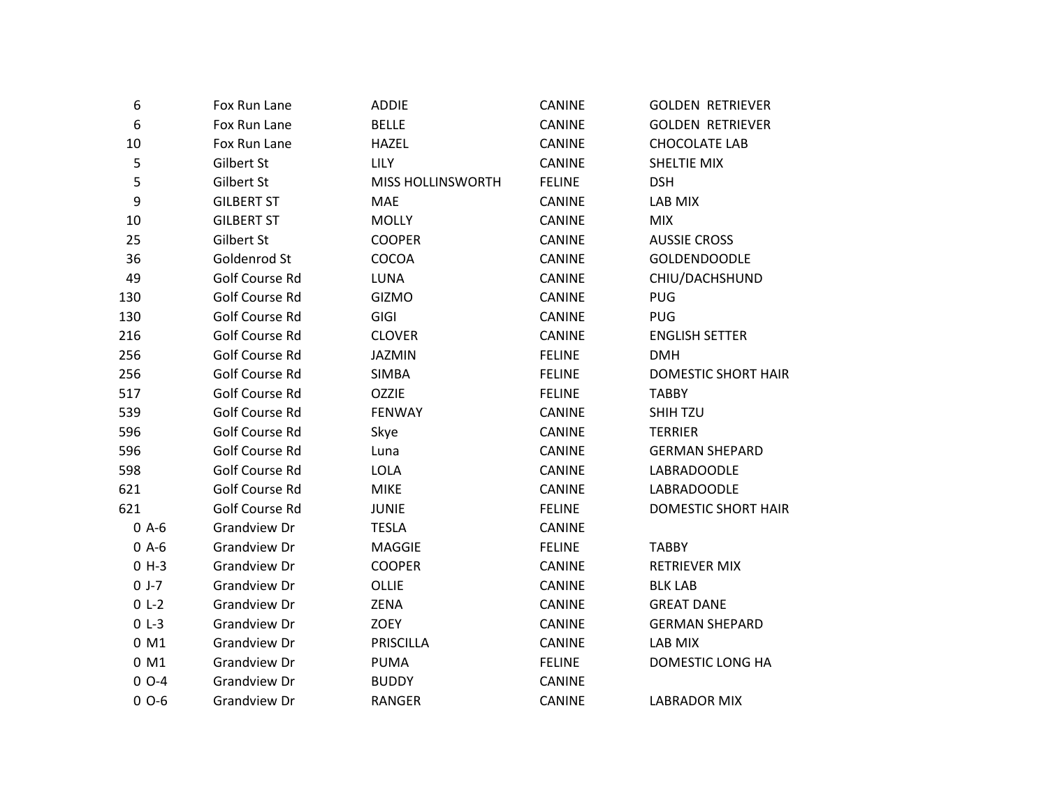| | | | | |
|---|---|---|---|---|
| 6 | Fox Run Lane | ADDIE | CANINE | GOLDEN  RETRIEVER |
| 6 | Fox Run Lane | BELLE | CANINE | GOLDEN  RETRIEVER |
| 10 | Fox Run Lane | HAZEL | CANINE | CHOCOLATE LAB |
| 5 | Gilbert St | LILY | CANINE | SHELTIE MIX |
| 5 | Gilbert St | MISS HOLLINSWORTH | FELINE | DSH |
| 9 | GILBERT ST | MAE | CANINE | LAB MIX |
| 10 | GILBERT ST | MOLLY | CANINE | MIX |
| 25 | Gilbert St | COOPER | CANINE | AUSSIE CROSS |
| 36 | Goldenrod St | COCOA | CANINE | GOLDENDOODLE |
| 49 | Golf Course Rd | LUNA | CANINE | CHIU/DACHSHUND |
| 130 | Golf Course Rd | GIZMO | CANINE | PUG |
| 130 | Golf Course Rd | GIGI | CANINE | PUG |
| 216 | Golf Course Rd | CLOVER | CANINE | ENGLISH SETTER |
| 256 | Golf Course Rd | JAZMIN | FELINE | DMH |
| 256 | Golf Course Rd | SIMBA | FELINE | DOMESTIC SHORT HAIR |
| 517 | Golf Course Rd | OZZIE | FELINE | TABBY |
| 539 | Golf Course Rd | FENWAY | CANINE | SHIH TZU |
| 596 | Golf Course Rd | Skye | CANINE | TERRIER |
| 596 | Golf Course Rd | Luna | CANINE | GERMAN SHEPARD |
| 598 | Golf Course Rd | LOLA | CANINE | LABRADOODLE |
| 621 | Golf Course Rd | MIKE | CANINE | LABRADOODLE |
| 621 | Golf Course Rd | JUNIE | FELINE | DOMESTIC SHORT HAIR |
| 0 A-6 | Grandview Dr | TESLA | CANINE | |
| 0 A-6 | Grandview Dr | MAGGIE | FELINE | TABBY |
| 0 H-3 | Grandview Dr | COOPER | CANINE | RETRIEVER MIX |
| 0 J-7 | Grandview Dr | OLLIE | CANINE | BLK LAB |
| 0 L-2 | Grandview Dr | ZENA | CANINE | GREAT DANE |
| 0 L-3 | Grandview Dr | ZOEY | CANINE | GERMAN SHEPARD |
| 0 M1 | Grandview Dr | PRISCILLA | CANINE | LAB MIX |
| 0 M1 | Grandview Dr | PUMA | FELINE | DOMESTIC LONG HA |
| 0 O-4 | Grandview Dr | BUDDY | CANINE | |
| 0 O-6 | Grandview Dr | RANGER | CANINE | LABRADOR MIX |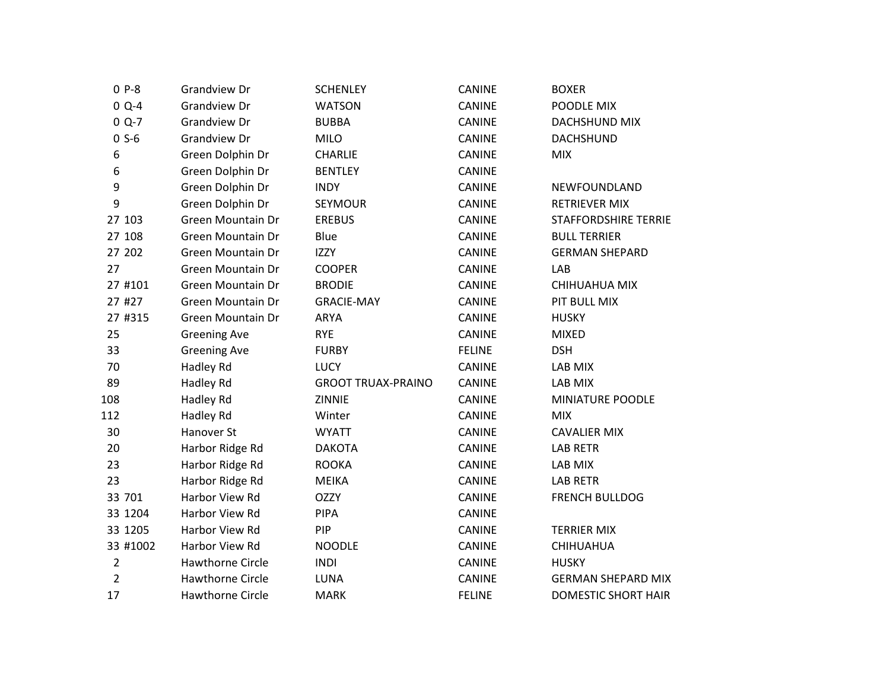| | | | | | |
|---|---|---|---|---|---|
| 0 | P-8 | Grandview Dr | SCHENLEY | CANINE | BOXER |
| 0 | Q-4 | Grandview Dr | WATSON | CANINE | POODLE MIX |
| 0 | Q-7 | Grandview Dr | BUBBA | CANINE | DACHSHUND MIX |
| 0 | S-6 | Grandview Dr | MILO | CANINE | DACHSHUND |
| 6 | | Green Dolphin Dr | CHARLIE | CANINE | MIX |
| 6 | | Green Dolphin Dr | BENTLEY | CANINE | |
| 9 | | Green Dolphin Dr | INDY | CANINE | NEWFOUNDLAND |
| 9 | | Green Dolphin Dr | SEYMOUR | CANINE | RETRIEVER MIX |
| 27 | 103 | Green Mountain Dr | EREBUS | CANINE | STAFFORDSHIRE TERRIE |
| 27 | 108 | Green Mountain Dr | Blue | CANINE | BULL TERRIER |
| 27 | 202 | Green Mountain Dr | IZZY | CANINE | GERMAN SHEPARD |
| 27 | | Green Mountain Dr | COOPER | CANINE | LAB |
| 27 | #101 | Green Mountain Dr | BRODIE | CANINE | CHIHUAHUA MIX |
| 27 | #27 | Green Mountain Dr | GRACIE-MAY | CANINE | PIT BULL MIX |
| 27 | #315 | Green Mountain Dr | ARYA | CANINE | HUSKY |
| 25 | | Greening Ave | RYE | CANINE | MIXED |
| 33 | | Greening Ave | FURBY | FELINE | DSH |
| 70 | | Hadley Rd | LUCY | CANINE | LAB MIX |
| 89 | | Hadley Rd | GROOT TRUAX-PRAINO | CANINE | LAB MIX |
| 108 | | Hadley Rd | ZINNIE | CANINE | MINIATURE POODLE |
| 112 | | Hadley Rd | Winter | CANINE | MIX |
| 30 | | Hanover St | WYATT | CANINE | CAVALIER MIX |
| 20 | | Harbor Ridge Rd | DAKOTA | CANINE | LAB RETR |
| 23 | | Harbor Ridge Rd | ROOKA | CANINE | LAB MIX |
| 23 | | Harbor Ridge Rd | MEIKA | CANINE | LAB RETR |
| 33 | 701 | Harbor View Rd | OZZY | CANINE | FRENCH BULLDOG |
| 33 | 1204 | Harbor View Rd | PIPA | CANINE | |
| 33 | 1205 | Harbor View Rd | PIP | CANINE | TERRIER MIX |
| 33 | #1002 | Harbor View Rd | NOODLE | CANINE | CHIHUAHUA |
| 2 | | Hawthorne Circle | INDI | CANINE | HUSKY |
| 2 | | Hawthorne Circle | LUNA | CANINE | GERMAN SHEPARD MIX |
| 17 | | Hawthorne Circle | MARK | FELINE | DOMESTIC SHORT HAIR |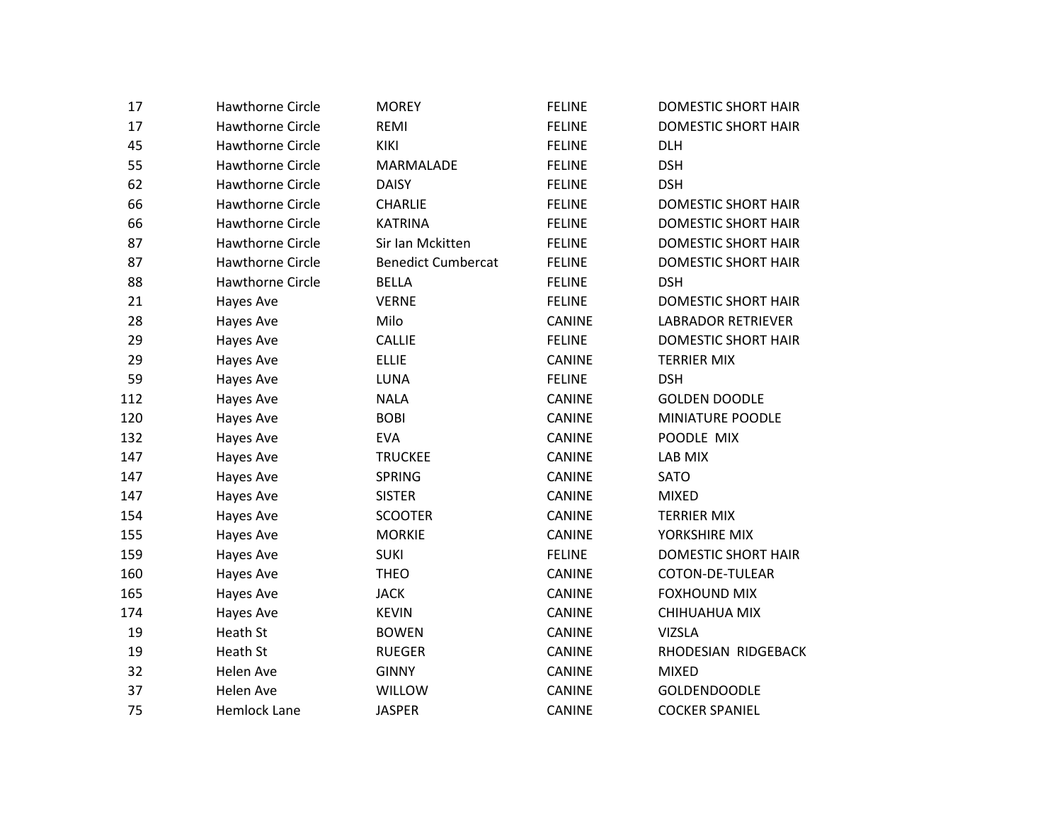| | | | | |
|---|---|---|---|---|
| 17 | Hawthorne Circle | MOREY | FELINE | DOMESTIC SHORT HAIR |
| 17 | Hawthorne Circle | REMI | FELINE | DOMESTIC SHORT HAIR |
| 45 | Hawthorne Circle | KIKI | FELINE | DLH |
| 55 | Hawthorne Circle | MARMALADE | FELINE | DSH |
| 62 | Hawthorne Circle | DAISY | FELINE | DSH |
| 66 | Hawthorne Circle | CHARLIE | FELINE | DOMESTIC SHORT HAIR |
| 66 | Hawthorne Circle | KATRINA | FELINE | DOMESTIC SHORT HAIR |
| 87 | Hawthorne Circle | Sir Ian Mckitten | FELINE | DOMESTIC SHORT HAIR |
| 87 | Hawthorne Circle | Benedict Cumbercat | FELINE | DOMESTIC SHORT HAIR |
| 88 | Hawthorne Circle | BELLA | FELINE | DSH |
| 21 | Hayes Ave | VERNE | FELINE | DOMESTIC SHORT HAIR |
| 28 | Hayes Ave | Milo | CANINE | LABRADOR RETRIEVER |
| 29 | Hayes Ave | CALLIE | FELINE | DOMESTIC SHORT HAIR |
| 29 | Hayes Ave | ELLIE | CANINE | TERRIER MIX |
| 59 | Hayes Ave | LUNA | FELINE | DSH |
| 112 | Hayes Ave | NALA | CANINE | GOLDEN DOODLE |
| 120 | Hayes Ave | BOBI | CANINE | MINIATURE POODLE |
| 132 | Hayes Ave | EVA | CANINE | POODLE MIX |
| 147 | Hayes Ave | TRUCKEE | CANINE | LAB MIX |
| 147 | Hayes Ave | SPRING | CANINE | SATO |
| 147 | Hayes Ave | SISTER | CANINE | MIXED |
| 154 | Hayes Ave | SCOOTER | CANINE | TERRIER MIX |
| 155 | Hayes Ave | MORKIE | CANINE | YORKSHIRE MIX |
| 159 | Hayes Ave | SUKI | FELINE | DOMESTIC SHORT HAIR |
| 160 | Hayes Ave | THEO | CANINE | COTON-DE-TULEAR |
| 165 | Hayes Ave | JACK | CANINE | FOXHOUND MIX |
| 174 | Hayes Ave | KEVIN | CANINE | CHIHUAHUA MIX |
| 19 | Heath St | BOWEN | CANINE | VIZSLA |
| 19 | Heath St | RUEGER | CANINE | RHODESIAN RIDGEBACK |
| 32 | Helen Ave | GINNY | CANINE | MIXED |
| 37 | Helen Ave | WILLOW | CANINE | GOLDENDOODLE |
| 75 | Hemlock Lane | JASPER | CANINE | COCKER SPANIEL |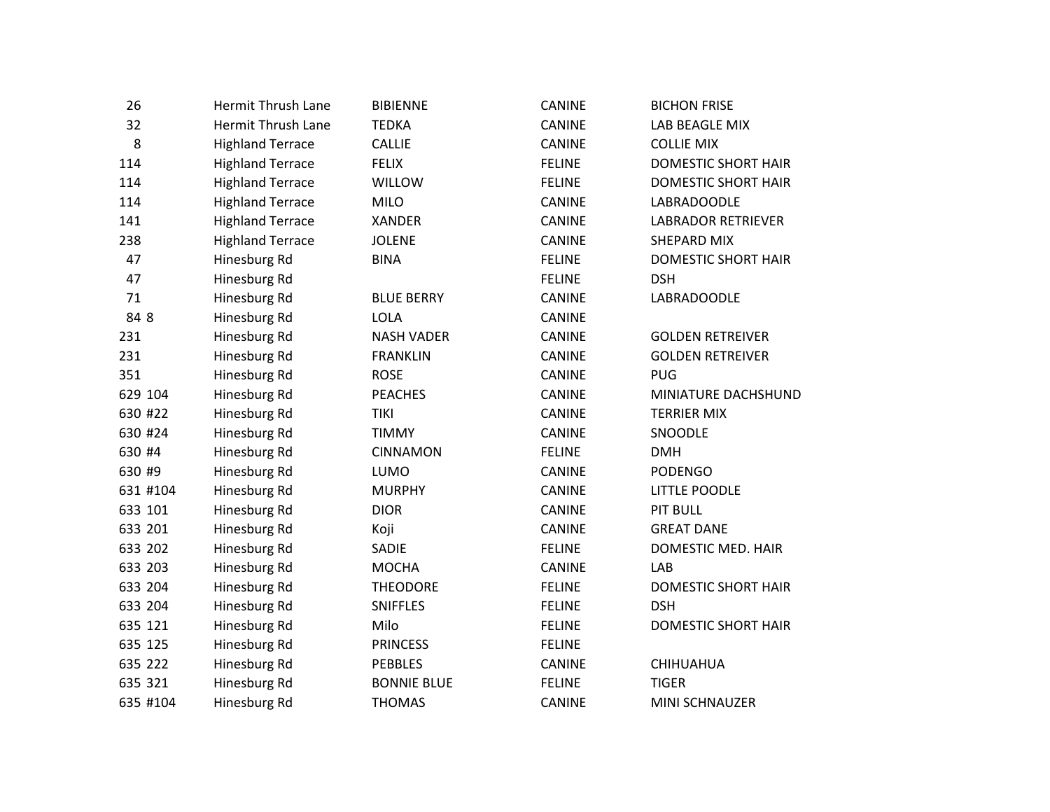| | | | | |
|---|---|---|---|---|
| 26 | Hermit Thrush Lane | BIBIENNE | CANINE | BICHON FRISE |
| 32 | Hermit Thrush Lane | TEDKA | CANINE | LAB BEAGLE MIX |
| 8 | Highland Terrace | CALLIE | CANINE | COLLIE MIX |
| 114 | Highland Terrace | FELIX | FELINE | DOMESTIC SHORT HAIR |
| 114 | Highland Terrace | WILLOW | FELINE | DOMESTIC SHORT HAIR |
| 114 | Highland Terrace | MILO | CANINE | LABRADOODLE |
| 141 | Highland Terrace | XANDER | CANINE | LABRADOR RETRIEVER |
| 238 | Highland Terrace | JOLENE | CANINE | SHEPARD MIX |
| 47 | Hinesburg Rd | BINA | FELINE | DOMESTIC SHORT HAIR |
| 47 | Hinesburg Rd | | FELINE | DSH |
| 71 | Hinesburg Rd | BLUE BERRY | CANINE | LABRADOODLE |
| 84 8 | Hinesburg Rd | LOLA | CANINE | |
| 231 | Hinesburg Rd | NASH VADER | CANINE | GOLDEN RETREIVER |
| 231 | Hinesburg Rd | FRANKLIN | CANINE | GOLDEN RETREIVER |
| 351 | Hinesburg Rd | ROSE | CANINE | PUG |
| 629 104 | Hinesburg Rd | PEACHES | CANINE | MINIATURE DACHSHUND |
| 630 #22 | Hinesburg Rd | TIKI | CANINE | TERRIER MIX |
| 630 #24 | Hinesburg Rd | TIMMY | CANINE | SNOODLE |
| 630 #4 | Hinesburg Rd | CINNAMON | FELINE | DMH |
| 630 #9 | Hinesburg Rd | LUMO | CANINE | PODENGO |
| 631 #104 | Hinesburg Rd | MURPHY | CANINE | LITTLE POODLE |
| 633 101 | Hinesburg Rd | DIOR | CANINE | PIT BULL |
| 633 201 | Hinesburg Rd | Koji | CANINE | GREAT DANE |
| 633 202 | Hinesburg Rd | SADIE | FELINE | DOMESTIC MED. HAIR |
| 633 203 | Hinesburg Rd | MOCHA | CANINE | LAB |
| 633 204 | Hinesburg Rd | THEODORE | FELINE | DOMESTIC SHORT HAIR |
| 633 204 | Hinesburg Rd | SNIFFLES | FELINE | DSH |
| 635 121 | Hinesburg Rd | Milo | FELINE | DOMESTIC SHORT HAIR |
| 635 125 | Hinesburg Rd | PRINCESS | FELINE | |
| 635 222 | Hinesburg Rd | PEBBLES | CANINE | CHIHUAHUA |
| 635 321 | Hinesburg Rd | BONNIE BLUE | FELINE | TIGER |
| 635 #104 | Hinesburg Rd | THOMAS | CANINE | MINI SCHNAUZER |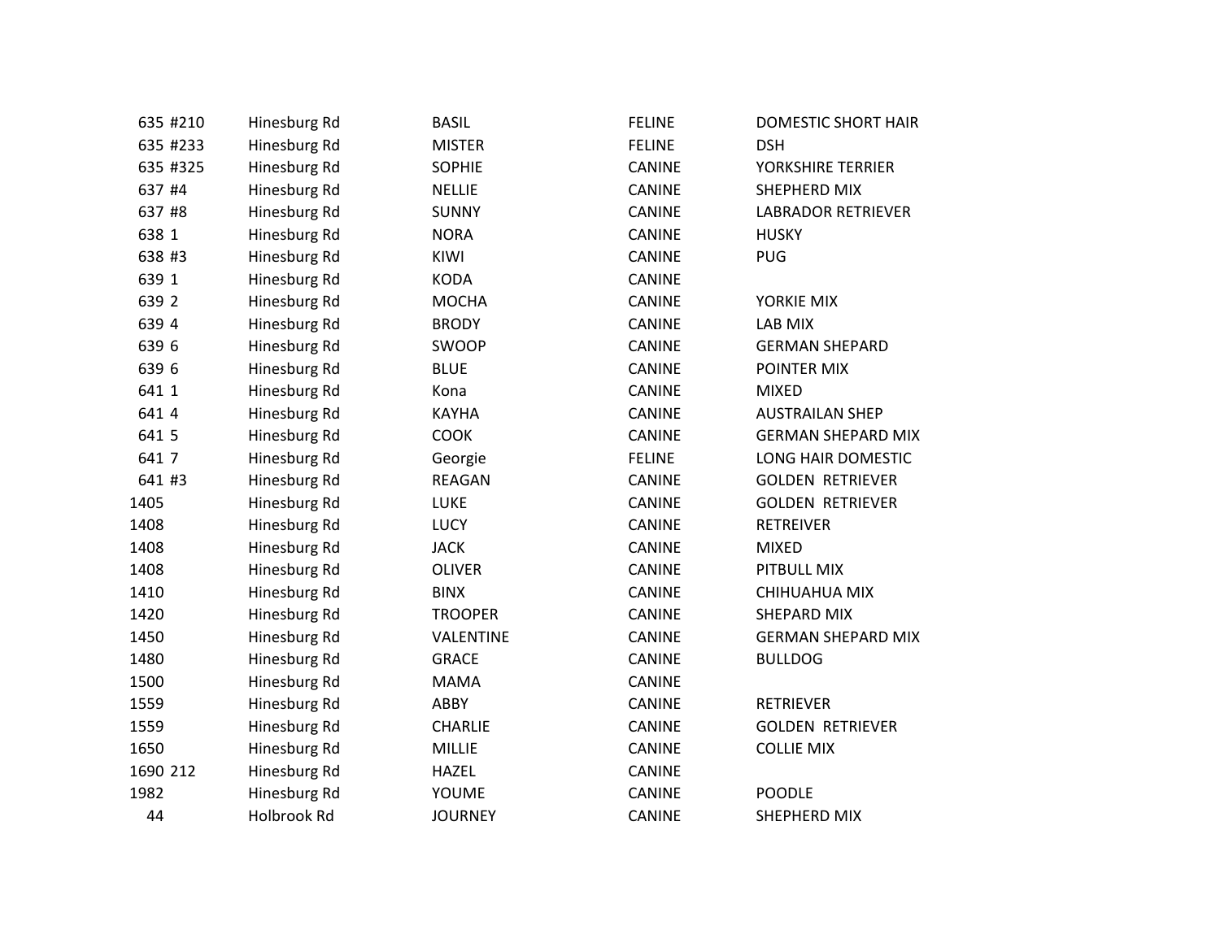| | | | | |
|---|---|---|---|---|
| 635 #210 | Hinesburg Rd | BASIL | FELINE | DOMESTIC SHORT HAIR |
| 635 #233 | Hinesburg Rd | MISTER | FELINE | DSH |
| 635 #325 | Hinesburg Rd | SOPHIE | CANINE | YORKSHIRE TERRIER |
| 637 #4 | Hinesburg Rd | NELLIE | CANINE | SHEPHERD MIX |
| 637 #8 | Hinesburg Rd | SUNNY | CANINE | LABRADOR RETRIEVER |
| 638 1 | Hinesburg Rd | NORA | CANINE | HUSKY |
| 638 #3 | Hinesburg Rd | KIWI | CANINE | PUG |
| 639 1 | Hinesburg Rd | KODA | CANINE | |
| 639 2 | Hinesburg Rd | MOCHA | CANINE | YORKIE MIX |
| 639 4 | Hinesburg Rd | BRODY | CANINE | LAB MIX |
| 639 6 | Hinesburg Rd | SWOOP | CANINE | GERMAN SHEPARD |
| 639 6 | Hinesburg Rd | BLUE | CANINE | POINTER MIX |
| 641 1 | Hinesburg Rd | Kona | CANINE | MIXED |
| 641 4 | Hinesburg Rd | KAYHA | CANINE | AUSTRAILAN SHEP |
| 641 5 | Hinesburg Rd | COOK | CANINE | GERMAN SHEPARD MIX |
| 641 7 | Hinesburg Rd | Georgie | FELINE | LONG HAIR DOMESTIC |
| 641 #3 | Hinesburg Rd | REAGAN | CANINE | GOLDEN RETRIEVER |
| 1405 | Hinesburg Rd | LUKE | CANINE | GOLDEN RETRIEVER |
| 1408 | Hinesburg Rd | LUCY | CANINE | RETREIVER |
| 1408 | Hinesburg Rd | JACK | CANINE | MIXED |
| 1408 | Hinesburg Rd | OLIVER | CANINE | PITBULL MIX |
| 1410 | Hinesburg Rd | BINX | CANINE | CHIHUAHUA MIX |
| 1420 | Hinesburg Rd | TROOPER | CANINE | SHEPARD MIX |
| 1450 | Hinesburg Rd | VALENTINE | CANINE | GERMAN SHEPARD MIX |
| 1480 | Hinesburg Rd | GRACE | CANINE | BULLDOG |
| 1500 | Hinesburg Rd | MAMA | CANINE | |
| 1559 | Hinesburg Rd | ABBY | CANINE | RETRIEVER |
| 1559 | Hinesburg Rd | CHARLIE | CANINE | GOLDEN RETRIEVER |
| 1650 | Hinesburg Rd | MILLIE | CANINE | COLLIE MIX |
| 1690 212 | Hinesburg Rd | HAZEL | CANINE | |
| 1982 | Hinesburg Rd | YOUME | CANINE | POODLE |
| 44 | Holbrook Rd | JOURNEY | CANINE | SHEPHERD MIX |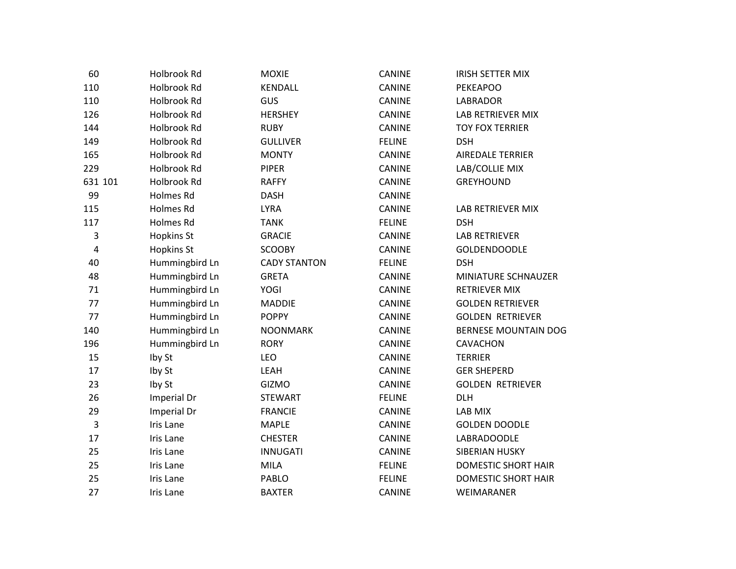| | | | | |
|---|---|---|---|---|
| 60 | Holbrook Rd | MOXIE | CANINE | IRISH SETTER MIX |
| 110 | Holbrook Rd | KENDALL | CANINE | PEKEAPOO |
| 110 | Holbrook Rd | GUS | CANINE | LABRADOR |
| 126 | Holbrook Rd | HERSHEY | CANINE | LAB RETRIEVER MIX |
| 144 | Holbrook Rd | RUBY | CANINE | TOY FOX TERRIER |
| 149 | Holbrook Rd | GULLIVER | FELINE | DSH |
| 165 | Holbrook Rd | MONTY | CANINE | AIREDALE TERRIER |
| 229 | Holbrook Rd | PIPER | CANINE | LAB/COLLIE MIX |
| 631 101 | Holbrook Rd | RAFFY | CANINE | GREYHOUND |
| 99 | Holmes Rd | DASH | CANINE | |
| 115 | Holmes Rd | LYRA | CANINE | LAB RETRIEVER MIX |
| 117 | Holmes Rd | TANK | FELINE | DSH |
| 3 | Hopkins St | GRACIE | CANINE | LAB RETRIEVER |
| 4 | Hopkins St | SCOOBY | CANINE | GOLDENDOODLE |
| 40 | Hummingbird Ln | CADY STANTON | FELINE | DSH |
| 48 | Hummingbird Ln | GRETA | CANINE | MINIATURE SCHNAUZER |
| 71 | Hummingbird Ln | YOGI | CANINE | RETRIEVER MIX |
| 77 | Hummingbird Ln | MADDIE | CANINE | GOLDEN RETRIEVER |
| 77 | Hummingbird Ln | POPPY | CANINE | GOLDEN RETRIEVER |
| 140 | Hummingbird Ln | NOONMARK | CANINE | BERNESE MOUNTAIN DOG |
| 196 | Hummingbird Ln | RORY | CANINE | CAVACHON |
| 15 | Iby St | LEO | CANINE | TERRIER |
| 17 | Iby St | LEAH | CANINE | GER SHEPERD |
| 23 | Iby St | GIZMO | CANINE | GOLDEN RETRIEVER |
| 26 | Imperial Dr | STEWART | FELINE | DLH |
| 29 | Imperial Dr | FRANCIE | CANINE | LAB MIX |
| 3 | Iris Lane | MAPLE | CANINE | GOLDEN DOODLE |
| 17 | Iris Lane | CHESTER | CANINE | LABRADOODLE |
| 25 | Iris Lane | INNUGATI | CANINE | SIBERIAN HUSKY |
| 25 | Iris Lane | MILA | FELINE | DOMESTIC SHORT HAIR |
| 25 | Iris Lane | PABLO | FELINE | DOMESTIC SHORT HAIR |
| 27 | Iris Lane | BAXTER | CANINE | WEIMARANER |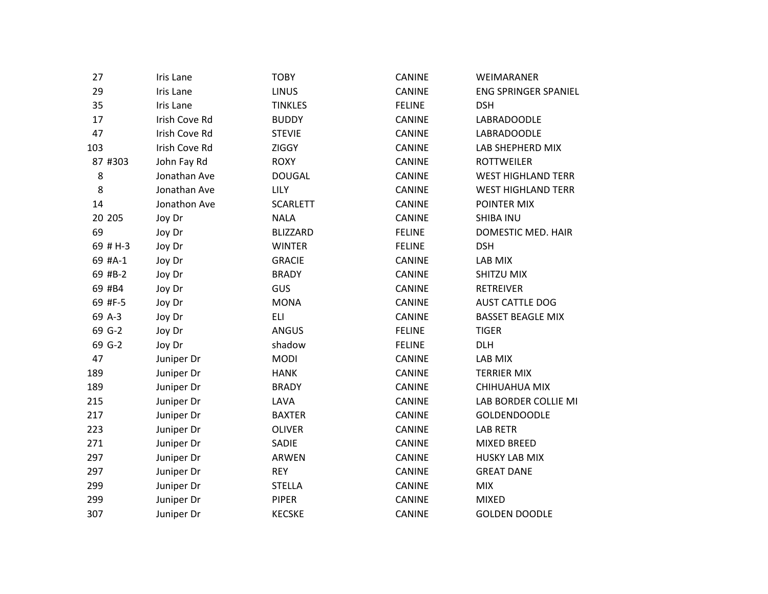| | | | | |
|---|---|---|---|---|
| 27 | Iris Lane | TOBY | CANINE | WEIMARANER |
| 29 | Iris Lane | LINUS | CANINE | ENG SPRINGER SPANIEL |
| 35 | Iris Lane | TINKLES | FELINE | DSH |
| 17 | Irish Cove Rd | BUDDY | CANINE | LABRADOODLE |
| 47 | Irish Cove Rd | STEVIE | CANINE | LABRADOODLE |
| 103 | Irish Cove Rd | ZIGGY | CANINE | LAB SHEPHERD MIX |
| 87 #303 | John Fay Rd | ROXY | CANINE | ROTTWEILER |
| 8 | Jonathan Ave | DOUGAL | CANINE | WEST HIGHLAND TERR |
| 8 | Jonathan Ave | LILY | CANINE | WEST HIGHLAND TERR |
| 14 | Jonathon Ave | SCARLETT | CANINE | POINTER MIX |
| 20 205 | Joy Dr | NALA | CANINE | SHIBA INU |
| 69 | Joy Dr | BLIZZARD | FELINE | DOMESTIC MED. HAIR |
| 69 # H-3 | Joy Dr | WINTER | FELINE | DSH |
| 69 #A-1 | Joy Dr | GRACIE | CANINE | LAB MIX |
| 69 #B-2 | Joy Dr | BRADY | CANINE | SHITZU MIX |
| 69 #B4 | Joy Dr | GUS | CANINE | RETREIVER |
| 69 #F-5 | Joy Dr | MONA | CANINE | AUST CATTLE DOG |
| 69 A-3 | Joy Dr | ELI | CANINE | BASSET BEAGLE MIX |
| 69 G-2 | Joy Dr | ANGUS | FELINE | TIGER |
| 69 G-2 | Joy Dr | shadow | FELINE | DLH |
| 47 | Juniper Dr | MODI | CANINE | LAB MIX |
| 189 | Juniper Dr | HANK | CANINE | TERRIER MIX |
| 189 | Juniper Dr | BRADY | CANINE | CHIHUAHUA MIX |
| 215 | Juniper Dr | LAVA | CANINE | LAB BORDER COLLIE MI |
| 217 | Juniper Dr | BAXTER | CANINE | GOLDENDOODLE |
| 223 | Juniper Dr | OLIVER | CANINE | LAB RETR |
| 271 | Juniper Dr | SADIE | CANINE | MIXED BREED |
| 297 | Juniper Dr | ARWEN | CANINE | HUSKY LAB MIX |
| 297 | Juniper Dr | REY | CANINE | GREAT DANE |
| 299 | Juniper Dr | STELLA | CANINE | MIX |
| 299 | Juniper Dr | PIPER | CANINE | MIXED |
| 307 | Juniper Dr | KECSKE | CANINE | GOLDEN DOODLE |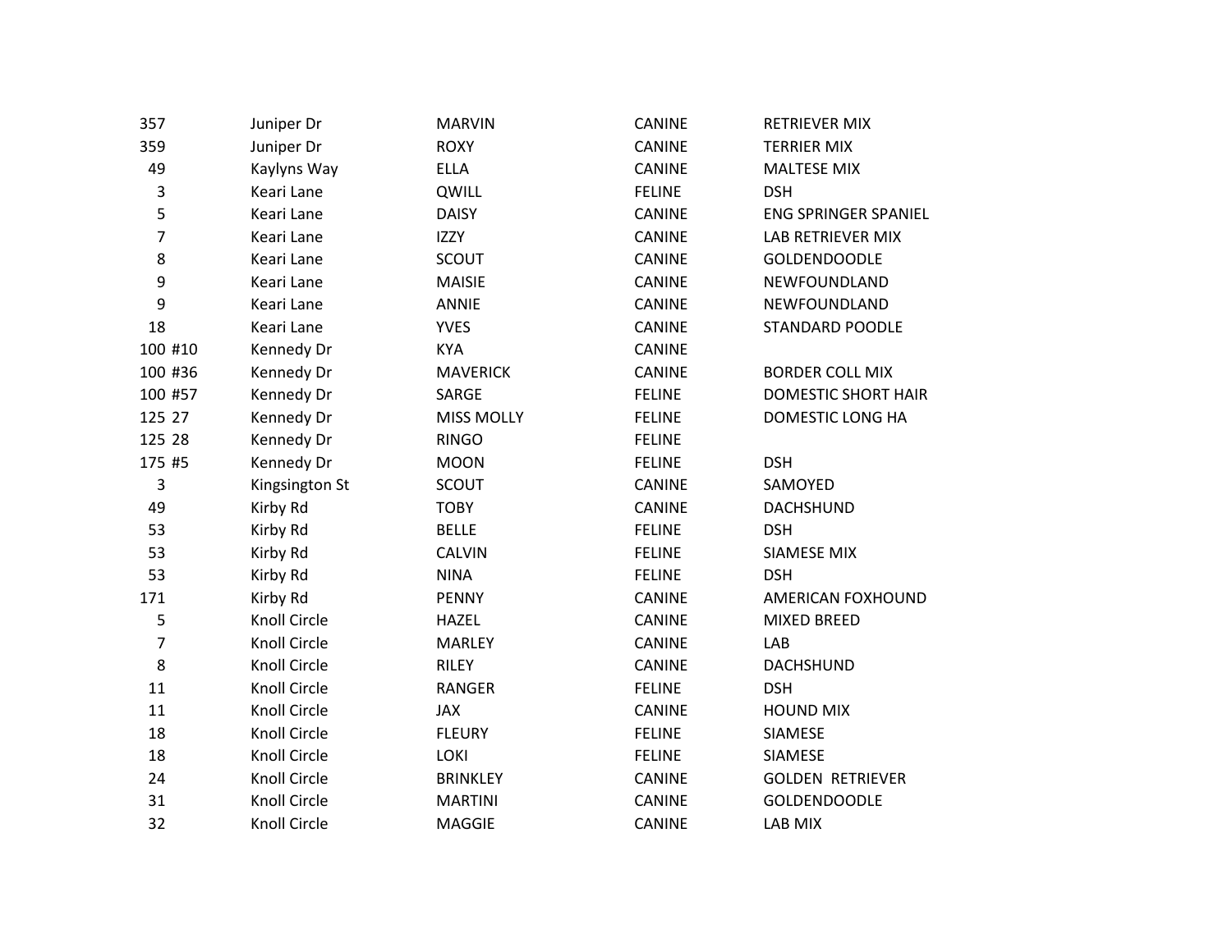| | | | | |
|---|---|---|---|---|
| 357 | Juniper Dr | MARVIN | CANINE | RETRIEVER MIX |
| 359 | Juniper Dr | ROXY | CANINE | TERRIER MIX |
| 49 | Kaylyns Way | ELLA | CANINE | MALTESE MIX |
| 3 | Keari Lane | QWILL | FELINE | DSH |
| 5 | Keari Lane | DAISY | CANINE | ENG SPRINGER SPANIEL |
| 7 | Keari Lane | IZZY | CANINE | LAB RETRIEVER MIX |
| 8 | Keari Lane | SCOUT | CANINE | GOLDENDOODLE |
| 9 | Keari Lane | MAISIE | CANINE | NEWFOUNDLAND |
| 9 | Keari Lane | ANNIE | CANINE | NEWFOUNDLAND |
| 18 | Keari Lane | YVES | CANINE | STANDARD POODLE |
| 100 #10 | Kennedy Dr | KYA | CANINE | |
| 100 #36 | Kennedy Dr | MAVERICK | CANINE | BORDER COLL MIX |
| 100 #57 | Kennedy Dr | SARGE | FELINE | DOMESTIC SHORT HAIR |
| 125 27 | Kennedy Dr | MISS MOLLY | FELINE | DOMESTIC LONG HA |
| 125 28 | Kennedy Dr | RINGO | FELINE | |
| 175 #5 | Kennedy Dr | MOON | FELINE | DSH |
| 3 | Kingsington St | SCOUT | CANINE | SAMOYED |
| 49 | Kirby Rd | TOBY | CANINE | DACHSHUND |
| 53 | Kirby Rd | BELLE | FELINE | DSH |
| 53 | Kirby Rd | CALVIN | FELINE | SIAMESE MIX |
| 53 | Kirby Rd | NINA | FELINE | DSH |
| 171 | Kirby Rd | PENNY | CANINE | AMERICAN FOXHOUND |
| 5 | Knoll Circle | HAZEL | CANINE | MIXED BREED |
| 7 | Knoll Circle | MARLEY | CANINE | LAB |
| 8 | Knoll Circle | RILEY | CANINE | DACHSHUND |
| 11 | Knoll Circle | RANGER | FELINE | DSH |
| 11 | Knoll Circle | JAX | CANINE | HOUND MIX |
| 18 | Knoll Circle | FLEURY | FELINE | SIAMESE |
| 18 | Knoll Circle | LOKI | FELINE | SIAMESE |
| 24 | Knoll Circle | BRINKLEY | CANINE | GOLDEN RETRIEVER |
| 31 | Knoll Circle | MARTINI | CANINE | GOLDENDOODLE |
| 32 | Knoll Circle | MAGGIE | CANINE | LAB MIX |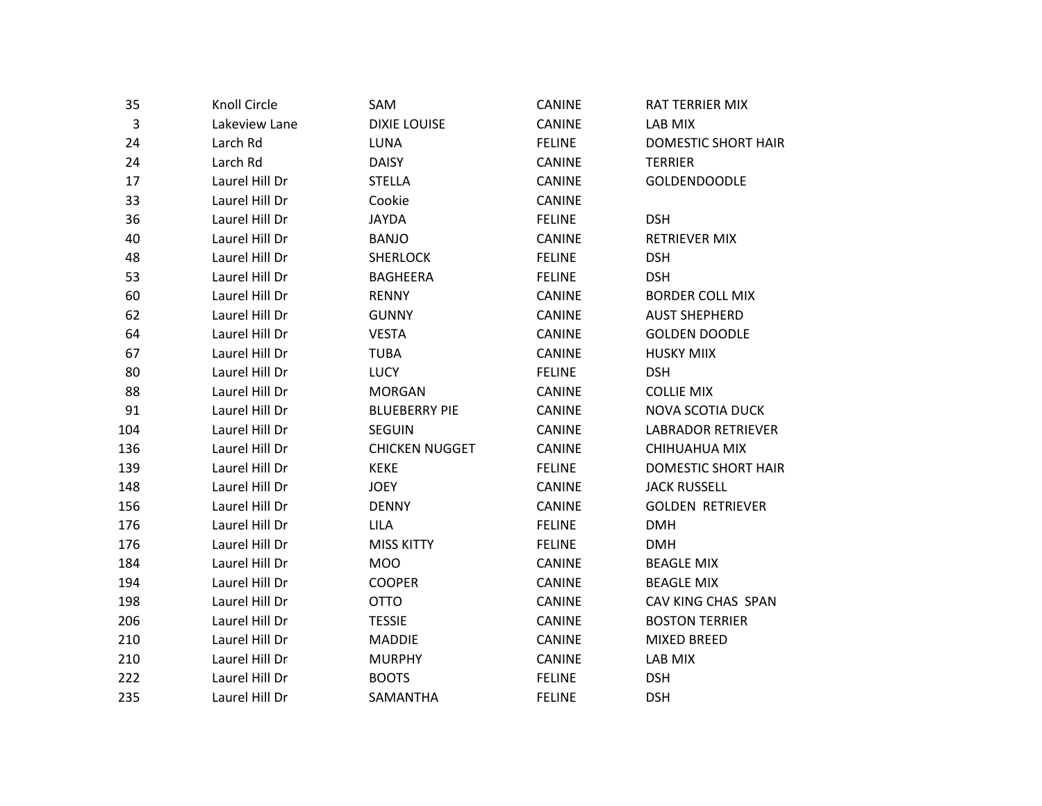| | | | | |
|---|---|---|---|---|
| 35 | Knoll Circle | SAM | CANINE | RAT TERRIER MIX |
| 3 | Lakeview Lane | DIXIE LOUISE | CANINE | LAB MIX |
| 24 | Larch Rd | LUNA | FELINE | DOMESTIC SHORT HAIR |
| 24 | Larch Rd | DAISY | CANINE | TERRIER |
| 17 | Laurel Hill Dr | STELLA | CANINE | GOLDENDOODLE |
| 33 | Laurel Hill Dr | Cookie | CANINE | |
| 36 | Laurel Hill Dr | JAYDA | FELINE | DSH |
| 40 | Laurel Hill Dr | BANJO | CANINE | RETRIEVER MIX |
| 48 | Laurel Hill Dr | SHERLOCK | FELINE | DSH |
| 53 | Laurel Hill Dr | BAGHEERA | FELINE | DSH |
| 60 | Laurel Hill Dr | RENNY | CANINE | BORDER COLL MIX |
| 62 | Laurel Hill Dr | GUNNY | CANINE | AUST SHEPHERD |
| 64 | Laurel Hill Dr | VESTA | CANINE | GOLDEN DOODLE |
| 67 | Laurel Hill Dr | TUBA | CANINE | HUSKY MIIX |
| 80 | Laurel Hill Dr | LUCY | FELINE | DSH |
| 88 | Laurel Hill Dr | MORGAN | CANINE | COLLIE MIX |
| 91 | Laurel Hill Dr | BLUEBERRY PIE | CANINE | NOVA SCOTIA DUCK |
| 104 | Laurel Hill Dr | SEGUIN | CANINE | LABRADOR RETRIEVER |
| 136 | Laurel Hill Dr | CHICKEN NUGGET | CANINE | CHIHUAHUA MIX |
| 139 | Laurel Hill Dr | KEKE | FELINE | DOMESTIC SHORT HAIR |
| 148 | Laurel Hill Dr | JOEY | CANINE | JACK RUSSELL |
| 156 | Laurel Hill Dr | DENNY | CANINE | GOLDEN RETRIEVER |
| 176 | Laurel Hill Dr | LILA | FELINE | DMH |
| 176 | Laurel Hill Dr | MISS KITTY | FELINE | DMH |
| 184 | Laurel Hill Dr | MOO | CANINE | BEAGLE MIX |
| 194 | Laurel Hill Dr | COOPER | CANINE | BEAGLE MIX |
| 198 | Laurel Hill Dr | OTTO | CANINE | CAV KING CHAS SPAN |
| 206 | Laurel Hill Dr | TESSIE | CANINE | BOSTON TERRIER |
| 210 | Laurel Hill Dr | MADDIE | CANINE | MIXED BREED |
| 210 | Laurel Hill Dr | MURPHY | CANINE | LAB MIX |
| 222 | Laurel Hill Dr | BOOTS | FELINE | DSH |
| 235 | Laurel Hill Dr | SAMANTHA | FELINE | DSH |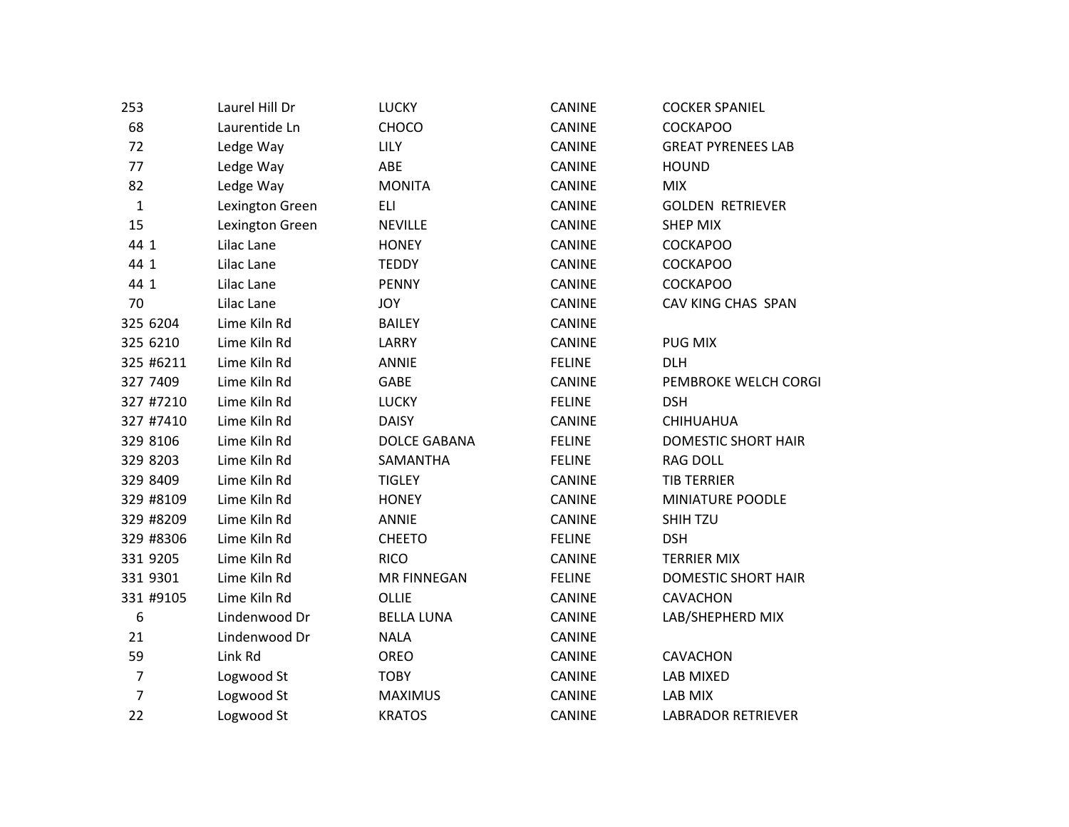| | | | | |
|---|---|---|---|---|
| 253 | Laurel Hill Dr | LUCKY | CANINE | COCKER SPANIEL |
| 68 | Laurentide Ln | CHOCO | CANINE | COCKAPOO |
| 72 | Ledge Way | LILY | CANINE | GREAT PYRENEES LAB |
| 77 | Ledge Way | ABE | CANINE | HOUND |
| 82 | Ledge Way | MONITA | CANINE | MIX |
| 1 | Lexington Green | ELI | CANINE | GOLDEN RETRIEVER |
| 15 | Lexington Green | NEVILLE | CANINE | SHEP MIX |
| 44 1 | Lilac Lane | HONEY | CANINE | COCKAPOO |
| 44 1 | Lilac Lane | TEDDY | CANINE | COCKAPOO |
| 44 1 | Lilac Lane | PENNY | CANINE | COCKAPOO |
| 70 | Lilac Lane | JOY | CANINE | CAV KING CHAS SPAN |
| 325 6204 | Lime Kiln Rd | BAILEY | CANINE | |
| 325 6210 | Lime Kiln Rd | LARRY | CANINE | PUG MIX |
| 325 #6211 | Lime Kiln Rd | ANNIE | FELINE | DLH |
| 327 7409 | Lime Kiln Rd | GABE | CANINE | PEMBROKE WELCH CORGI |
| 327 #7210 | Lime Kiln Rd | LUCKY | FELINE | DSH |
| 327 #7410 | Lime Kiln Rd | DAISY | CANINE | CHIHUAHUA |
| 329 8106 | Lime Kiln Rd | DOLCE GABANA | FELINE | DOMESTIC SHORT HAIR |
| 329 8203 | Lime Kiln Rd | SAMANTHA | FELINE | RAG DOLL |
| 329 8409 | Lime Kiln Rd | TIGLEY | CANINE | TIB TERRIER |
| 329 #8109 | Lime Kiln Rd | HONEY | CANINE | MINIATURE POODLE |
| 329 #8209 | Lime Kiln Rd | ANNIE | CANINE | SHIH TZU |
| 329 #8306 | Lime Kiln Rd | CHEETO | FELINE | DSH |
| 331 9205 | Lime Kiln Rd | RICO | CANINE | TERRIER MIX |
| 331 9301 | Lime Kiln Rd | MR FINNEGAN | FELINE | DOMESTIC SHORT HAIR |
| 331 #9105 | Lime Kiln Rd | OLLIE | CANINE | CAVACHON |
| 6 | Lindenwood Dr | BELLA LUNA | CANINE | LAB/SHEPHERD MIX |
| 21 | Lindenwood Dr | NALA | CANINE | |
| 59 | Link Rd | OREO | CANINE | CAVACHON |
| 7 | Logwood St | TOBY | CANINE | LAB MIXED |
| 7 | Logwood St | MAXIMUS | CANINE | LAB MIX |
| 22 | Logwood St | KRATOS | CANINE | LABRADOR RETRIEVER |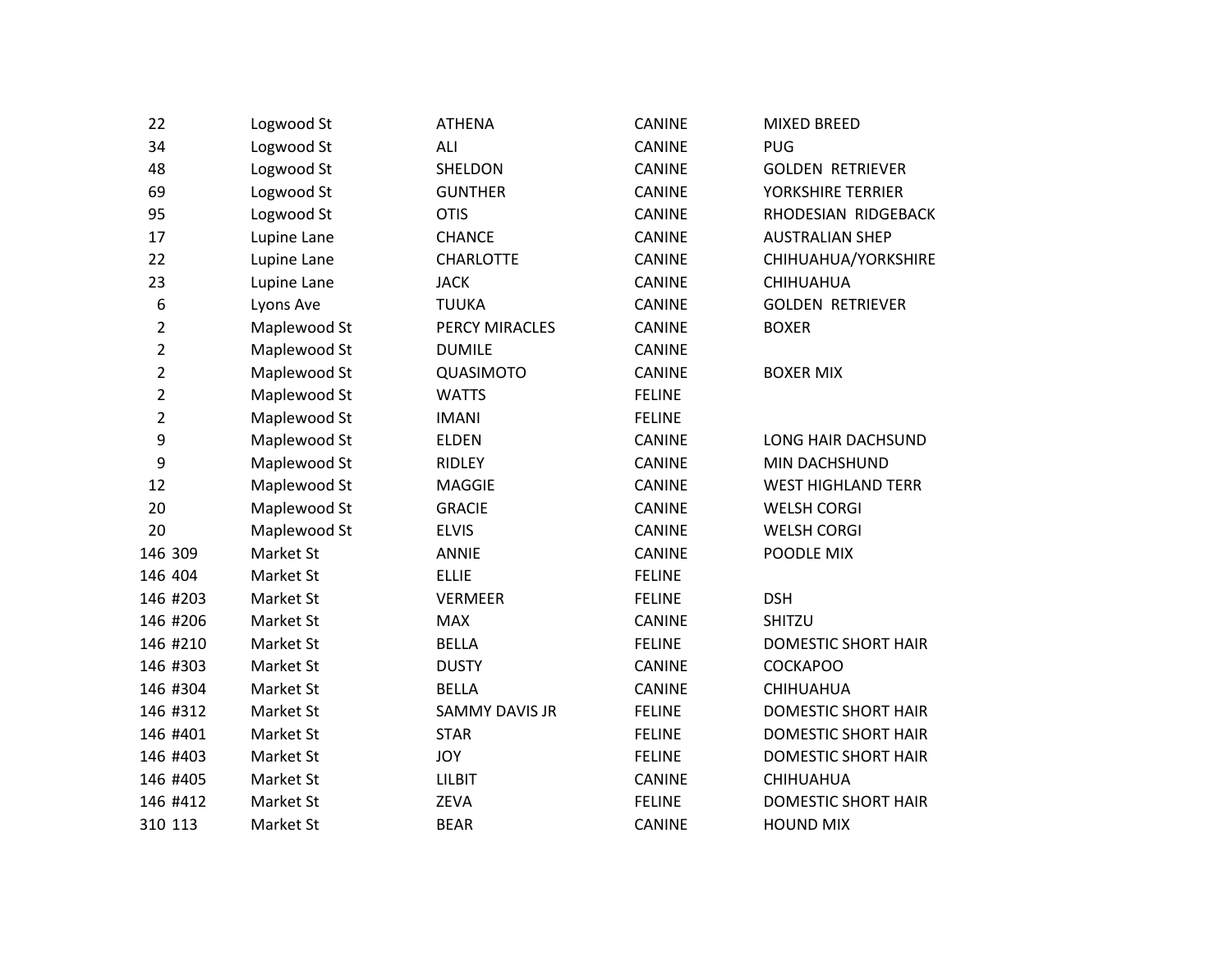| | | | | |
|---|---|---|---|---|
| 22 | Logwood St | ATHENA | CANINE | MIXED BREED |
| 34 | Logwood St | ALI | CANINE | PUG |
| 48 | Logwood St | SHELDON | CANINE | GOLDEN  RETRIEVER |
| 69 | Logwood St | GUNTHER | CANINE | YORKSHIRE TERRIER |
| 95 | Logwood St | OTIS | CANINE | RHODESIAN  RIDGEBACK |
| 17 | Lupine Lane | CHANCE | CANINE | AUSTRALIAN SHEP |
| 22 | Lupine Lane | CHARLOTTE | CANINE | CHIHUAHUA/YORKSHIRE |
| 23 | Lupine Lane | JACK | CANINE | CHIHUAHUA |
| 6 | Lyons Ave | TUUKA | CANINE | GOLDEN  RETRIEVER |
| 2 | Maplewood St | PERCY MIRACLES | CANINE | BOXER |
| 2 | Maplewood St | DUMILE | CANINE | |
| 2 | Maplewood St | QUASIMOTO | CANINE | BOXER MIX |
| 2 | Maplewood St | WATTS | FELINE | |
| 2 | Maplewood St | IMANI | FELINE | |
| 9 | Maplewood St | ELDEN | CANINE | LONG HAIR DACHSUND |
| 9 | Maplewood St | RIDLEY | CANINE | MIN DACHSHUND |
| 12 | Maplewood St | MAGGIE | CANINE | WEST HIGHLAND TERR |
| 20 | Maplewood St | GRACIE | CANINE | WELSH CORGI |
| 20 | Maplewood St | ELVIS | CANINE | WELSH CORGI |
| 146 309 | Market St | ANNIE | CANINE | POODLE MIX |
| 146 404 | Market St | ELLIE | FELINE | |
| 146 #203 | Market St | VERMEER | FELINE | DSH |
| 146 #206 | Market St | MAX | CANINE | SHITZU |
| 146 #210 | Market St | BELLA | FELINE | DOMESTIC SHORT HAIR |
| 146 #303 | Market St | DUSTY | CANINE | COCKAPOO |
| 146 #304 | Market St | BELLA | CANINE | CHIHUAHUA |
| 146 #312 | Market St | SAMMY DAVIS JR | FELINE | DOMESTIC SHORT HAIR |
| 146 #401 | Market St | STAR | FELINE | DOMESTIC SHORT HAIR |
| 146 #403 | Market St | JOY | FELINE | DOMESTIC SHORT HAIR |
| 146 #405 | Market St | LILBIT | CANINE | CHIHUAHUA |
| 146 #412 | Market St | ZEVA | FELINE | DOMESTIC SHORT HAIR |
| 310 113 | Market St | BEAR | CANINE | HOUND MIX |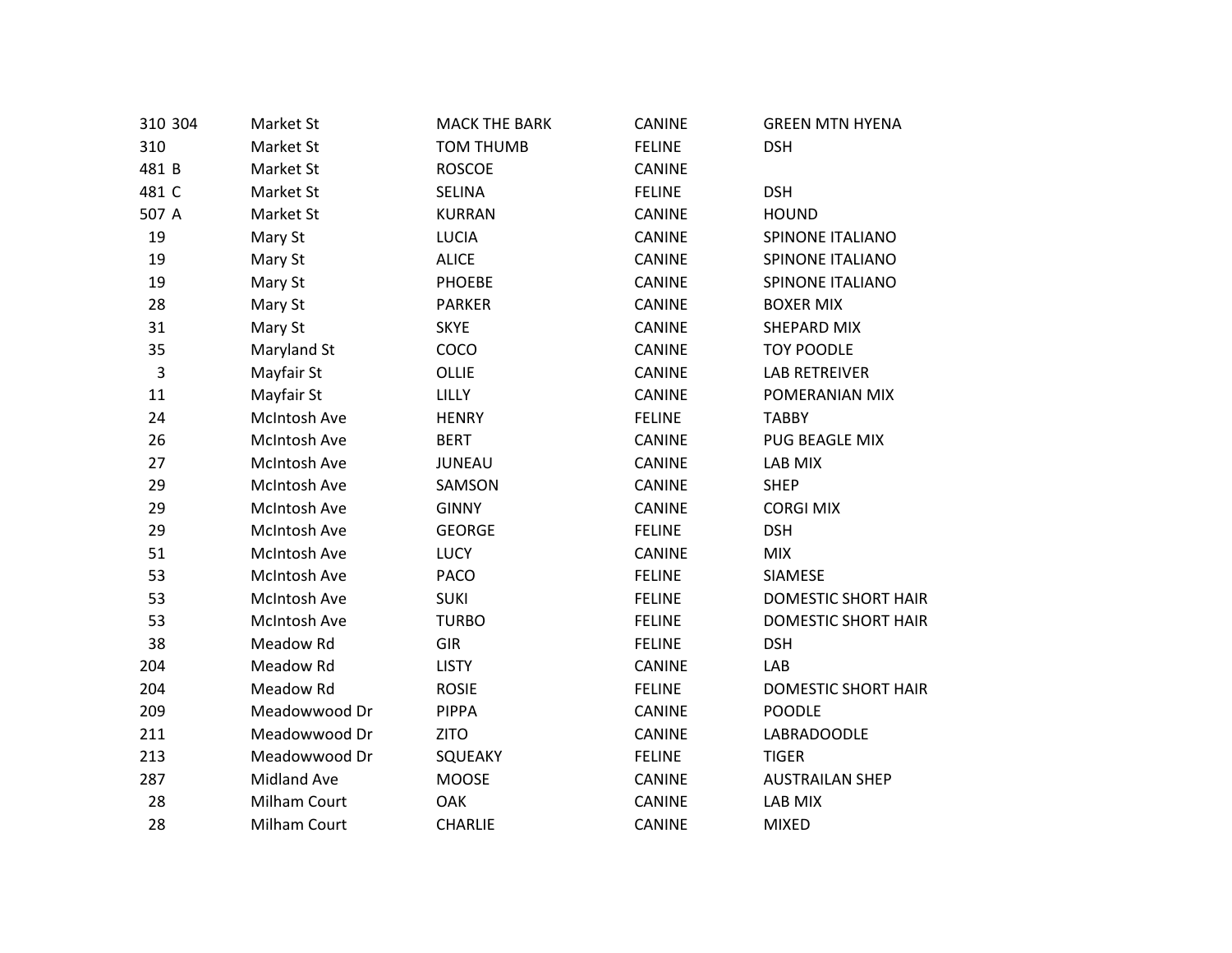| | | | | |
|---|---|---|---|---|
| 310 304 | Market St | MACK THE BARK | CANINE | GREEN MTN HYENA |
| 310 | Market St | TOM THUMB | FELINE | DSH |
| 481 B | Market St | ROSCOE | CANINE | |
| 481 C | Market St | SELINA | FELINE | DSH |
| 507 A | Market St | KURRAN | CANINE | HOUND |
| 19 | Mary St | LUCIA | CANINE | SPINONE ITALIANO |
| 19 | Mary St | ALICE | CANINE | SPINONE ITALIANO |
| 19 | Mary St | PHOEBE | CANINE | SPINONE ITALIANO |
| 28 | Mary St | PARKER | CANINE | BOXER MIX |
| 31 | Mary St | SKYE | CANINE | SHEPARD MIX |
| 35 | Maryland St | COCO | CANINE | TOY POODLE |
| 3 | Mayfair St | OLLIE | CANINE | LAB RETREIVER |
| 11 | Mayfair St | LILLY | CANINE | POMERANIAN MIX |
| 24 | McIntosh Ave | HENRY | FELINE | TABBY |
| 26 | McIntosh Ave | BERT | CANINE | PUG BEAGLE MIX |
| 27 | McIntosh Ave | JUNEAU | CANINE | LAB MIX |
| 29 | McIntosh Ave | SAMSON | CANINE | SHEP |
| 29 | McIntosh Ave | GINNY | CANINE | CORGI MIX |
| 29 | McIntosh Ave | GEORGE | FELINE | DSH |
| 51 | McIntosh Ave | LUCY | CANINE | MIX |
| 53 | McIntosh Ave | PACO | FELINE | SIAMESE |
| 53 | McIntosh Ave | SUKI | FELINE | DOMESTIC SHORT HAIR |
| 53 | McIntosh Ave | TURBO | FELINE | DOMESTIC SHORT HAIR |
| 38 | Meadow Rd | GIR | FELINE | DSH |
| 204 | Meadow Rd | LISTY | CANINE | LAB |
| 204 | Meadow Rd | ROSIE | FELINE | DOMESTIC SHORT HAIR |
| 209 | Meadowwood Dr | PIPPA | CANINE | POODLE |
| 211 | Meadowwood Dr | ZITO | CANINE | LABRADOODLE |
| 213 | Meadowwood Dr | SQUEAKY | FELINE | TIGER |
| 287 | Midland Ave | MOOSE | CANINE | AUSTRAILAN SHEP |
| 28 | Milham Court | OAK | CANINE | LAB MIX |
| 28 | Milham Court | CHARLIE | CANINE | MIXED |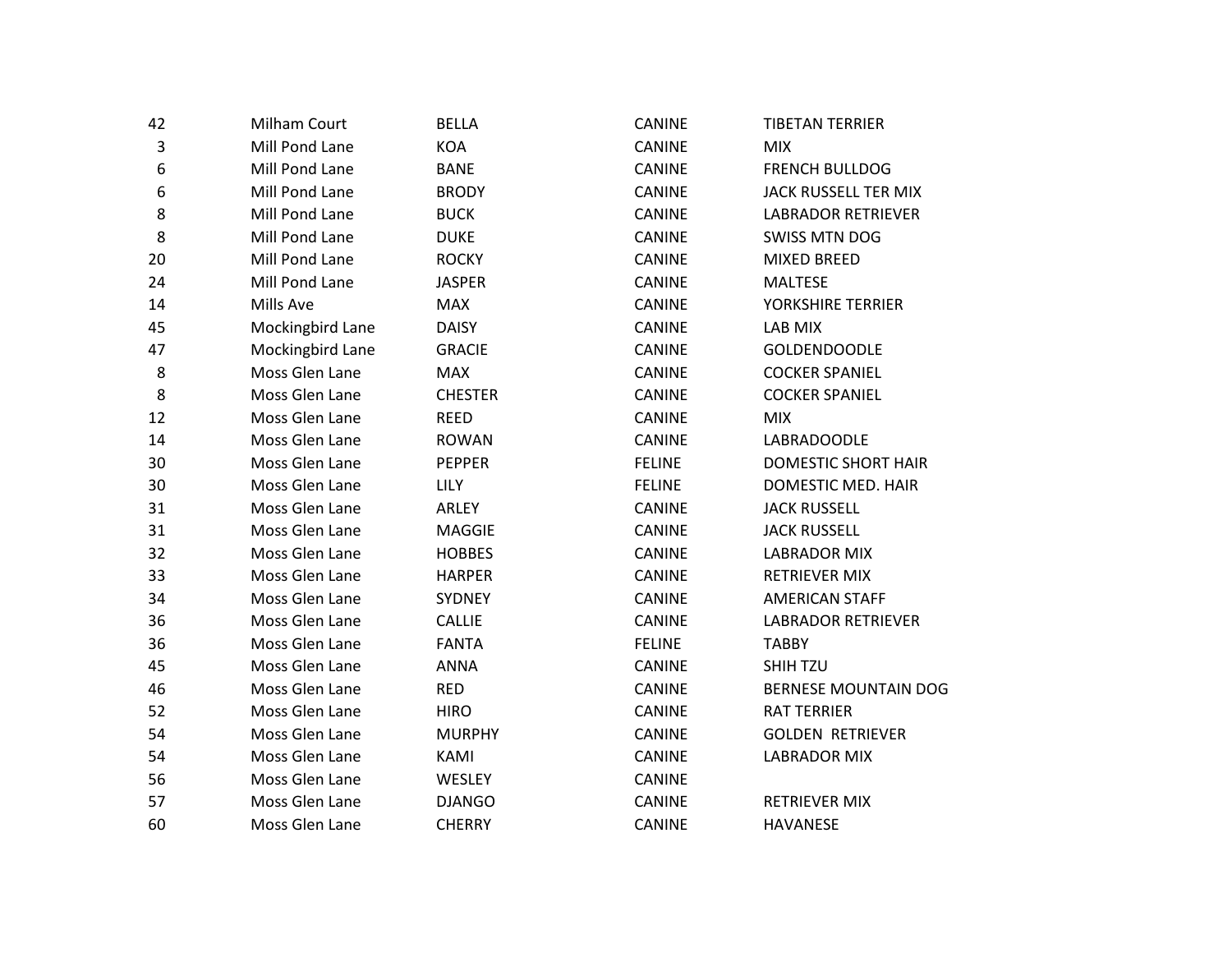| | | | | |
|---|---|---|---|---|
| 42 | Milham Court | BELLA | CANINE | TIBETAN TERRIER |
| 3 | Mill Pond Lane | KOA | CANINE | MIX |
| 6 | Mill Pond Lane | BANE | CANINE | FRENCH BULLDOG |
| 6 | Mill Pond Lane | BRODY | CANINE | JACK RUSSELL TER MIX |
| 8 | Mill Pond Lane | BUCK | CANINE | LABRADOR RETRIEVER |
| 8 | Mill Pond Lane | DUKE | CANINE | SWISS MTN DOG |
| 20 | Mill Pond Lane | ROCKY | CANINE | MIXED BREED |
| 24 | Mill Pond Lane | JASPER | CANINE | MALTESE |
| 14 | Mills Ave | MAX | CANINE | YORKSHIRE TERRIER |
| 45 | Mockingbird Lane | DAISY | CANINE | LAB MIX |
| 47 | Mockingbird Lane | GRACIE | CANINE | GOLDENDOODLE |
| 8 | Moss Glen Lane | MAX | CANINE | COCKER SPANIEL |
| 8 | Moss Glen Lane | CHESTER | CANINE | COCKER SPANIEL |
| 12 | Moss Glen Lane | REED | CANINE | MIX |
| 14 | Moss Glen Lane | ROWAN | CANINE | LABRADOODLE |
| 30 | Moss Glen Lane | PEPPER | FELINE | DOMESTIC SHORT HAIR |
| 30 | Moss Glen Lane | LILY | FELINE | DOMESTIC MED. HAIR |
| 31 | Moss Glen Lane | ARLEY | CANINE | JACK RUSSELL |
| 31 | Moss Glen Lane | MAGGIE | CANINE | JACK RUSSELL |
| 32 | Moss Glen Lane | HOBBES | CANINE | LABRADOR MIX |
| 33 | Moss Glen Lane | HARPER | CANINE | RETRIEVER MIX |
| 34 | Moss Glen Lane | SYDNEY | CANINE | AMERICAN STAFF |
| 36 | Moss Glen Lane | CALLIE | CANINE | LABRADOR RETRIEVER |
| 36 | Moss Glen Lane | FANTA | FELINE | TABBY |
| 45 | Moss Glen Lane | ANNA | CANINE | SHIH TZU |
| 46 | Moss Glen Lane | RED | CANINE | BERNESE MOUNTAIN DOG |
| 52 | Moss Glen Lane | HIRO | CANINE | RAT TERRIER |
| 54 | Moss Glen Lane | MURPHY | CANINE | GOLDEN RETRIEVER |
| 54 | Moss Glen Lane | KAMI | CANINE | LABRADOR MIX |
| 56 | Moss Glen Lane | WESLEY | CANINE | |
| 57 | Moss Glen Lane | DJANGO | CANINE | RETRIEVER MIX |
| 60 | Moss Glen Lane | CHERRY | CANINE | HAVANESE |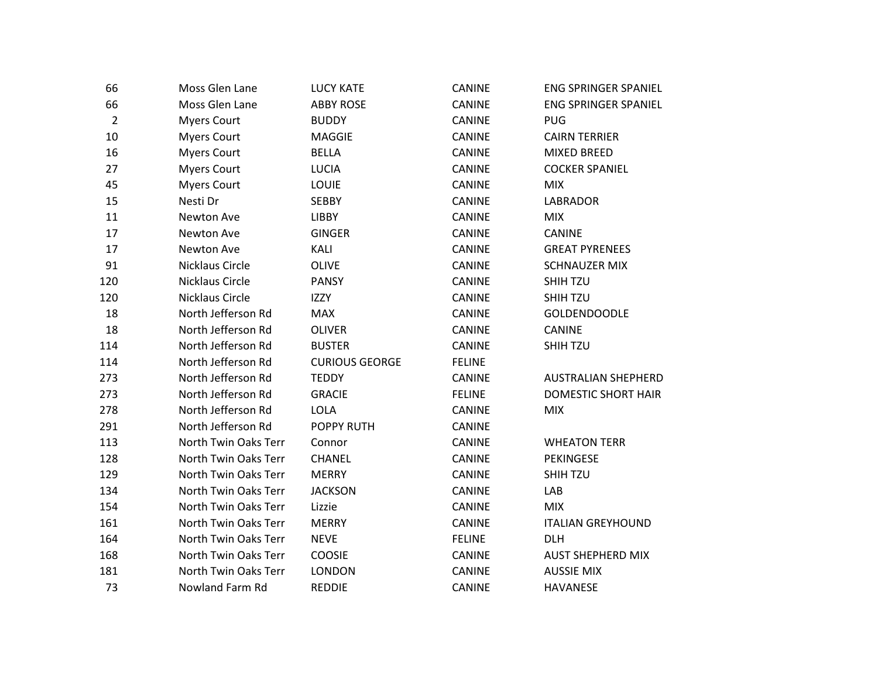| | | | | |
|---|---|---|---|---|
| 66 | Moss Glen Lane | LUCY KATE | CANINE | ENG SPRINGER SPANIEL |
| 66 | Moss Glen Lane | ABBY ROSE | CANINE | ENG SPRINGER SPANIEL |
| 2 | Myers Court | BUDDY | CANINE | PUG |
| 10 | Myers Court | MAGGIE | CANINE | CAIRN TERRIER |
| 16 | Myers Court | BELLA | CANINE | MIXED BREED |
| 27 | Myers Court | LUCIA | CANINE | COCKER SPANIEL |
| 45 | Myers Court | LOUIE | CANINE | MIX |
| 15 | Nesti Dr | SEBBY | CANINE | LABRADOR |
| 11 | Newton Ave | LIBBY | CANINE | MIX |
| 17 | Newton Ave | GINGER | CANINE | CANINE |
| 17 | Newton Ave | KALI | CANINE | GREAT PYRENEES |
| 91 | Nicklaus Circle | OLIVE | CANINE | SCHNAUZER MIX |
| 120 | Nicklaus Circle | PANSY | CANINE | SHIH TZU |
| 120 | Nicklaus Circle | IZZY | CANINE | SHIH TZU |
| 18 | North Jefferson Rd | MAX | CANINE | GOLDENDOODLE |
| 18 | North Jefferson Rd | OLIVER | CANINE | CANINE |
| 114 | North Jefferson Rd | BUSTER | CANINE | SHIH TZU |
| 114 | North Jefferson Rd | CURIOUS GEORGE | FELINE | |
| 273 | North Jefferson Rd | TEDDY | CANINE | AUSTRALIAN SHEPHERD |
| 273 | North Jefferson Rd | GRACIE | FELINE | DOMESTIC SHORT HAIR |
| 278 | North Jefferson Rd | LOLA | CANINE | MIX |
| 291 | North Jefferson Rd | POPPY RUTH | CANINE | |
| 113 | North Twin Oaks Terr | Connor | CANINE | WHEATON TERR |
| 128 | North Twin Oaks Terr | CHANEL | CANINE | PEKINGESE |
| 129 | North Twin Oaks Terr | MERRY | CANINE | SHIH TZU |
| 134 | North Twin Oaks Terr | JACKSON | CANINE | LAB |
| 154 | North Twin Oaks Terr | Lizzie | CANINE | MIX |
| 161 | North Twin Oaks Terr | MERRY | CANINE | ITALIAN GREYHOUND |
| 164 | North Twin Oaks Terr | NEVE | FELINE | DLH |
| 168 | North Twin Oaks Terr | COOSIE | CANINE | AUST SHEPHERD MIX |
| 181 | North Twin Oaks Terr | LONDON | CANINE | AUSSIE MIX |
| 73 | Nowland Farm Rd | REDDIE | CANINE | HAVANESE |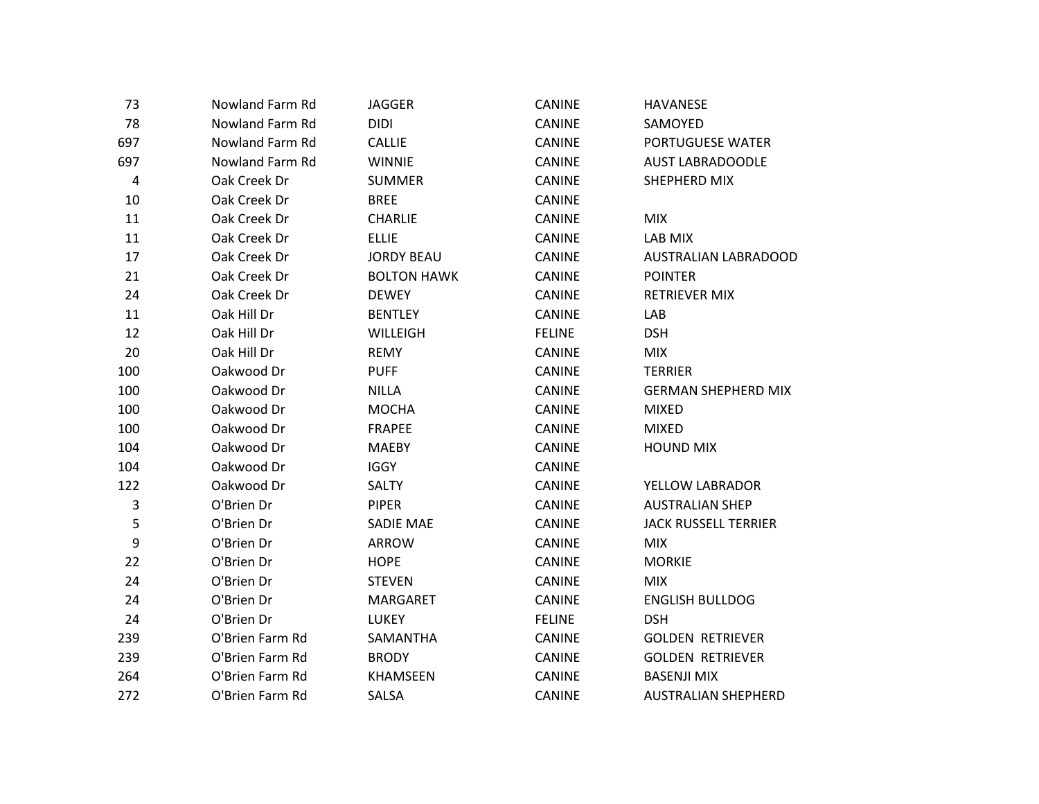| | | | | |
|---|---|---|---|---|
| 73 | Nowland Farm Rd | JAGGER | CANINE | HAVANESE |
| 78 | Nowland Farm Rd | DIDI | CANINE | SAMOYED |
| 697 | Nowland Farm Rd | CALLIE | CANINE | PORTUGUESE WATER |
| 697 | Nowland Farm Rd | WINNIE | CANINE | AUST LABRADOODLE |
| 4 | Oak Creek Dr | SUMMER | CANINE | SHEPHERD MIX |
| 10 | Oak Creek Dr | BREE | CANINE | |
| 11 | Oak Creek Dr | CHARLIE | CANINE | MIX |
| 11 | Oak Creek Dr | ELLIE | CANINE | LAB MIX |
| 17 | Oak Creek Dr | JORDY BEAU | CANINE | AUSTRALIAN LABRADOOD |
| 21 | Oak Creek Dr | BOLTON HAWK | CANINE | POINTER |
| 24 | Oak Creek Dr | DEWEY | CANINE | RETRIEVER MIX |
| 11 | Oak Hill Dr | BENTLEY | CANINE | LAB |
| 12 | Oak Hill Dr | WILLEIGH | FELINE | DSH |
| 20 | Oak Hill Dr | REMY | CANINE | MIX |
| 100 | Oakwood Dr | PUFF | CANINE | TERRIER |
| 100 | Oakwood Dr | NILLA | CANINE | GERMAN SHEPHERD MIX |
| 100 | Oakwood Dr | MOCHA | CANINE | MIXED |
| 100 | Oakwood Dr | FRAPEE | CANINE | MIXED |
| 104 | Oakwood Dr | MAEBY | CANINE | HOUND MIX |
| 104 | Oakwood Dr | IGGY | CANINE | |
| 122 | Oakwood Dr | SALTY | CANINE | YELLOW LABRADOR |
| 3 | O'Brien Dr | PIPER | CANINE | AUSTRALIAN SHEP |
| 5 | O'Brien Dr | SADIE MAE | CANINE | JACK RUSSELL TERRIER |
| 9 | O'Brien Dr | ARROW | CANINE | MIX |
| 22 | O'Brien Dr | HOPE | CANINE | MORKIE |
| 24 | O'Brien Dr | STEVEN | CANINE | MIX |
| 24 | O'Brien Dr | MARGARET | CANINE | ENGLISH BULLDOG |
| 24 | O'Brien Dr | LUKEY | FELINE | DSH |
| 239 | O'Brien Farm Rd | SAMANTHA | CANINE | GOLDEN RETRIEVER |
| 239 | O'Brien Farm Rd | BRODY | CANINE | GOLDEN RETRIEVER |
| 264 | O'Brien Farm Rd | KHAMSEEN | CANINE | BASENJI MIX |
| 272 | O'Brien Farm Rd | SALSA | CANINE | AUSTRALIAN SHEPHERD |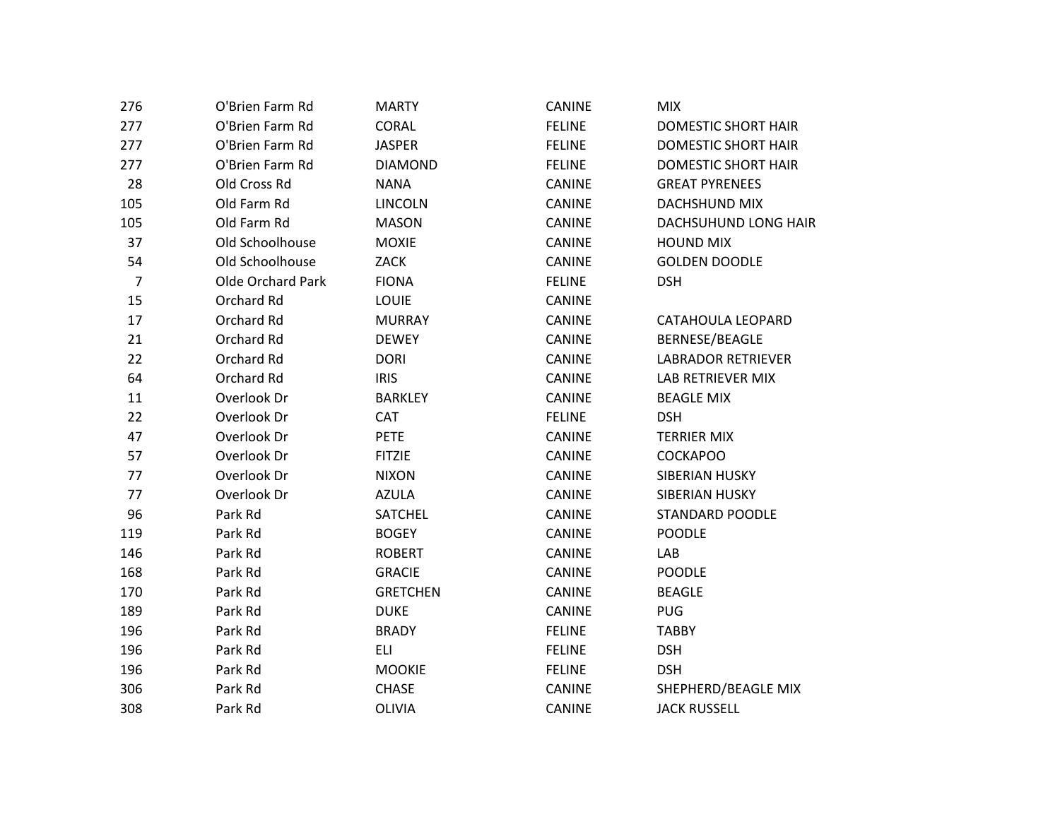| | | | | |
|---|---|---|---|---|
| 276 | O'Brien Farm Rd | MARTY | CANINE | MIX |
| 277 | O'Brien Farm Rd | CORAL | FELINE | DOMESTIC SHORT HAIR |
| 277 | O'Brien Farm Rd | JASPER | FELINE | DOMESTIC SHORT HAIR |
| 277 | O'Brien Farm Rd | DIAMOND | FELINE | DOMESTIC SHORT HAIR |
| 28 | Old Cross Rd | NANA | CANINE | GREAT PYRENEES |
| 105 | Old Farm Rd | LINCOLN | CANINE | DACHSHUND MIX |
| 105 | Old Farm Rd | MASON | CANINE | DACHSUHUND LONG HAIR |
| 37 | Old Schoolhouse | MOXIE | CANINE | HOUND MIX |
| 54 | Old Schoolhouse | ZACK | CANINE | GOLDEN DOODLE |
| 7 | Olde Orchard Park | FIONA | FELINE | DSH |
| 15 | Orchard Rd | LOUIE | CANINE | |
| 17 | Orchard Rd | MURRAY | CANINE | CATAHOULA LEOPARD |
| 21 | Orchard Rd | DEWEY | CANINE | BERNESE/BEAGLE |
| 22 | Orchard Rd | DORI | CANINE | LABRADOR RETRIEVER |
| 64 | Orchard Rd | IRIS | CANINE | LAB RETRIEVER MIX |
| 11 | Overlook Dr | BARKLEY | CANINE | BEAGLE MIX |
| 22 | Overlook Dr | CAT | FELINE | DSH |
| 47 | Overlook Dr | PETE | CANINE | TERRIER MIX |
| 57 | Overlook Dr | FITZIE | CANINE | COCKAPOO |
| 77 | Overlook Dr | NIXON | CANINE | SIBERIAN HUSKY |
| 77 | Overlook Dr | AZULA | CANINE | SIBERIAN HUSKY |
| 96 | Park Rd | SATCHEL | CANINE | STANDARD POODLE |
| 119 | Park Rd | BOGEY | CANINE | POODLE |
| 146 | Park Rd | ROBERT | CANINE | LAB |
| 168 | Park Rd | GRACIE | CANINE | POODLE |
| 170 | Park Rd | GRETCHEN | CANINE | BEAGLE |
| 189 | Park Rd | DUKE | CANINE | PUG |
| 196 | Park Rd | BRADY | FELINE | TABBY |
| 196 | Park Rd | ELI | FELINE | DSH |
| 196 | Park Rd | MOOKIE | FELINE | DSH |
| 306 | Park Rd | CHASE | CANINE | SHEPHERD/BEAGLE MIX |
| 308 | Park Rd | OLIVIA | CANINE | JACK RUSSELL |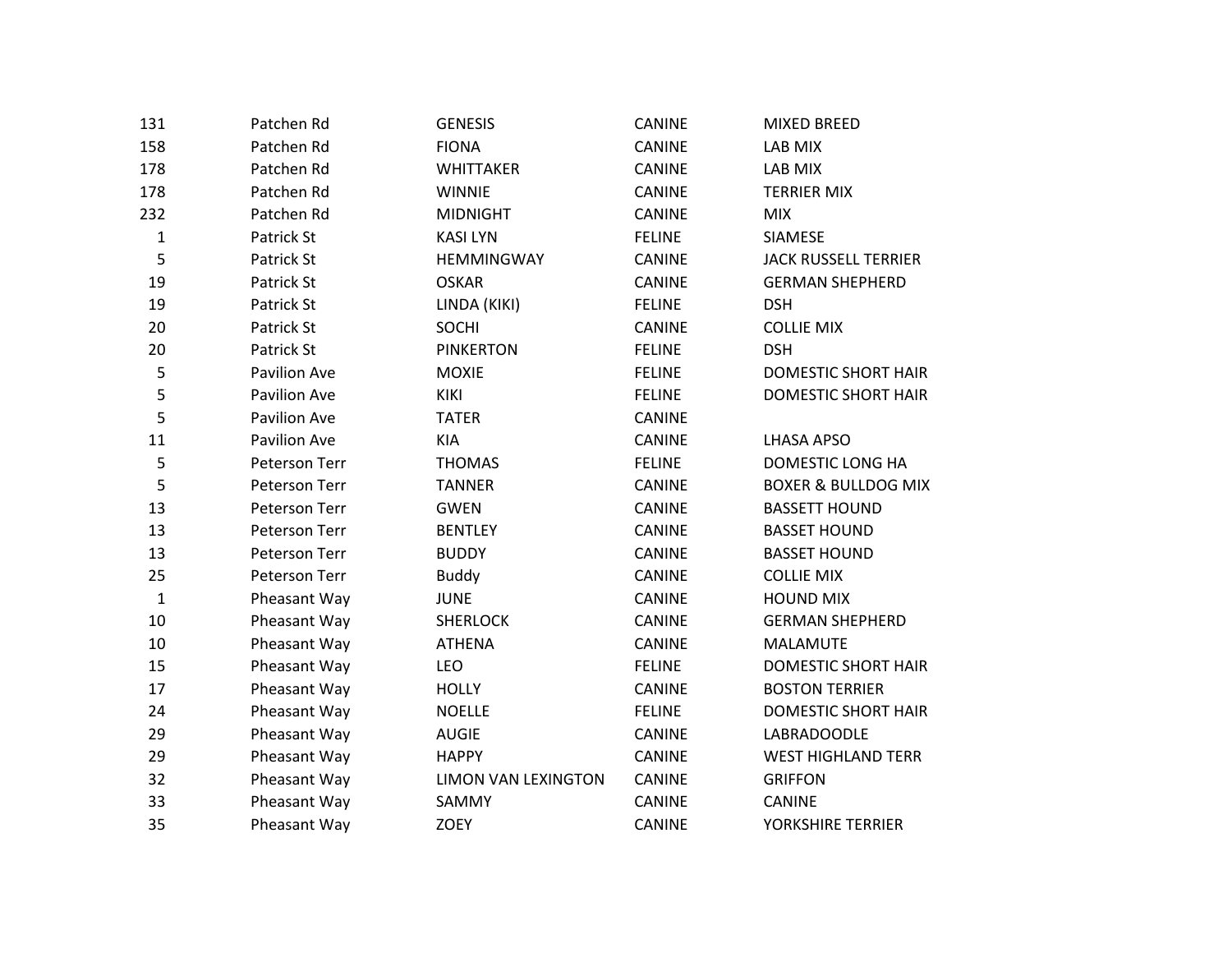| | | | | |
|---|---|---|---|---|
| 131 | Patchen Rd | GENESIS | CANINE | MIXED BREED |
| 158 | Patchen Rd | FIONA | CANINE | LAB MIX |
| 178 | Patchen Rd | WHITTAKER | CANINE | LAB MIX |
| 178 | Patchen Rd | WINNIE | CANINE | TERRIER MIX |
| 232 | Patchen Rd | MIDNIGHT | CANINE | MIX |
| 1 | Patrick St | KASI LYN | FELINE | SIAMESE |
| 5 | Patrick St | HEMMINGWAY | CANINE | JACK RUSSELL TERRIER |
| 19 | Patrick St | OSKAR | CANINE | GERMAN SHEPHERD |
| 19 | Patrick St | LINDA (KIKI) | FELINE | DSH |
| 20 | Patrick St | SOCHI | CANINE | COLLIE MIX |
| 20 | Patrick St | PINKERTON | FELINE | DSH |
| 5 | Pavilion Ave | MOXIE | FELINE | DOMESTIC SHORT HAIR |
| 5 | Pavilion Ave | KIKI | FELINE | DOMESTIC SHORT HAIR |
| 5 | Pavilion Ave | TATER | CANINE | |
| 11 | Pavilion Ave | KIA | CANINE | LHASA APSO |
| 5 | Peterson Terr | THOMAS | FELINE | DOMESTIC LONG HA |
| 5 | Peterson Terr | TANNER | CANINE | BOXER & BULLDOG MIX |
| 13 | Peterson Terr | GWEN | CANINE | BASSETT HOUND |
| 13 | Peterson Terr | BENTLEY | CANINE | BASSET HOUND |
| 13 | Peterson Terr | BUDDY | CANINE | BASSET HOUND |
| 25 | Peterson Terr | Buddy | CANINE | COLLIE MIX |
| 1 | Pheasant Way | JUNE | CANINE | HOUND MIX |
| 10 | Pheasant Way | SHERLOCK | CANINE | GERMAN SHEPHERD |
| 10 | Pheasant Way | ATHENA | CANINE | MALAMUTE |
| 15 | Pheasant Way | LEO | FELINE | DOMESTIC SHORT HAIR |
| 17 | Pheasant Way | HOLLY | CANINE | BOSTON TERRIER |
| 24 | Pheasant Way | NOELLE | FELINE | DOMESTIC SHORT HAIR |
| 29 | Pheasant Way | AUGIE | CANINE | LABRADOODLE |
| 29 | Pheasant Way | HAPPY | CANINE | WEST HIGHLAND TERR |
| 32 | Pheasant Way | LIMON VAN LEXINGTON | CANINE | GRIFFON |
| 33 | Pheasant Way | SAMMY | CANINE | CANINE |
| 35 | Pheasant Way | ZOEY | CANINE | YORKSHIRE TERRIER |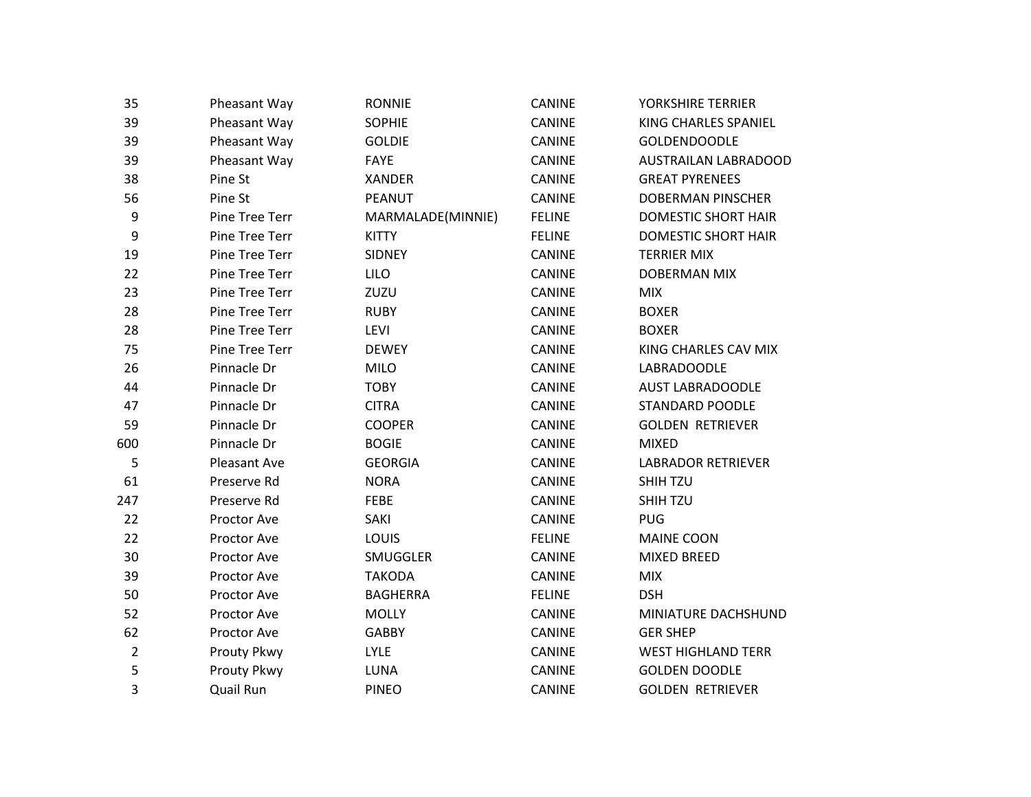| | | | | |
|---|---|---|---|---|
| 35 | Pheasant Way | RONNIE | CANINE | YORKSHIRE TERRIER |
| 39 | Pheasant Way | SOPHIE | CANINE | KING CHARLES SPANIEL |
| 39 | Pheasant Way | GOLDIE | CANINE | GOLDENDOODLE |
| 39 | Pheasant Way | FAYE | CANINE | AUSTRAILAN LABRADOOD |
| 38 | Pine St | XANDER | CANINE | GREAT PYRENEES |
| 56 | Pine St | PEANUT | CANINE | DOBERMAN PINSCHER |
| 9 | Pine Tree Terr | MARMALADE(MINNIE) | FELINE | DOMESTIC SHORT HAIR |
| 9 | Pine Tree Terr | KITTY | FELINE | DOMESTIC SHORT HAIR |
| 19 | Pine Tree Terr | SIDNEY | CANINE | TERRIER MIX |
| 22 | Pine Tree Terr | LILO | CANINE | DOBERMAN MIX |
| 23 | Pine Tree Terr | ZUZU | CANINE | MIX |
| 28 | Pine Tree Terr | RUBY | CANINE | BOXER |
| 28 | Pine Tree Terr | LEVI | CANINE | BOXER |
| 75 | Pine Tree Terr | DEWEY | CANINE | KING CHARLES CAV MIX |
| 26 | Pinnacle Dr | MILO | CANINE | LABRADOODLE |
| 44 | Pinnacle Dr | TOBY | CANINE | AUST LABRADOODLE |
| 47 | Pinnacle Dr | CITRA | CANINE | STANDARD POODLE |
| 59 | Pinnacle Dr | COOPER | CANINE | GOLDEN RETRIEVER |
| 600 | Pinnacle Dr | BOGIE | CANINE | MIXED |
| 5 | Pleasant Ave | GEORGIA | CANINE | LABRADOR RETRIEVER |
| 61 | Preserve Rd | NORA | CANINE | SHIH TZU |
| 247 | Preserve Rd | FEBE | CANINE | SHIH TZU |
| 22 | Proctor Ave | SAKI | CANINE | PUG |
| 22 | Proctor Ave | LOUIS | FELINE | MAINE COON |
| 30 | Proctor Ave | SMUGGLER | CANINE | MIXED BREED |
| 39 | Proctor Ave | TAKODA | CANINE | MIX |
| 50 | Proctor Ave | BAGHERRA | FELINE | DSH |
| 52 | Proctor Ave | MOLLY | CANINE | MINIATURE DACHSHUND |
| 62 | Proctor Ave | GABBY | CANINE | GER SHEP |
| 2 | Prouty Pkwy | LYLE | CANINE | WEST HIGHLAND TERR |
| 5 | Prouty Pkwy | LUNA | CANINE | GOLDEN DOODLE |
| 3 | Quail Run | PINEO | CANINE | GOLDEN RETRIEVER |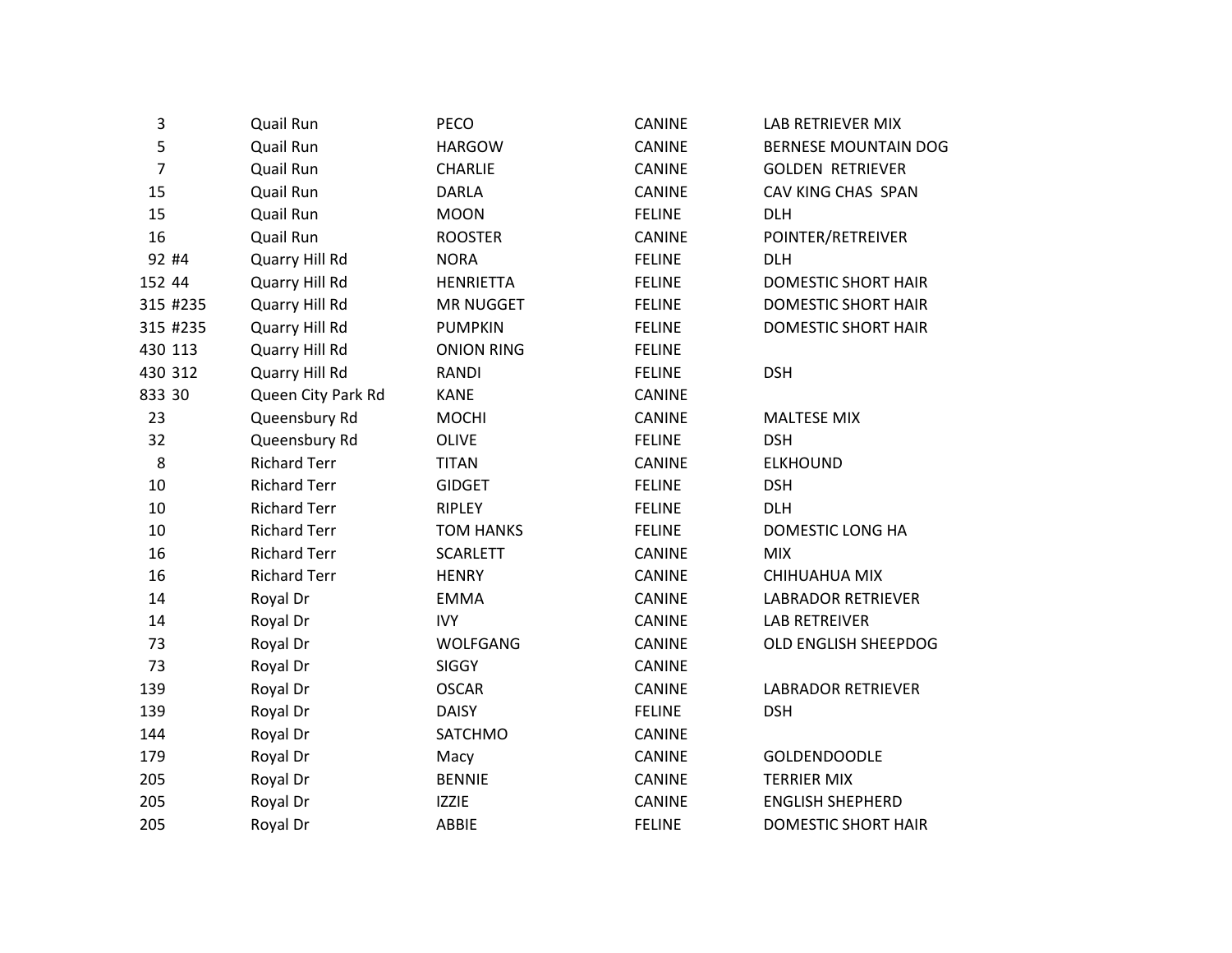| | | | | |
|---|---|---|---|---|
| 3 | Quail Run | PECO | CANINE | LAB RETRIEVER MIX |
| 5 | Quail Run | HARGOW | CANINE | BERNESE MOUNTAIN DOG |
| 7 | Quail Run | CHARLIE | CANINE | GOLDEN RETRIEVER |
| 15 | Quail Run | DARLA | CANINE | CAV KING CHAS SPAN |
| 15 | Quail Run | MOON | FELINE | DLH |
| 16 | Quail Run | ROOSTER | CANINE | POINTER/RETREIVER |
| 92 #4 | Quarry Hill Rd | NORA | FELINE | DLH |
| 152 44 | Quarry Hill Rd | HENRIETTA | FELINE | DOMESTIC SHORT HAIR |
| 315 #235 | Quarry Hill Rd | MR NUGGET | FELINE | DOMESTIC SHORT HAIR |
| 315 #235 | Quarry Hill Rd | PUMPKIN | FELINE | DOMESTIC SHORT HAIR |
| 430 113 | Quarry Hill Rd | ONION RING | FELINE | |
| 430 312 | Quarry Hill Rd | RANDI | FELINE | DSH |
| 833 30 | Queen City Park Rd | KANE | CANINE | |
| 23 | Queensbury Rd | MOCHI | CANINE | MALTESE MIX |
| 32 | Queensbury Rd | OLIVE | FELINE | DSH |
| 8 | Richard Terr | TITAN | CANINE | ELKHOUND |
| 10 | Richard Terr | GIDGET | FELINE | DSH |
| 10 | Richard Terr | RIPLEY | FELINE | DLH |
| 10 | Richard Terr | TOM HANKS | FELINE | DOMESTIC LONG HA |
| 16 | Richard Terr | SCARLETT | CANINE | MIX |
| 16 | Richard Terr | HENRY | CANINE | CHIHUAHUA MIX |
| 14 | Royal Dr | EMMA | CANINE | LABRADOR RETRIEVER |
| 14 | Royal Dr | IVY | CANINE | LAB RETREIVER |
| 73 | Royal Dr | WOLFGANG | CANINE | OLD ENGLISH SHEEPDOG |
| 73 | Royal Dr | SIGGY | CANINE | |
| 139 | Royal Dr | OSCAR | CANINE | LABRADOR RETRIEVER |
| 139 | Royal Dr | DAISY | FELINE | DSH |
| 144 | Royal Dr | SATCHMO | CANINE | |
| 179 | Royal Dr | Macy | CANINE | GOLDENDOODLE |
| 205 | Royal Dr | BENNIE | CANINE | TERRIER MIX |
| 205 | Royal Dr | IZZIE | CANINE | ENGLISH SHEPHERD |
| 205 | Royal Dr | ABBIE | FELINE | DOMESTIC SHORT HAIR |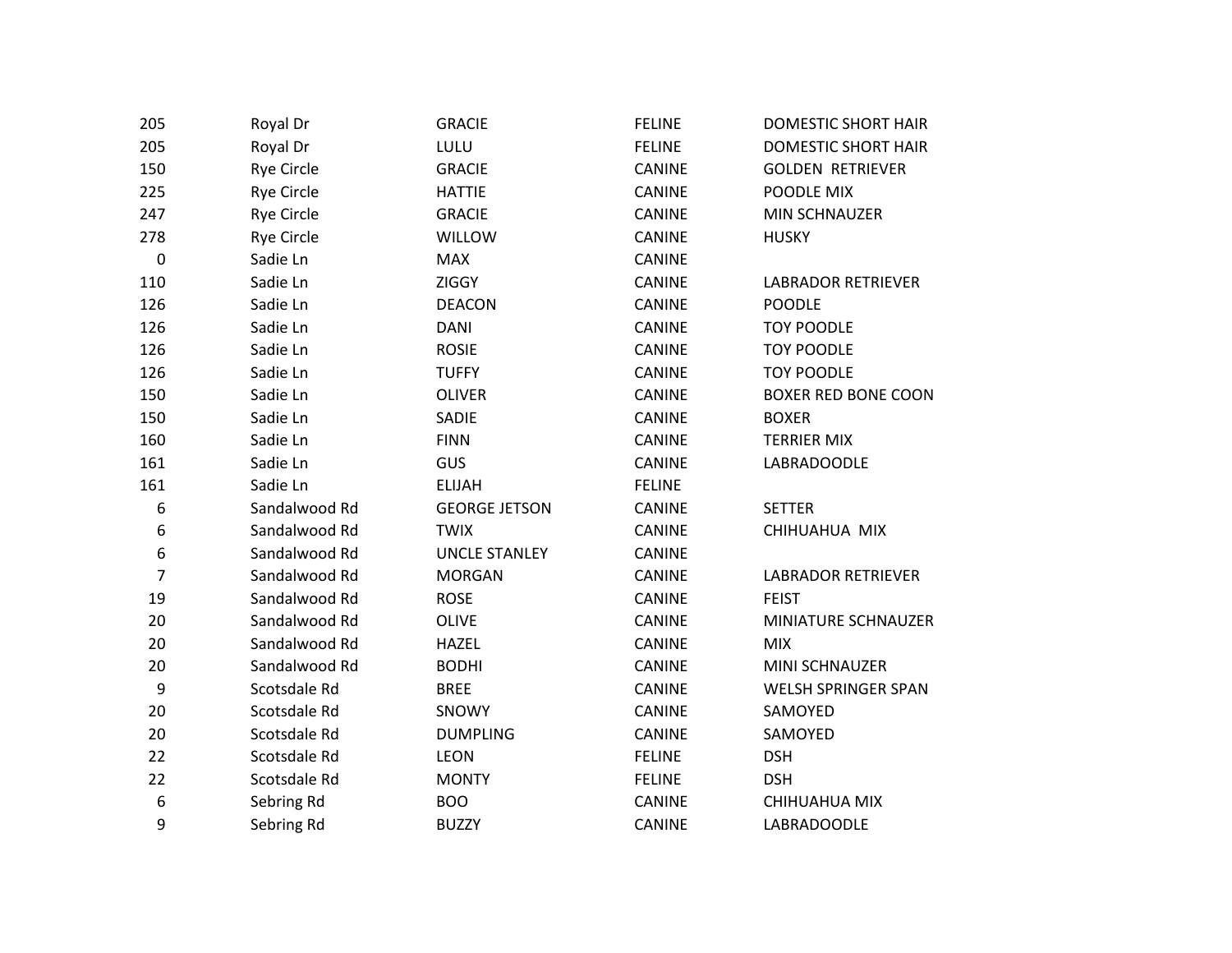| | | | | |
|---|---|---|---|---|
| 205 | Royal Dr | GRACIE | FELINE | DOMESTIC SHORT HAIR |
| 205 | Royal Dr | LULU | FELINE | DOMESTIC SHORT HAIR |
| 150 | Rye Circle | GRACIE | CANINE | GOLDEN RETRIEVER |
| 225 | Rye Circle | HATTIE | CANINE | POODLE MIX |
| 247 | Rye Circle | GRACIE | CANINE | MIN SCHNAUZER |
| 278 | Rye Circle | WILLOW | CANINE | HUSKY |
| 0 | Sadie Ln | MAX | CANINE | |
| 110 | Sadie Ln | ZIGGY | CANINE | LABRADOR RETRIEVER |
| 126 | Sadie Ln | DEACON | CANINE | POODLE |
| 126 | Sadie Ln | DANI | CANINE | TOY POODLE |
| 126 | Sadie Ln | ROSIE | CANINE | TOY POODLE |
| 126 | Sadie Ln | TUFFY | CANINE | TOY POODLE |
| 150 | Sadie Ln | OLIVER | CANINE | BOXER RED BONE COON |
| 150 | Sadie Ln | SADIE | CANINE | BOXER |
| 160 | Sadie Ln | FINN | CANINE | TERRIER MIX |
| 161 | Sadie Ln | GUS | CANINE | LABRADOODLE |
| 161 | Sadie Ln | ELIJAH | FELINE | |
| 6 | Sandalwood Rd | GEORGE JETSON | CANINE | SETTER |
| 6 | Sandalwood Rd | TWIX | CANINE | CHIHUAHUA MIX |
| 6 | Sandalwood Rd | UNCLE STANLEY | CANINE | |
| 7 | Sandalwood Rd | MORGAN | CANINE | LABRADOR RETRIEVER |
| 19 | Sandalwood Rd | ROSE | CANINE | FEIST |
| 20 | Sandalwood Rd | OLIVE | CANINE | MINIATURE SCHNAUZER |
| 20 | Sandalwood Rd | HAZEL | CANINE | MIX |
| 20 | Sandalwood Rd | BODHI | CANINE | MINI SCHNAUZER |
| 9 | Scotsdale Rd | BREE | CANINE | WELSH SPRINGER SPAN |
| 20 | Scotsdale Rd | SNOWY | CANINE | SAMOYED |
| 20 | Scotsdale Rd | DUMPLING | CANINE | SAMOYED |
| 22 | Scotsdale Rd | LEON | FELINE | DSH |
| 22 | Scotsdale Rd | MONTY | FELINE | DSH |
| 6 | Sebring Rd | BOO | CANINE | CHIHUAHUA MIX |
| 9 | Sebring Rd | BUZZY | CANINE | LABRADOODLE |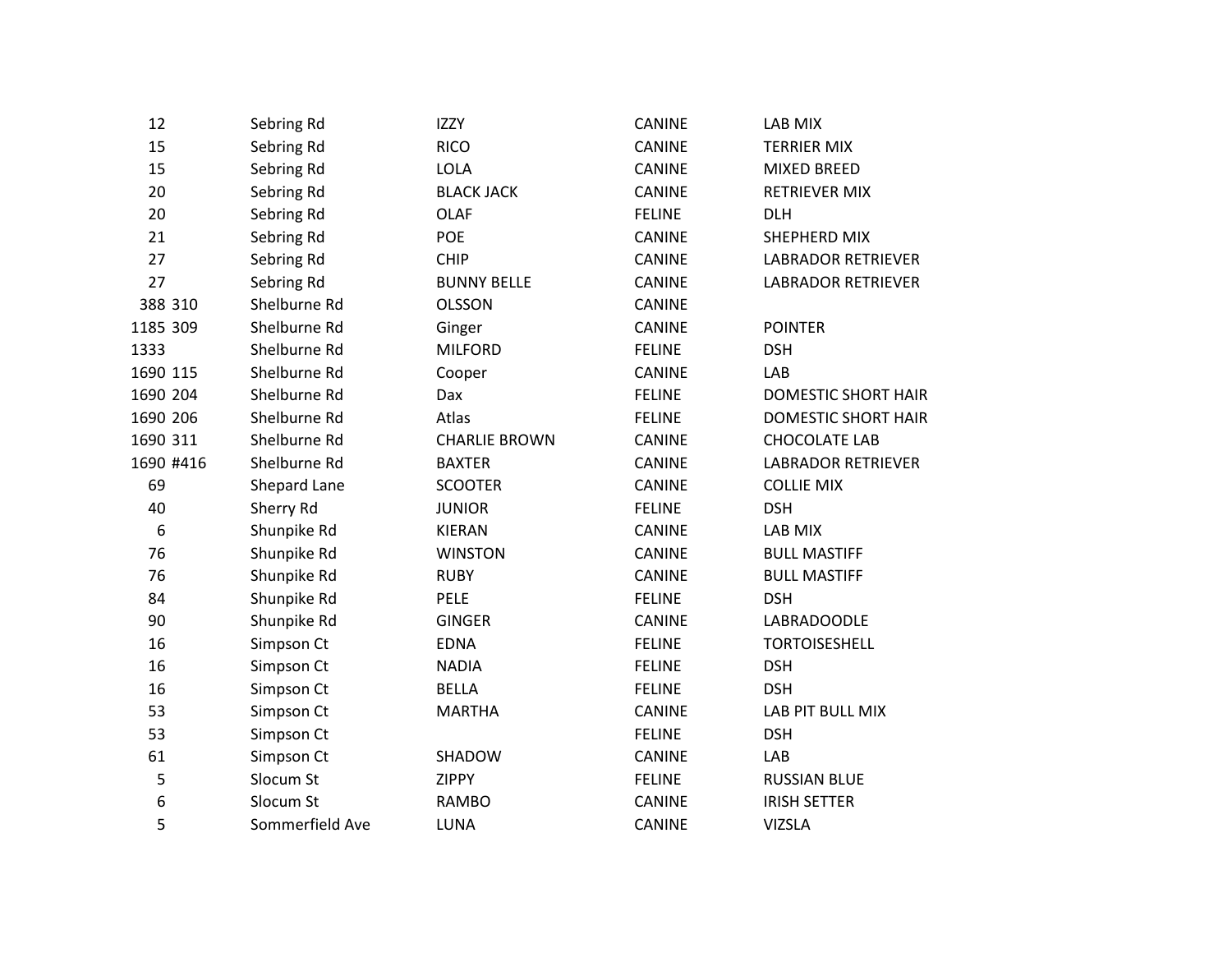| | | | | |
|---|---|---|---|---|
| 12 | Sebring Rd | IZZY | CANINE | LAB MIX |
| 15 | Sebring Rd | RICO | CANINE | TERRIER MIX |
| 15 | Sebring Rd | LOLA | CANINE | MIXED BREED |
| 20 | Sebring Rd | BLACK JACK | CANINE | RETRIEVER MIX |
| 20 | Sebring Rd | OLAF | FELINE | DLH |
| 21 | Sebring Rd | POE | CANINE | SHEPHERD MIX |
| 27 | Sebring Rd | CHIP | CANINE | LABRADOR RETRIEVER |
| 27 | Sebring Rd | BUNNY BELLE | CANINE | LABRADOR RETRIEVER |
| 388 310 | Shelburne Rd | OLSSON | CANINE | |
| 1185 309 | Shelburne Rd | Ginger | CANINE | POINTER |
| 1333 | Shelburne Rd | MILFORD | FELINE | DSH |
| 1690 115 | Shelburne Rd | Cooper | CANINE | LAB |
| 1690 204 | Shelburne Rd | Dax | FELINE | DOMESTIC SHORT HAIR |
| 1690 206 | Shelburne Rd | Atlas | FELINE | DOMESTIC SHORT HAIR |
| 1690 311 | Shelburne Rd | CHARLIE BROWN | CANINE | CHOCOLATE LAB |
| 1690 #416 | Shelburne Rd | BAXTER | CANINE | LABRADOR RETRIEVER |
| 69 | Shepard Lane | SCOOTER | CANINE | COLLIE MIX |
| 40 | Sherry Rd | JUNIOR | FELINE | DSH |
| 6 | Shunpike Rd | KIERAN | CANINE | LAB MIX |
| 76 | Shunpike Rd | WINSTON | CANINE | BULL MASTIFF |
| 76 | Shunpike Rd | RUBY | CANINE | BULL MASTIFF |
| 84 | Shunpike Rd | PELE | FELINE | DSH |
| 90 | Shunpike Rd | GINGER | CANINE | LABRADOODLE |
| 16 | Simpson Ct | EDNA | FELINE | TORTOISESHELL |
| 16 | Simpson Ct | NADIA | FELINE | DSH |
| 16 | Simpson Ct | BELLA | FELINE | DSH |
| 53 | Simpson Ct | MARTHA | CANINE | LAB PIT BULL MIX |
| 53 | Simpson Ct | | FELINE | DSH |
| 61 | Simpson Ct | SHADOW | CANINE | LAB |
| 5 | Slocum St | ZIPPY | FELINE | RUSSIAN BLUE |
| 6 | Slocum St | RAMBO | CANINE | IRISH SETTER |
| 5 | Sommerfield Ave | LUNA | CANINE | VIZSLA |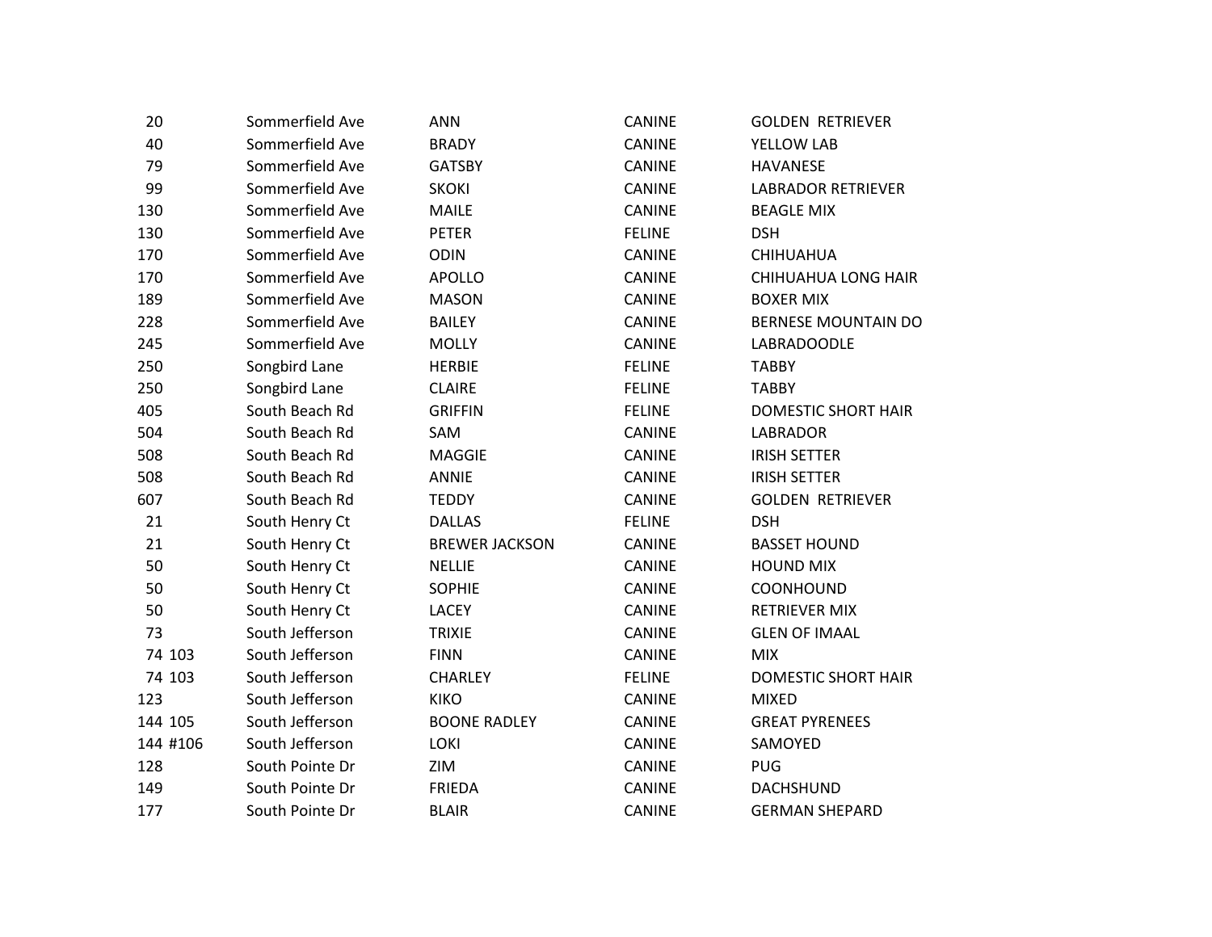| | | | | |
|---|---|---|---|---|
| 20 | Sommerfield Ave | ANN | CANINE | GOLDEN RETRIEVER |
| 40 | Sommerfield Ave | BRADY | CANINE | YELLOW LAB |
| 79 | Sommerfield Ave | GATSBY | CANINE | HAVANESE |
| 99 | Sommerfield Ave | SKOKI | CANINE | LABRADOR RETRIEVER |
| 130 | Sommerfield Ave | MAILE | CANINE | BEAGLE MIX |
| 130 | Sommerfield Ave | PETER | FELINE | DSH |
| 170 | Sommerfield Ave | ODIN | CANINE | CHIHUAHUA |
| 170 | Sommerfield Ave | APOLLO | CANINE | CHIHUAHUA LONG HAIR |
| 189 | Sommerfield Ave | MASON | CANINE | BOXER MIX |
| 228 | Sommerfield Ave | BAILEY | CANINE | BERNESE MOUNTAIN DO |
| 245 | Sommerfield Ave | MOLLY | CANINE | LABRADOODLE |
| 250 | Songbird Lane | HERBIE | FELINE | TABBY |
| 250 | Songbird Lane | CLAIRE | FELINE | TABBY |
| 405 | South Beach Rd | GRIFFIN | FELINE | DOMESTIC SHORT HAIR |
| 504 | South Beach Rd | SAM | CANINE | LABRADOR |
| 508 | South Beach Rd | MAGGIE | CANINE | IRISH SETTER |
| 508 | South Beach Rd | ANNIE | CANINE | IRISH SETTER |
| 607 | South Beach Rd | TEDDY | CANINE | GOLDEN RETRIEVER |
| 21 | South Henry Ct | DALLAS | FELINE | DSH |
| 21 | South Henry Ct | BREWER JACKSON | CANINE | BASSET HOUND |
| 50 | South Henry Ct | NELLIE | CANINE | HOUND MIX |
| 50 | South Henry Ct | SOPHIE | CANINE | COONHOUND |
| 50 | South Henry Ct | LACEY | CANINE | RETRIEVER MIX |
| 73 | South Jefferson | TRIXIE | CANINE | GLEN OF IMAAL |
| 74 103 | South Jefferson | FINN | CANINE | MIX |
| 74 103 | South Jefferson | CHARLEY | FELINE | DOMESTIC SHORT HAIR |
| 123 | South Jefferson | KIKO | CANINE | MIXED |
| 144 105 | South Jefferson | BOONE RADLEY | CANINE | GREAT PYRENEES |
| 144 #106 | South Jefferson | LOKI | CANINE | SAMOYED |
| 128 | South Pointe Dr | ZIM | CANINE | PUG |
| 149 | South Pointe Dr | FRIEDA | CANINE | DACHSHUND |
| 177 | South Pointe Dr | BLAIR | CANINE | GERMAN SHEPARD |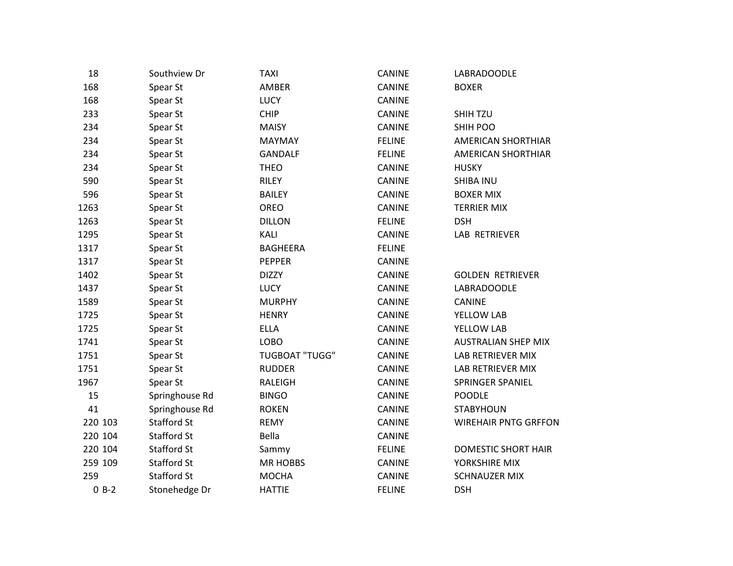| | | | | | |
|---|---|---|---|---|---|
| 18 | | Southview Dr | TAXI | CANINE | LABRADOODLE |
| 168 | | Spear St | AMBER | CANINE | BOXER |
| 168 | | Spear St | LUCY | CANINE | |
| 233 | | Spear St | CHIP | CANINE | SHIH TZU |
| 234 | | Spear St | MAISY | CANINE | SHIH POO |
| 234 | | Spear St | MAYMAY | FELINE | AMERICAN SHORTHIAR |
| 234 | | Spear St | GANDALF | FELINE | AMERICAN SHORTHIAR |
| 234 | | Spear St | THEO | CANINE | HUSKY |
| 590 | | Spear St | RILEY | CANINE | SHIBA INU |
| 596 | | Spear St | BAILEY | CANINE | BOXER MIX |
| 1263 | | Spear St | OREO | CANINE | TERRIER MIX |
| 1263 | | Spear St | DILLON | FELINE | DSH |
| 1295 | | Spear St | KALI | CANINE | LAB RETRIEVER |
| 1317 | | Spear St | BAGHEERA | FELINE | |
| 1317 | | Spear St | PEPPER | CANINE | |
| 1402 | | Spear St | DIZZY | CANINE | GOLDEN RETRIEVER |
| 1437 | | Spear St | LUCY | CANINE | LABRADOODLE |
| 1589 | | Spear St | MURPHY | CANINE | CANINE |
| 1725 | | Spear St | HENRY | CANINE | YELLOW LAB |
| 1725 | | Spear St | ELLA | CANINE | YELLOW LAB |
| 1741 | | Spear St | LOBO | CANINE | AUSTRALIAN SHEP MIX |
| 1751 | | Spear St | TUGBOAT "TUGG" | CANINE | LAB RETRIEVER MIX |
| 1751 | | Spear St | RUDDER | CANINE | LAB RETRIEVER MIX |
| 1967 | | Spear St | RALEIGH | CANINE | SPRINGER SPANIEL |
| 15 | | Springhouse Rd | BINGO | CANINE | POODLE |
| 41 | | Springhouse Rd | ROKEN | CANINE | STABYHOUN |
| 220 | 103 | Stafford St | REMY | CANINE | WIREHAIR PNTG GRFFON |
| 220 | 104 | Stafford St | Bella | CANINE | |
| 220 | 104 | Stafford St | Sammy | FELINE | DOMESTIC SHORT HAIR |
| 259 | 109 | Stafford St | MR HOBBS | CANINE | YORKSHIRE MIX |
| 259 | | Stafford St | MOCHA | CANINE | SCHNAUZER MIX |
| 0 | B-2 | Stonehedge Dr | HATTIE | FELINE | DSH |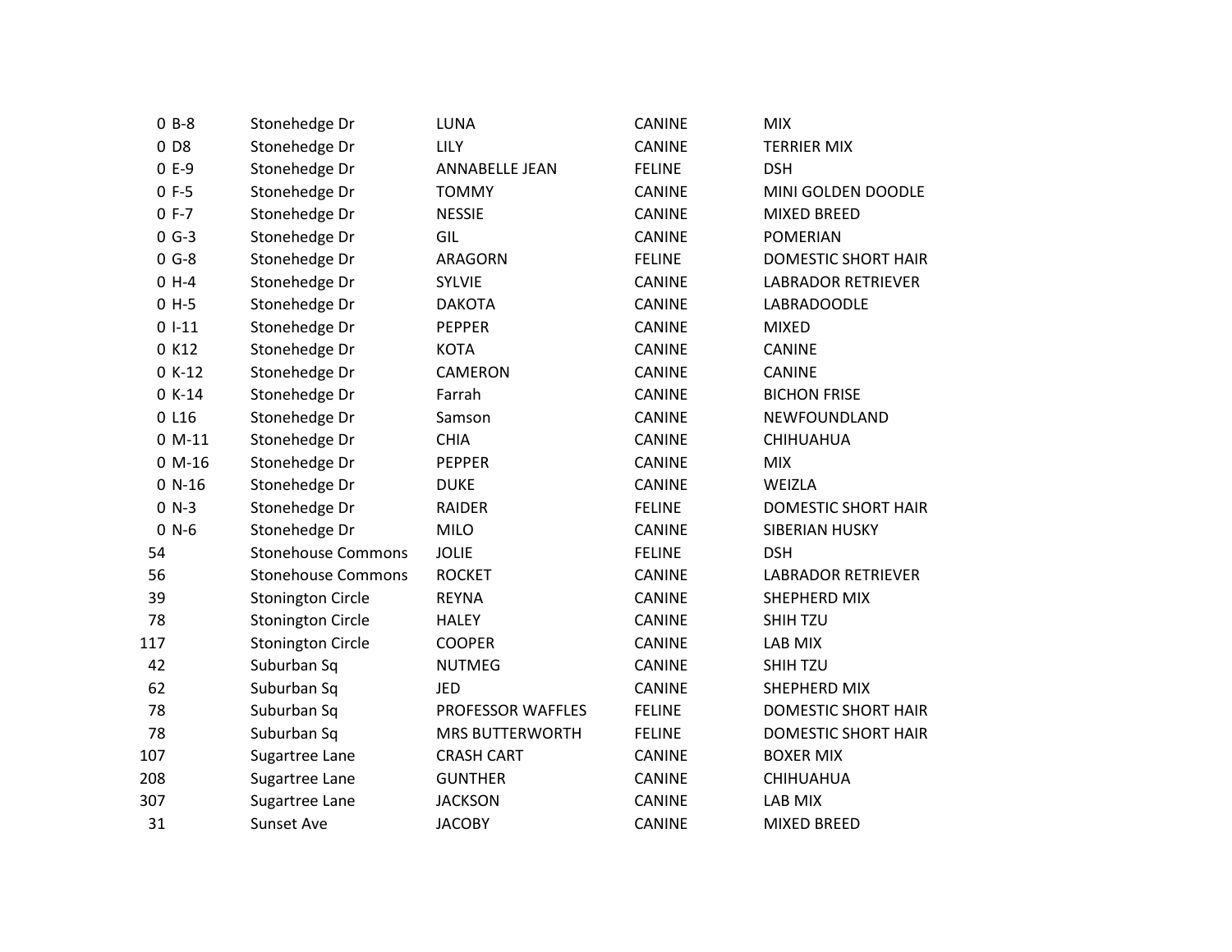| | | | | | |
|---|---|---|---|---|---|
| 0 | B-8 | Stonehedge Dr | LUNA | CANINE | MIX |
| 0 | D8 | Stonehedge Dr | LILY | CANINE | TERRIER MIX |
| 0 | E-9 | Stonehedge Dr | ANNABELLE JEAN | FELINE | DSH |
| 0 | F-5 | Stonehedge Dr | TOMMY | CANINE | MINI GOLDEN DOODLE |
| 0 | F-7 | Stonehedge Dr | NESSIE | CANINE | MIXED BREED |
| 0 | G-3 | Stonehedge Dr | GIL | CANINE | POMERIAN |
| 0 | G-8 | Stonehedge Dr | ARAGORN | FELINE | DOMESTIC SHORT HAIR |
| 0 | H-4 | Stonehedge Dr | SYLVIE | CANINE | LABRADOR RETRIEVER |
| 0 | H-5 | Stonehedge Dr | DAKOTA | CANINE | LABRADOODLE |
| 0 | I-11 | Stonehedge Dr | PEPPER | CANINE | MIXED |
| 0 | K12 | Stonehedge Dr | KOTA | CANINE | CANINE |
| 0 | K-12 | Stonehedge Dr | CAMERON | CANINE | CANINE |
| 0 | K-14 | Stonehedge Dr | Farrah | CANINE | BICHON FRISE |
| 0 | L16 | Stonehedge Dr | Samson | CANINE | NEWFOUNDLAND |
| 0 | M-11 | Stonehedge Dr | CHIA | CANINE | CHIHUAHUA |
| 0 | M-16 | Stonehedge Dr | PEPPER | CANINE | MIX |
| 0 | N-16 | Stonehedge Dr | DUKE | CANINE | WEIZLA |
| 0 | N-3 | Stonehedge Dr | RAIDER | FELINE | DOMESTIC SHORT HAIR |
| 0 | N-6 | Stonehedge Dr | MILO | CANINE | SIBERIAN HUSKY |
| 54 | | Stonehouse Commons | JOLIE | FELINE | DSH |
| 56 | | Stonehouse Commons | ROCKET | CANINE | LABRADOR RETRIEVER |
| 39 | | Stonington Circle | REYNA | CANINE | SHEPHERD MIX |
| 78 | | Stonington Circle | HALEY | CANINE | SHIH TZU |
| 117 | | Stonington Circle | COOPER | CANINE | LAB MIX |
| 42 | | Suburban Sq | NUTMEG | CANINE | SHIH TZU |
| 62 | | Suburban Sq | JED | CANINE | SHEPHERD MIX |
| 78 | | Suburban Sq | PROFESSOR WAFFLES | FELINE | DOMESTIC SHORT HAIR |
| 78 | | Suburban Sq | MRS BUTTERWORTH | FELINE | DOMESTIC SHORT HAIR |
| 107 | | Sugartree Lane | CRASH CART | CANINE | BOXER MIX |
| 208 | | Sugartree Lane | GUNTHER | CANINE | CHIHUAHUA |
| 307 | | Sugartree Lane | JACKSON | CANINE | LAB MIX |
| 31 | | Sunset Ave | JACOBY | CANINE | MIXED BREED |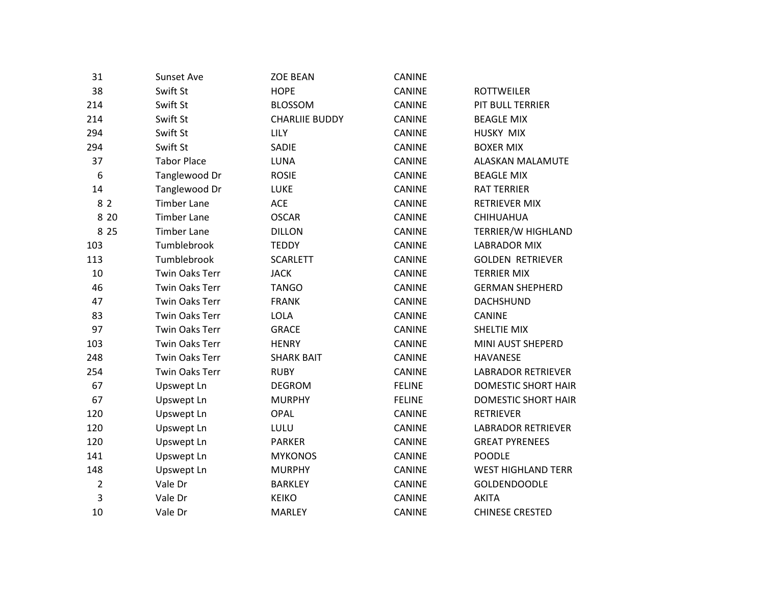| | | | | |
|---|---|---|---|---|
| 31 | Sunset Ave | ZOE BEAN | CANINE | |
| 38 | Swift St | HOPE | CANINE | ROTTWEILER |
| 214 | Swift St | BLOSSOM | CANINE | PIT BULL TERRIER |
| 214 | Swift St | CHARLIIE BUDDY | CANINE | BEAGLE MIX |
| 294 | Swift St | LILY | CANINE | HUSKY  MIX |
| 294 | Swift St | SADIE | CANINE | BOXER MIX |
| 37 | Tabor Place | LUNA | CANINE | ALASKAN MALAMUTE |
| 6 | Tanglewood Dr | ROSIE | CANINE | BEAGLE MIX |
| 14 | Tanglewood Dr | LUKE | CANINE | RAT TERRIER |
| 8 2 | Timber Lane | ACE | CANINE | RETRIEVER MIX |
| 8 20 | Timber Lane | OSCAR | CANINE | CHIHUAHUA |
| 8 25 | Timber Lane | DILLON | CANINE | TERRIER/W HIGHLAND |
| 103 | Tumblebrook | TEDDY | CANINE | LABRADOR MIX |
| 113 | Tumblebrook | SCARLETT | CANINE | GOLDEN  RETRIEVER |
| 10 | Twin Oaks Terr | JACK | CANINE | TERRIER MIX |
| 46 | Twin Oaks Terr | TANGO | CANINE | GERMAN SHEPHERD |
| 47 | Twin Oaks Terr | FRANK | CANINE | DACHSHUND |
| 83 | Twin Oaks Terr | LOLA | CANINE | CANINE |
| 97 | Twin Oaks Terr | GRACE | CANINE | SHELTIE MIX |
| 103 | Twin Oaks Terr | HENRY | CANINE | MINI AUST SHEPERD |
| 248 | Twin Oaks Terr | SHARK BAIT | CANINE | HAVANESE |
| 254 | Twin Oaks Terr | RUBY | CANINE | LABRADOR RETRIEVER |
| 67 | Upswept Ln | DEGROM | FELINE | DOMESTIC SHORT HAIR |
| 67 | Upswept Ln | MURPHY | FELINE | DOMESTIC SHORT HAIR |
| 120 | Upswept Ln | OPAL | CANINE | RETRIEVER |
| 120 | Upswept Ln | LULU | CANINE | LABRADOR RETRIEVER |
| 120 | Upswept Ln | PARKER | CANINE | GREAT PYRENEES |
| 141 | Upswept Ln | MYKONOS | CANINE | POODLE |
| 148 | Upswept Ln | MURPHY | CANINE | WEST HIGHLAND TERR |
| 2 | Vale Dr | BARKLEY | CANINE | GOLDENDOODLE |
| 3 | Vale Dr | KEIKO | CANINE | AKITA |
| 10 | Vale Dr | MARLEY | CANINE | CHINESE CRESTED |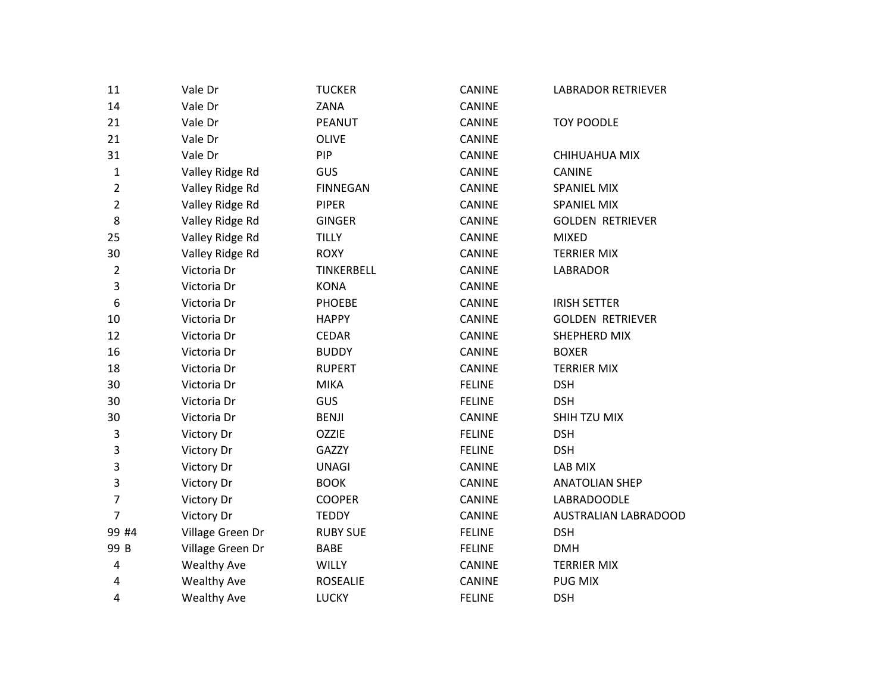| | | | | |
|---|---|---|---|---|
| 11 | Vale Dr | TUCKER | CANINE | LABRADOR RETRIEVER |
| 14 | Vale Dr | ZANA | CANINE | |
| 21 | Vale Dr | PEANUT | CANINE | TOY POODLE |
| 21 | Vale Dr | OLIVE | CANINE | |
| 31 | Vale Dr | PIP | CANINE | CHIHUAHUA MIX |
| 1 | Valley Ridge Rd | GUS | CANINE | CANINE |
| 2 | Valley Ridge Rd | FINNEGAN | CANINE | SPANIEL MIX |
| 2 | Valley Ridge Rd | PIPER | CANINE | SPANIEL MIX |
| 8 | Valley Ridge Rd | GINGER | CANINE | GOLDEN RETRIEVER |
| 25 | Valley Ridge Rd | TILLY | CANINE | MIXED |
| 30 | Valley Ridge Rd | ROXY | CANINE | TERRIER MIX |
| 2 | Victoria Dr | TINKERBELL | CANINE | LABRADOR |
| 3 | Victoria Dr | KONA | CANINE | |
| 6 | Victoria Dr | PHOEBE | CANINE | IRISH SETTER |
| 10 | Victoria Dr | HAPPY | CANINE | GOLDEN RETRIEVER |
| 12 | Victoria Dr | CEDAR | CANINE | SHEPHERD MIX |
| 16 | Victoria Dr | BUDDY | CANINE | BOXER |
| 18 | Victoria Dr | RUPERT | CANINE | TERRIER MIX |
| 30 | Victoria Dr | MIKA | FELINE | DSH |
| 30 | Victoria Dr | GUS | FELINE | DSH |
| 30 | Victoria Dr | BENJI | CANINE | SHIH TZU MIX |
| 3 | Victory Dr | OZZIE | FELINE | DSH |
| 3 | Victory Dr | GAZZY | FELINE | DSH |
| 3 | Victory Dr | UNAGI | CANINE | LAB MIX |
| 3 | Victory Dr | BOOK | CANINE | ANATOLIAN SHEP |
| 7 | Victory Dr | COOPER | CANINE | LABRADOODLE |
| 7 | Victory Dr | TEDDY | CANINE | AUSTRALIAN LABRADOOD |
| 99 #4 | Village Green Dr | RUBY SUE | FELINE | DSH |
| 99 B | Village Green Dr | BABE | FELINE | DMH |
| 4 | Wealthy Ave | WILLY | CANINE | TERRIER MIX |
| 4 | Wealthy Ave | ROSEALIE | CANINE | PUG MIX |
| 4 | Wealthy Ave | LUCKY | FELINE | DSH |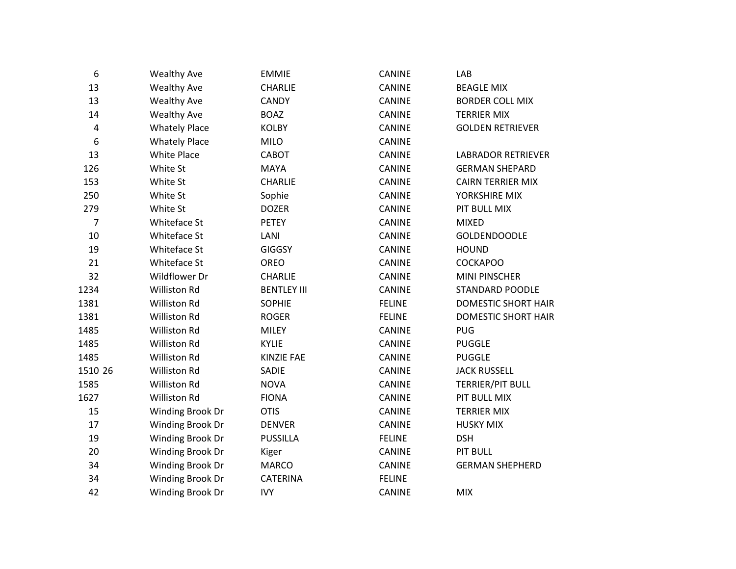| | | | | |
|---|---|---|---|---|
| 6 | Wealthy Ave | EMMIE | CANINE | LAB |
| 13 | Wealthy Ave | CHARLIE | CANINE | BEAGLE MIX |
| 13 | Wealthy Ave | CANDY | CANINE | BORDER COLL MIX |
| 14 | Wealthy Ave | BOAZ | CANINE | TERRIER MIX |
| 4 | Whately Place | KOLBY | CANINE | GOLDEN RETRIEVER |
| 6 | Whately Place | MILO | CANINE | |
| 13 | White Place | CABOT | CANINE | LABRADOR RETRIEVER |
| 126 | White St | MAYA | CANINE | GERMAN SHEPARD |
| 153 | White St | CHARLIE | CANINE | CAIRN TERRIER MIX |
| 250 | White St | Sophie | CANINE | YORKSHIRE MIX |
| 279 | White St | DOZER | CANINE | PIT BULL MIX |
| 7 | Whiteface St | PETEY | CANINE | MIXED |
| 10 | Whiteface St | LANI | CANINE | GOLDENDOODLE |
| 19 | Whiteface St | GIGGSY | CANINE | HOUND |
| 21 | Whiteface St | OREO | CANINE | COCKAPOO |
| 32 | Wildflower Dr | CHARLIE | CANINE | MINI PINSCHER |
| 1234 | Williston Rd | BENTLEY III | CANINE | STANDARD POODLE |
| 1381 | Williston Rd | SOPHIE | FELINE | DOMESTIC SHORT HAIR |
| 1381 | Williston Rd | ROGER | FELINE | DOMESTIC SHORT HAIR |
| 1485 | Williston Rd | MILEY | CANINE | PUG |
| 1485 | Williston Rd | KYLIE | CANINE | PUGGLE |
| 1485 | Williston Rd | KINZIE FAE | CANINE | PUGGLE |
| 1510 26 | Williston Rd | SADIE | CANINE | JACK RUSSELL |
| 1585 | Williston Rd | NOVA | CANINE | TERRIER/PIT BULL |
| 1627 | Williston Rd | FIONA | CANINE | PIT BULL MIX |
| 15 | Winding Brook Dr | OTIS | CANINE | TERRIER MIX |
| 17 | Winding Brook Dr | DENVER | CANINE | HUSKY MIX |
| 19 | Winding Brook Dr | PUSSILLA | FELINE | DSH |
| 20 | Winding Brook Dr | Kiger | CANINE | PIT BULL |
| 34 | Winding Brook Dr | MARCO | CANINE | GERMAN SHEPHERD |
| 34 | Winding Brook Dr | CATERINA | FELINE | |
| 42 | Winding Brook Dr | IVY | CANINE | MIX |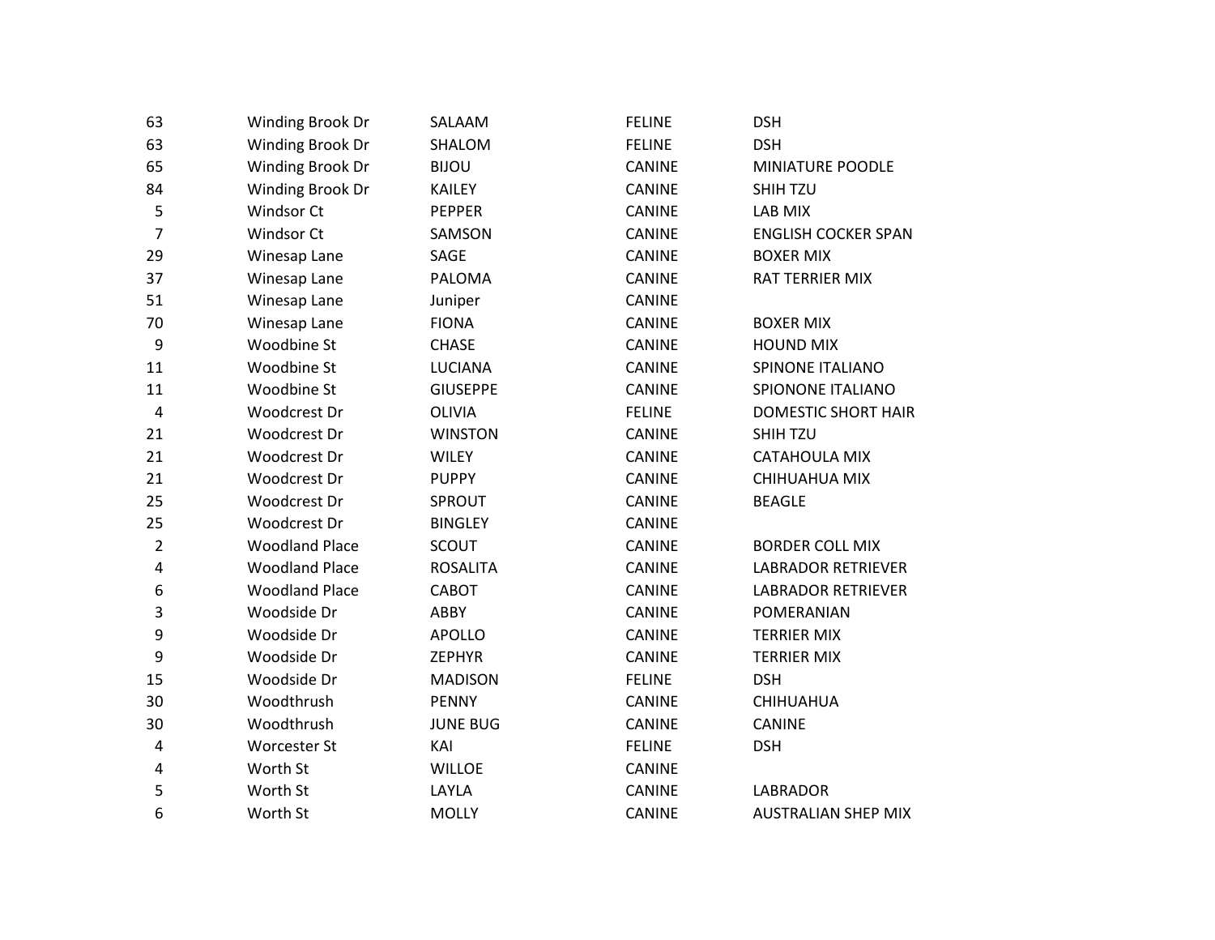| | | | | |
|---|---|---|---|---|
| 63 | Winding Brook Dr | SALAAM | FELINE | DSH |
| 63 | Winding Brook Dr | SHALOM | FELINE | DSH |
| 65 | Winding Brook Dr | BIJOU | CANINE | MINIATURE POODLE |
| 84 | Winding Brook Dr | KAILEY | CANINE | SHIH TZU |
| 5 | Windsor Ct | PEPPER | CANINE | LAB MIX |
| 7 | Windsor Ct | SAMSON | CANINE | ENGLISH COCKER SPAN |
| 29 | Winesap Lane | SAGE | CANINE | BOXER MIX |
| 37 | Winesap Lane | PALOMA | CANINE | RAT TERRIER MIX |
| 51 | Winesap Lane | Juniper | CANINE | |
| 70 | Winesap Lane | FIONA | CANINE | BOXER MIX |
| 9 | Woodbine St | CHASE | CANINE | HOUND MIX |
| 11 | Woodbine St | LUCIANA | CANINE | SPINONE ITALIANO |
| 11 | Woodbine St | GIUSEPPE | CANINE | SPIONONE ITALIANO |
| 4 | Woodcrest Dr | OLIVIA | FELINE | DOMESTIC SHORT HAIR |
| 21 | Woodcrest Dr | WINSTON | CANINE | SHIH TZU |
| 21 | Woodcrest Dr | WILEY | CANINE | CATAHOULA MIX |
| 21 | Woodcrest Dr | PUPPY | CANINE | CHIHUAHUA MIX |
| 25 | Woodcrest Dr | SPROUT | CANINE | BEAGLE |
| 25 | Woodcrest Dr | BINGLEY | CANINE | |
| 2 | Woodland Place | SCOUT | CANINE | BORDER COLL MIX |
| 4 | Woodland Place | ROSALITA | CANINE | LABRADOR RETRIEVER |
| 6 | Woodland Place | CABOT | CANINE | LABRADOR RETRIEVER |
| 3 | Woodside Dr | ABBY | CANINE | POMERANIAN |
| 9 | Woodside Dr | APOLLO | CANINE | TERRIER MIX |
| 9 | Woodside Dr | ZEPHYR | CANINE | TERRIER MIX |
| 15 | Woodside Dr | MADISON | FELINE | DSH |
| 30 | Woodthrush | PENNY | CANINE | CHIHUAHUA |
| 30 | Woodthrush | JUNE BUG | CANINE | CANINE |
| 4 | Worcester St | KAI | FELINE | DSH |
| 4 | Worth St | WILLOE | CANINE | |
| 5 | Worth St | LAYLA | CANINE | LABRADOR |
| 6 | Worth St | MOLLY | CANINE | AUSTRALIAN SHEP MIX |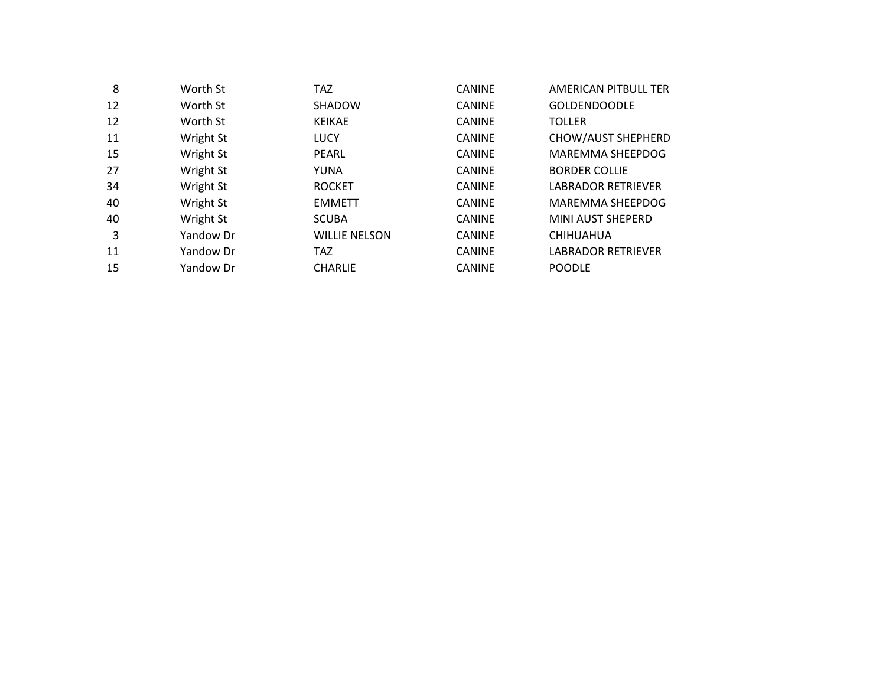| | | | | |
|---|---|---|---|---|
| 8 | Worth St | TAZ | CANINE | AMERICAN PITBULL TER |
| 12 | Worth St | SHADOW | CANINE | GOLDENDOODLE |
| 12 | Worth St | KEIKAE | CANINE | TOLLER |
| 11 | Wright St | LUCY | CANINE | CHOW/AUST SHEPHERD |
| 15 | Wright St | PEARL | CANINE | MAREMMA SHEEPDOG |
| 27 | Wright St | YUNA | CANINE | BORDER COLLIE |
| 34 | Wright St | ROCKET | CANINE | LABRADOR RETRIEVER |
| 40 | Wright St | EMMETT | CANINE | MAREMMA SHEEPDOG |
| 40 | Wright St | SCUBA | CANINE | MINI AUST SHEPERD |
| 3 | Yandow Dr | WILLIE NELSON | CANINE | CHIHUAHUA |
| 11 | Yandow Dr | TAZ | CANINE | LABRADOR RETRIEVER |
| 15 | Yandow Dr | CHARLIE | CANINE | POODLE |